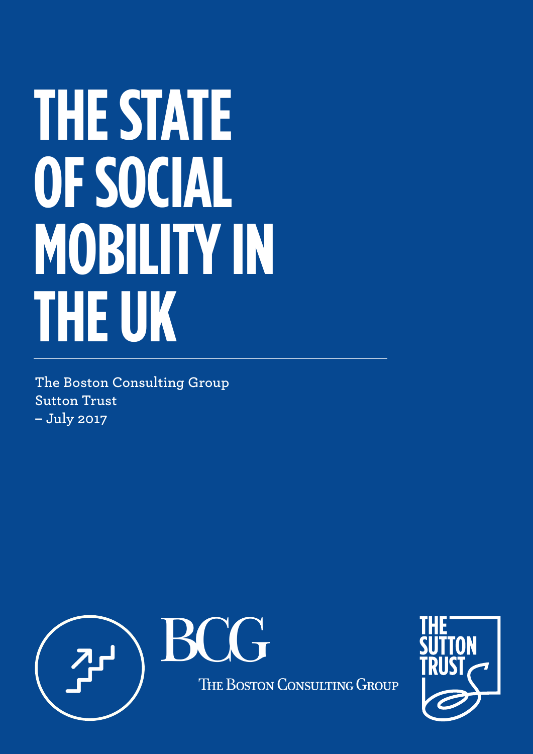# THE STATE OF SOCIAL MOBILITY IN THE UK

The Boston Consulting Group
Sutton Trust
– July 2017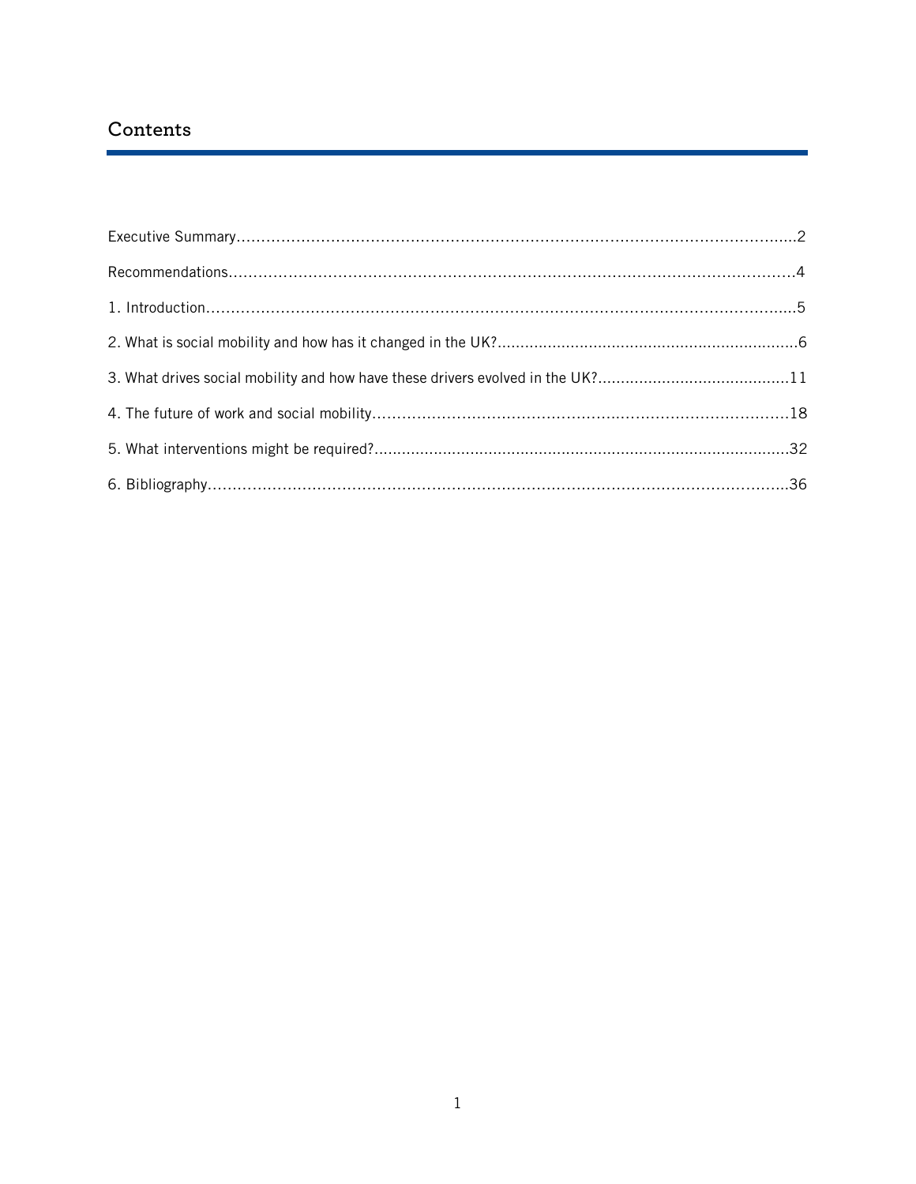## Contents

Executive Summary....................................................................................................................2

Recommendations......................................................................................................................4

1. Introduction..........................................................................................................................5

2. What is social mobility and how has it changed in the UK?..................................................................6

3. What drives social mobility and how have these drivers evolved in the UK?..........................................11

4. The future of work and social mobility.........................................................................................18

5. What interventions might be required?.........................................................................................32

6. Bibliography............................................................................................................................36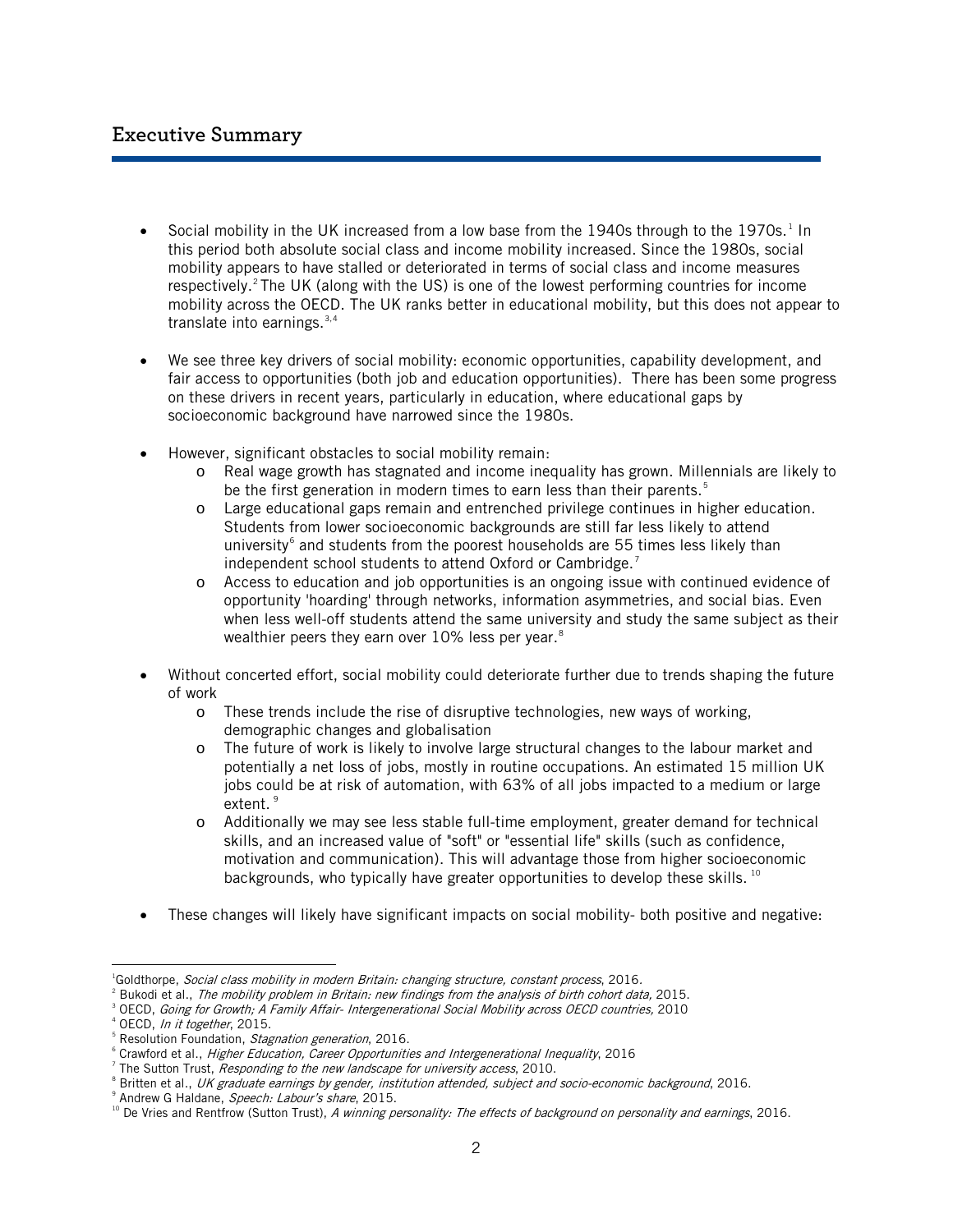## Executive Summary

- Social mobility in the UK increased from a low base from the 1940s through to the 1970s.[1] In this period both absolute social class and income mobility increased. Since the 1980s, social mobility appears to have stalled or deteriorated in terms of social class and income measures respectively.[2] The UK (along with the US) is one of the lowest performing countries for income mobility across the OECD. The UK ranks better in educational mobility, but this does not appear to translate into earnings.[3,4]

- We see three key drivers of social mobility: economic opportunities, capability development, and fair access to opportunities (both job and education opportunities). There has been some progress on these drivers in recent years, particularly in education, where educational gaps by socioeconomic background have narrowed since the 1980s.

- However, significant obstacles to social mobility remain:
    - Real wage growth has stagnated and income inequality has grown. Millennials are likely to be the first generation in modern times to earn less than their parents.[5]
    - Large educational gaps remain and entrenched privilege continues in higher education. Students from lower socioeconomic backgrounds are still far less likely to attend university[6] and students from the poorest households are 55 times less likely than independent school students to attend Oxford or Cambridge.[7]
    - Access to education and job opportunities is an ongoing issue with continued evidence of opportunity 'hoarding' through networks, information asymmetries, and social bias. Even when less well-off students attend the same university and study the same subject as their wealthier peers they earn over 10% less per year.[8]

- Without concerted effort, social mobility could deteriorate further due to trends shaping the future of work
    - These trends include the rise of disruptive technologies, new ways of working, demographic changes and globalisation
    - The future of work is likely to involve large structural changes to the labour market and potentially a net loss of jobs, mostly in routine occupations. An estimated 15 million UK jobs could be at risk of automation, with 63% of all jobs impacted to a medium or large extent.[9]
    - Additionally we may see less stable full-time employment, greater demand for technical skills, and an increased value of "soft" or "essential life" skills (such as confidence, motivation and communication). This will advantage those from higher socioeconomic backgrounds, who typically have greater opportunities to develop these skills.[10]

- These changes will likely have significant impacts on social mobility- both positive and negative:

---

[1] Goldthorpe, *Social class mobility in modern Britain: changing structure, constant process*, 2016.
[2] Bukodi et al., *The mobility problem in Britain: new findings from the analysis of birth cohort data,* 2015.
[3] OECD, *Going for Growth; A Family Affair- Intergenerational Social Mobility across OECD countries,* 2010
[4] OECD, *In it together*, 2015.
[5] Resolution Foundation, *Stagnation generation*, 2016.
[6] Crawford et al., *Higher Education, Career Opportunities and Intergenerational Inequality*, 2016
[7] The Sutton Trust, *Responding to the new landscape for university access*, 2010.
[8] Britten et al., *UK graduate earnings by gender, institution attended, subject and socio-economic background*, 2016.
[9] Andrew G Haldane, *Speech: Labour's share*, 2015.
[10] De Vries and Rentfrow (Sutton Trust), *A winning personality: The effects of background on personality and earnings*, 2016.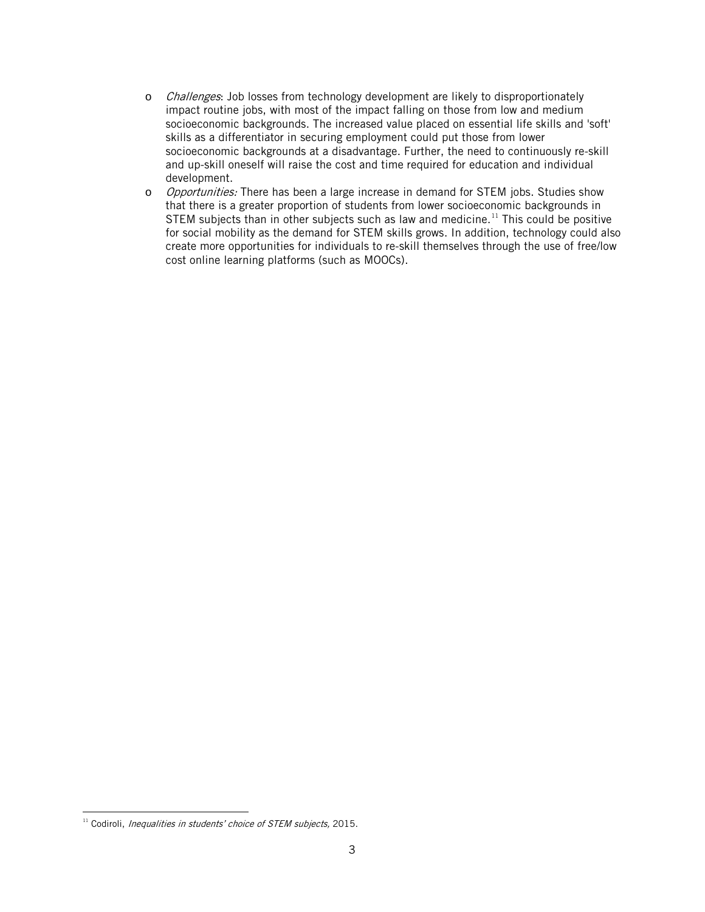- *Challenges*: Job losses from technology development are likely to disproportionately impact routine jobs, with most of the impact falling on those from low and medium socioeconomic backgrounds. The increased value placed on essential life skills and 'soft' skills as a differentiator in securing employment could put those from lower socioeconomic backgrounds at a disadvantage. Further, the need to continuously re-skill and up-skill oneself will raise the cost and time required for education and individual development.
- *Opportunities:* There has been a large increase in demand for STEM jobs. Studies show that there is a greater proportion of students from lower socioeconomic backgrounds in STEM subjects than in other subjects such as law and medicine.[11] This could be positive for social mobility as the demand for STEM skills grows. In addition, technology could also create more opportunities for individuals to re-skill themselves through the use of free/low cost online learning platforms (such as MOOCs).

---

[11] Codiroli, *Inequalities in students' choice of STEM subjects,* 2015.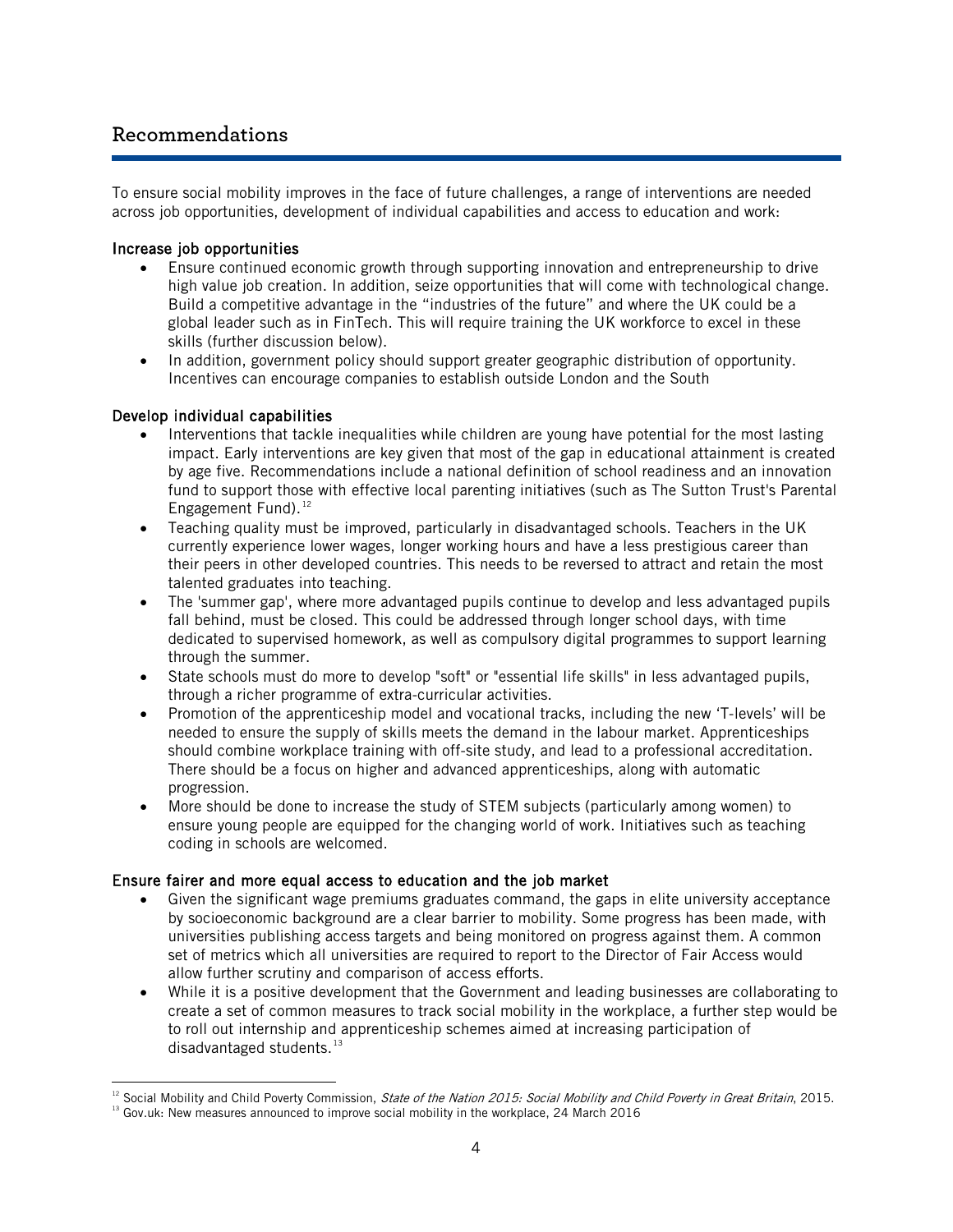## Recommendations

To ensure social mobility improves in the face of future challenges, a range of interventions are needed across job opportunities, development of individual capabilities and access to education and work:

### Increase job opportunities

- Ensure continued economic growth through supporting innovation and entrepreneurship to drive high value job creation. In addition, seize opportunities that will come with technological change. Build a competitive advantage in the "industries of the future" and where the UK could be a global leader such as in FinTech. This will require training the UK workforce to excel in these skills (further discussion below).
- In addition, government policy should support greater geographic distribution of opportunity. Incentives can encourage companies to establish outside London and the South

### Develop individual capabilities

- Interventions that tackle inequalities while children are young have potential for the most lasting impact. Early interventions are key given that most of the gap in educational attainment is created by age five. Recommendations include a national definition of school readiness and an innovation fund to support those with effective local parenting initiatives (such as The Sutton Trust's Parental Engagement Fund).[12]
- Teaching quality must be improved, particularly in disadvantaged schools. Teachers in the UK currently experience lower wages, longer working hours and have a less prestigious career than their peers in other developed countries. This needs to be reversed to attract and retain the most talented graduates into teaching.
- The 'summer gap', where more advantaged pupils continue to develop and less advantaged pupils fall behind, must be closed. This could be addressed through longer school days, with time dedicated to supervised homework, as well as compulsory digital programmes to support learning through the summer.
- State schools must do more to develop "soft" or "essential life skills" in less advantaged pupils, through a richer programme of extra-curricular activities.
- Promotion of the apprenticeship model and vocational tracks, including the new 'T-levels' will be needed to ensure the supply of skills meets the demand in the labour market. Apprenticeships should combine workplace training with off-site study, and lead to a professional accreditation. There should be a focus on higher and advanced apprenticeships, along with automatic progression.
- More should be done to increase the study of STEM subjects (particularly among women) to ensure young people are equipped for the changing world of work. Initiatives such as teaching coding in schools are welcomed.

### Ensure fairer and more equal access to education and the job market

- Given the significant wage premiums graduates command, the gaps in elite university acceptance by socioeconomic background are a clear barrier to mobility. Some progress has been made, with universities publishing access targets and being monitored on progress against them. A common set of metrics which all universities are required to report to the Director of Fair Access would allow further scrutiny and comparison of access efforts.
- While it is a positive development that the Government and leading businesses are collaborating to create a set of common measures to track social mobility in the workplace, a further step would be to roll out internship and apprenticeship schemes aimed at increasing participation of disadvantaged students.[13]

---

[12] Social Mobility and Child Poverty Commission, *State of the Nation 2015: Social Mobility and Child Poverty in Great Britain*, 2015.

[13] Gov.uk: New measures announced to improve social mobility in the workplace, 24 March 2016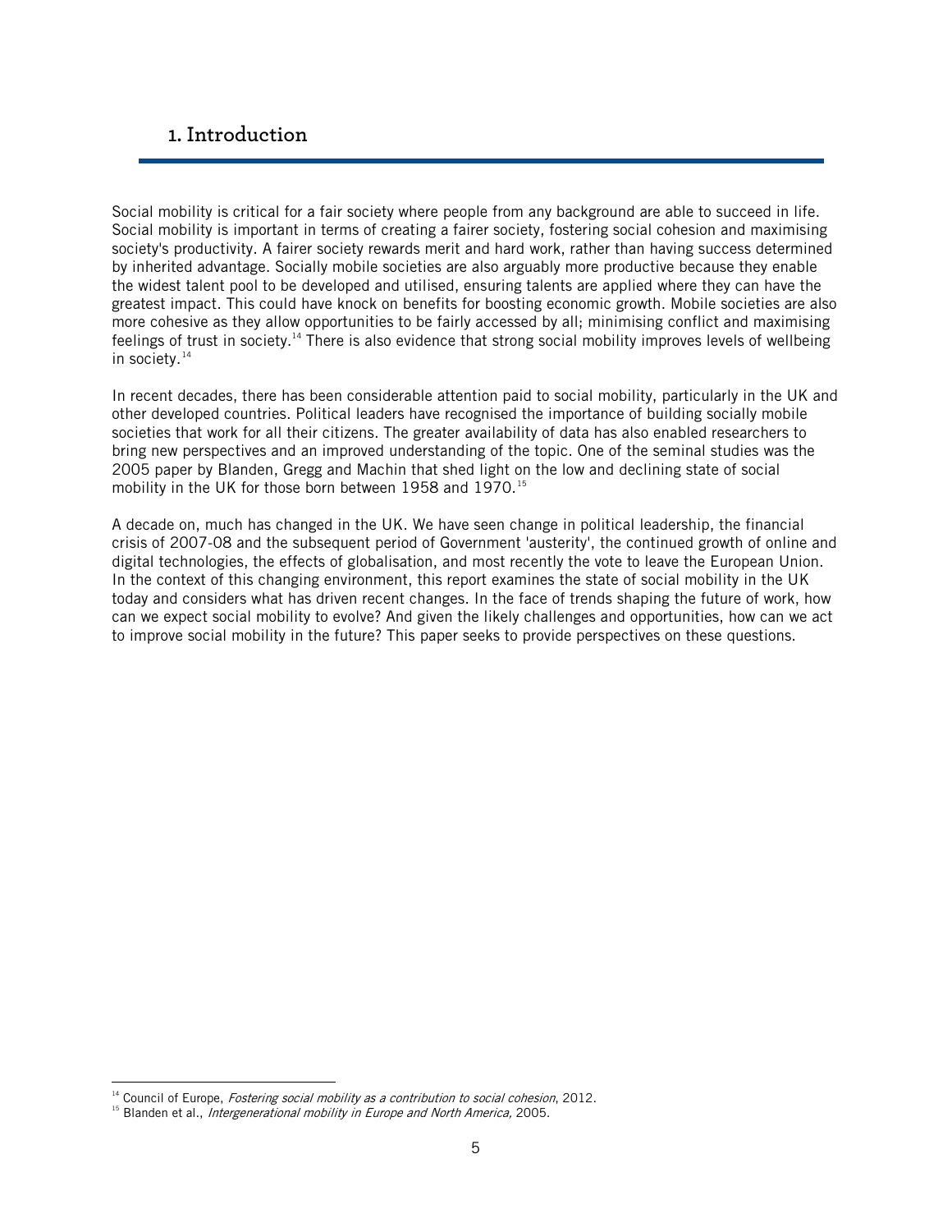# 1. Introduction

Social mobility is critical for a fair society where people from any background are able to succeed in life. Social mobility is important in terms of creating a fairer society, fostering social cohesion and maximising society's productivity. A fairer society rewards merit and hard work, rather than having success determined by inherited advantage. Socially mobile societies are also arguably more productive because they enable the widest talent pool to be developed and utilised, ensuring talents are applied where they can have the greatest impact. This could have knock on benefits for boosting economic growth. Mobile societies are also more cohesive as they allow opportunities to be fairly accessed by all; minimising conflict and maximising feelings of trust in society.[14] There is also evidence that strong social mobility improves levels of wellbeing in society.[14]

In recent decades, there has been considerable attention paid to social mobility, particularly in the UK and other developed countries. Political leaders have recognised the importance of building socially mobile societies that work for all their citizens. The greater availability of data has also enabled researchers to bring new perspectives and an improved understanding of the topic. One of the seminal studies was the 2005 paper by Blanden, Gregg and Machin that shed light on the low and declining state of social mobility in the UK for those born between 1958 and 1970.[15]

A decade on, much has changed in the UK. We have seen change in political leadership, the financial crisis of 2007-08 and the subsequent period of Government 'austerity', the continued growth of online and digital technologies, the effects of globalisation, and most recently the vote to leave the European Union. In the context of this changing environment, this report examines the state of social mobility in the UK today and considers what has driven recent changes. In the face of trends shaping the future of work, how can we expect social mobility to evolve? And given the likely challenges and opportunities, how can we act to improve social mobility in the future? This paper seeks to provide perspectives on these questions.

---

[14] Council of Europe, *Fostering social mobility as a contribution to social cohesion*, 2012.

[15] Blanden et al., *Intergenerational mobility in Europe and North America,* 2005.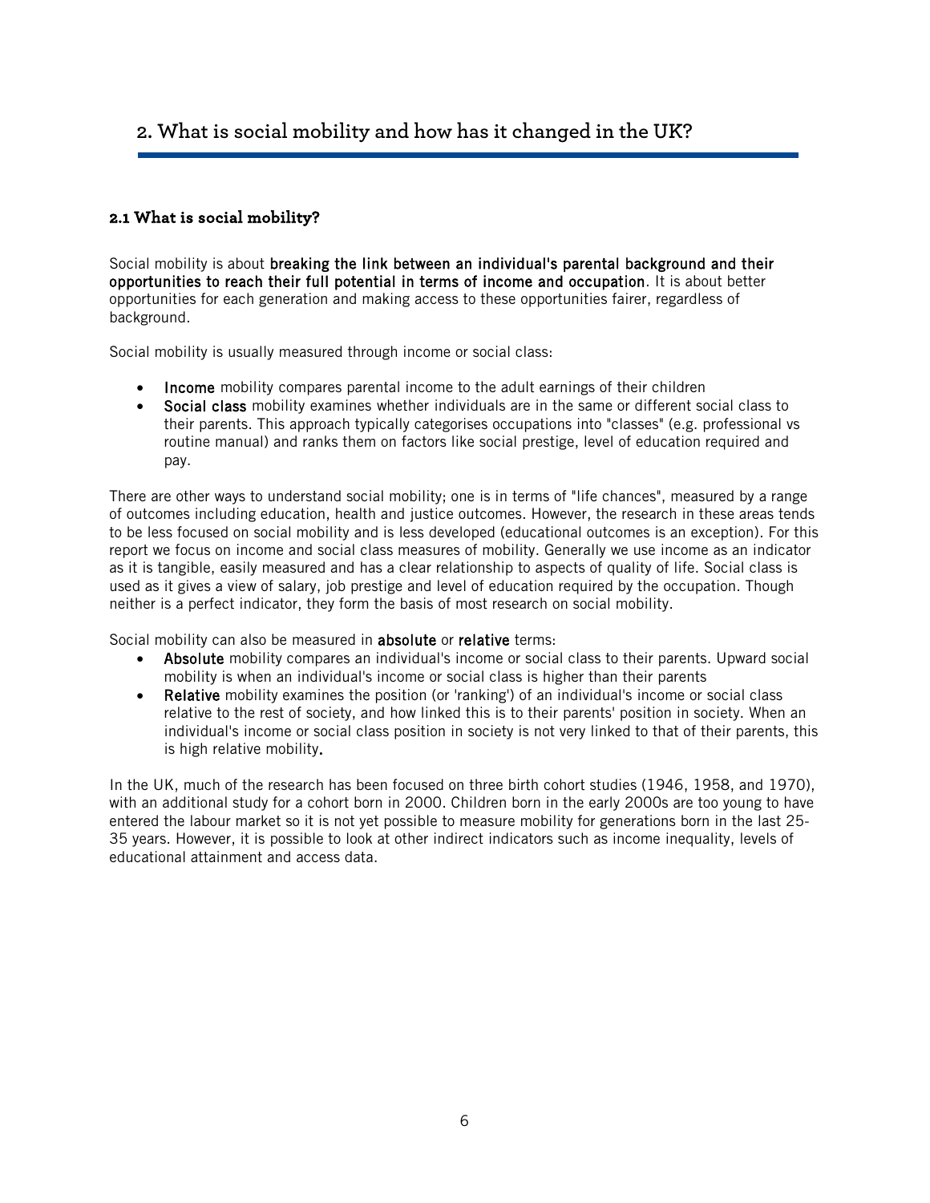## 2. What is social mobility and how has it changed in the UK?

### 2.1 What is social mobility?

Social mobility is about **breaking the link between an individual's parental background and their opportunities to reach their full potential in terms of income and occupation**. It is about better opportunities for each generation and making access to these opportunities fairer, regardless of background.

Social mobility is usually measured through income or social class:

- **Income** mobility compares parental income to the adult earnings of their children
- **Social class** mobility examines whether individuals are in the same or different social class to their parents. This approach typically categorises occupations into "classes" (e.g. professional vs routine manual) and ranks them on factors like social prestige, level of education required and pay.

There are other ways to understand social mobility; one is in terms of "life chances", measured by a range of outcomes including education, health and justice outcomes. However, the research in these areas tends to be less focused on social mobility and is less developed (educational outcomes is an exception). For this report we focus on income and social class measures of mobility. Generally we use income as an indicator as it is tangible, easily measured and has a clear relationship to aspects of quality of life. Social class is used as it gives a view of salary, job prestige and level of education required by the occupation. Though neither is a perfect indicator, they form the basis of most research on social mobility.

Social mobility can also be measured in **absolute** or **relative** terms:

- **Absolute** mobility compares an individual's income or social class to their parents. Upward social mobility is when an individual's income or social class is higher than their parents
- **Relative** mobility examines the position (or 'ranking') of an individual's income or social class relative to the rest of society, and how linked this is to their parents' position in society. When an individual's income or social class position in society is not very linked to that of their parents, this is high relative mobility.

In the UK, much of the research has been focused on three birth cohort studies (1946, 1958, and 1970), with an additional study for a cohort born in 2000. Children born in the early 2000s are too young to have entered the labour market so it is not yet possible to measure mobility for generations born in the last 25-35 years. However, it is possible to look at other indirect indicators such as income inequality, levels of educational attainment and access data.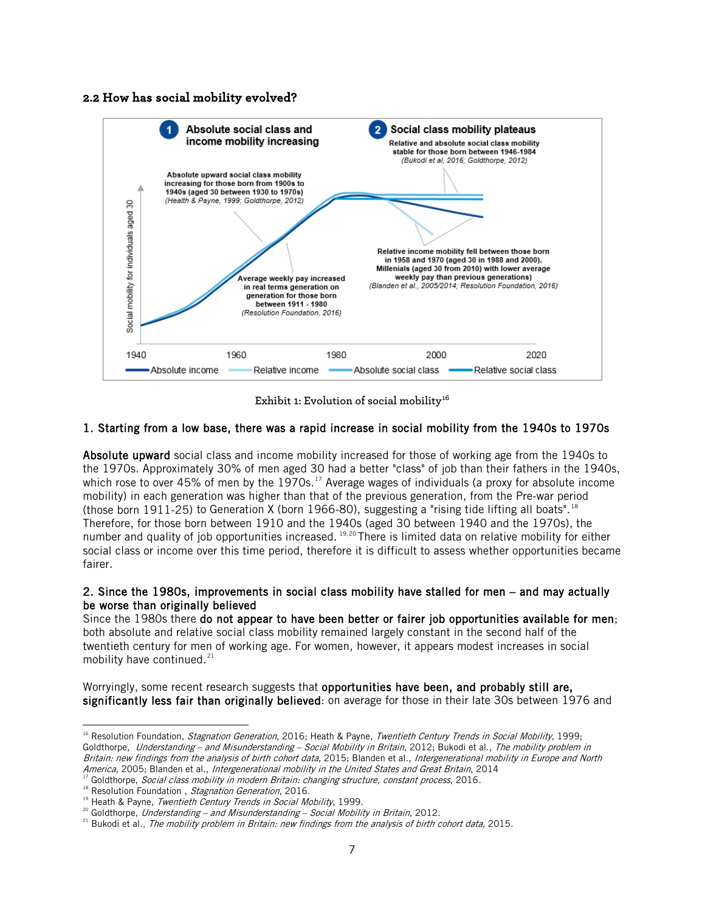### 2.2 How has social mobility evolved?

Exhibit 1: Evolution of social mobility[16]

**1. Starting from a low base, there was a rapid increase in social mobility from the 1940s to 1970s**

**Absolute upward** social class and income mobility increased for those of working age from the 1940s to the 1970s. Approximately 30% of men aged 30 had a better "class" of job than their fathers in the 1940s, which rose to over 45% of men by the 1970s.[17] Average wages of individuals (a proxy for absolute income mobility) in each generation was higher than that of the previous generation, from the Pre-war period (those born 1911-25) to Generation X (born 1966-80), suggesting a "rising tide lifting all boats".[18] Therefore, for those born between 1910 and the 1940s (aged 30 between 1940 and the 1970s), the number and quality of job opportunities increased.[19,20] There is limited data on relative mobility for either social class or income over this time period, therefore it is difficult to assess whether opportunities became fairer.

**2. Since the 1980s, improvements in social class mobility have stalled for men – and may actually be worse than originally believed**

Since the 1980s there **do not appear to have been better or fairer job opportunities available for men**; both absolute and relative social class mobility remained largely constant in the second half of the twentieth century for men of working age. For women, however, it appears modest increases in social mobility have continued.[21]

Worryingly, some recent research suggests that **opportunities have been, and probably still are, significantly less fair than originally believed**: on average for those in their late 30s between 1976 and

---

[16] Resolution Foundation, *Stagnation Generation*, 2016; Heath & Payne, *Twentieth Century Trends in Social Mobility*, 1999; Goldthorpe, *Understanding – and Misunderstanding – Social Mobility in Britain*, 2012; Bukodi et al., *The mobility problem in Britain: new findings from the analysis of birth cohort data*, 2015; Blanden et al., *Intergenerational mobility in Europe and North America*, 2005; Blanden et al., *Intergenerational mobility in the United States and Great Britain*, 2014

[17] Goldthorpe, *Social class mobility in modern Britain: changing structure, constant process*, 2016.

[18] Resolution Foundation , *Stagnation Generation*, 2016.

[19] Heath & Payne, *Twentieth Century Trends in Social Mobility*, 1999.

[20] Goldthorpe, *Understanding – and Misunderstanding – Social Mobility in Britain*, 2012.

[21] Bukodi et al., *The mobility problem in Britain: new findings from the analysis of birth cohort data,* 2015.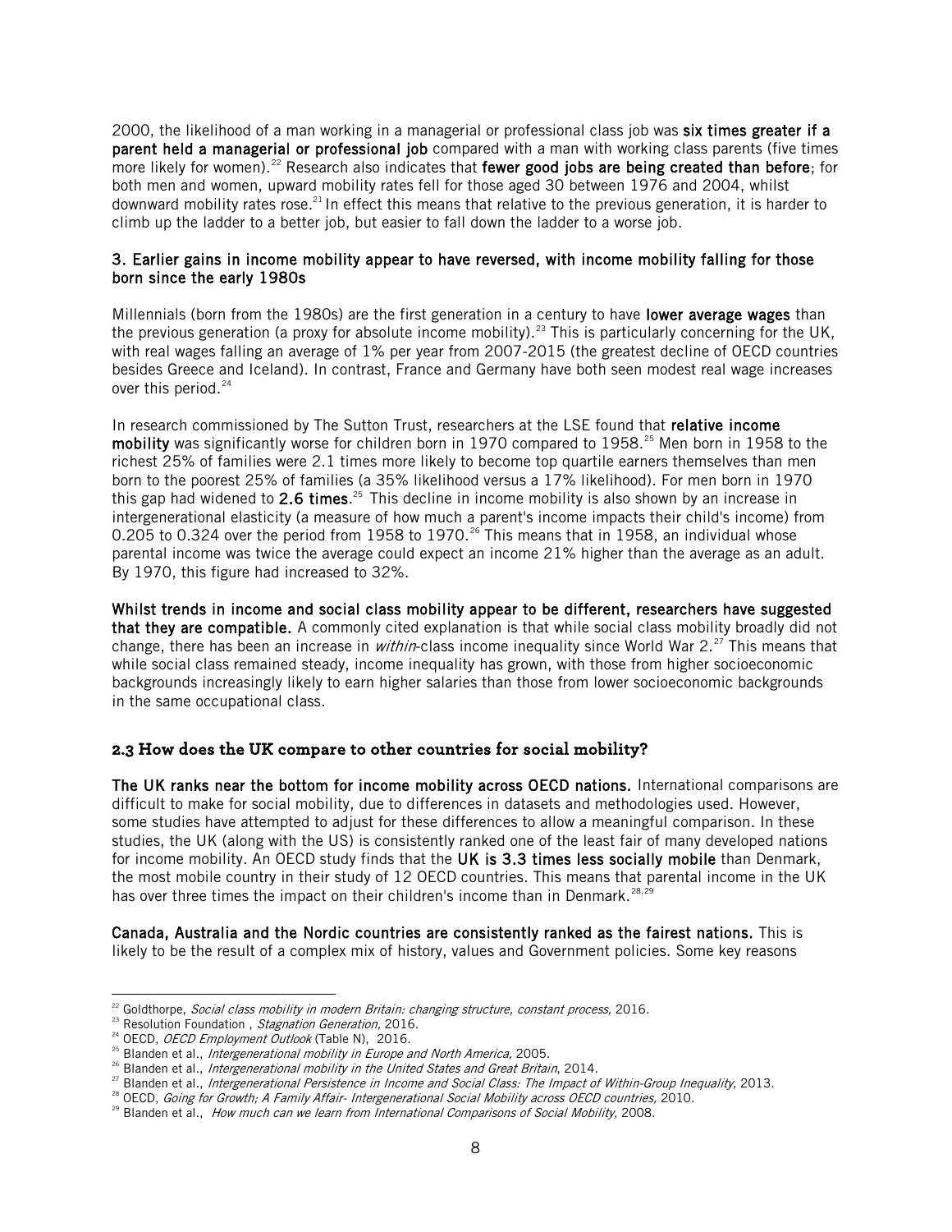2000, the likelihood of a man working in a managerial or professional class job was **six times greater if a parent held a managerial or professional job** compared with a man with working class parents (five times more likely for women).[22] Research also indicates that **fewer good jobs are being created than before**; for both men and women, upward mobility rates fell for those aged 30 between 1976 and 2004, whilst downward mobility rates rose.[21] In effect this means that relative to the previous generation, it is harder to climb up the ladder to a better job, but easier to fall down the ladder to a worse job.

### 3. Earlier gains in income mobility appear to have reversed, with income mobility falling for those born since the early 1980s

Millennials (born from the 1980s) are the first generation in a century to have **lower average wages** than the previous generation (a proxy for absolute income mobility).[23] This is particularly concerning for the UK, with real wages falling an average of 1% per year from 2007-2015 (the greatest decline of OECD countries besides Greece and Iceland). In contrast, France and Germany have both seen modest real wage increases over this period.[24]

In research commissioned by The Sutton Trust, researchers at the LSE found that **relative income mobility** was significantly worse for children born in 1970 compared to 1958.[25] Men born in 1958 to the richest 25% of families were 2.1 times more likely to become top quartile earners themselves than men born to the poorest 25% of families (a 35% likelihood versus a 17% likelihood). For men born in 1970 this gap had widened to **2.6 times**.[25] This decline in income mobility is also shown by an increase in intergenerational elasticity (a measure of how much a parent's income impacts their child's income) from 0.205 to 0.324 over the period from 1958 to 1970.[26] This means that in 1958, an individual whose parental income was twice the average could expect an income 21% higher than the average as an adult. By 1970, this figure had increased to 32%.

**Whilst trends in income and social class mobility appear to be different, researchers have suggested that they are compatible.** A commonly cited explanation is that while social class mobility broadly did not change, there has been an increase in *within*-class income inequality since World War 2.[27] This means that while social class remained steady, income inequality has grown, with those from higher socioeconomic backgrounds increasingly likely to earn higher salaries than those from lower socioeconomic backgrounds in the same occupational class.

## 2.3 How does the UK compare to other countries for social mobility?

**The UK ranks near the bottom for income mobility across OECD nations.** International comparisons are difficult to make for social mobility, due to differences in datasets and methodologies used. However, some studies have attempted to adjust for these differences to allow a meaningful comparison. In these studies, the UK (along with the US) is consistently ranked one of the least fair of many developed nations for income mobility. An OECD study finds that the **UK is 3.3 times less socially mobile** than Denmark, the most mobile country in their study of 12 OECD countries. This means that parental income in the UK has over three times the impact on their children's income than in Denmark.[28,29]

**Canada, Australia and the Nordic countries are consistently ranked as the fairest nations.** This is likely to be the result of a complex mix of history, values and Government policies. Some key reasons

---

[22] Goldthorpe, *Social class mobility in modern Britain: changing structure, constant process,* 2016.
[23] Resolution Foundation , *Stagnation Generation,* 2016.
[24] OECD, *OECD Employment Outlook* (Table N), 2016.
[25] Blanden et al., *Intergenerational mobility in Europe and North America,* 2005.
[26] Blanden et al., *Intergenerational mobility in the United States and Great Britain*, 2014.
[27] Blanden et al., *Intergenerational Persistence in Income and Social Class: The Impact of Within-Group Inequality*, 2013.
[28] OECD, *Going for Growth; A Family Affair- Intergenerational Social Mobility across OECD countries,* 2010.
[29] Blanden et al., *How much can we learn from International Comparisons of Social Mobility,* 2008.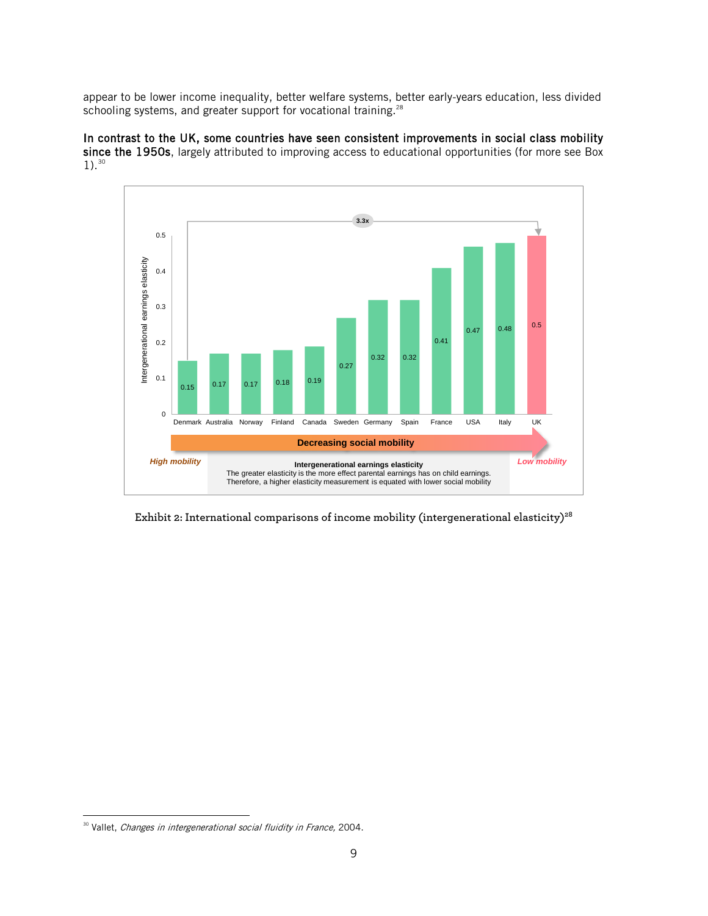appear to be lower income inequality, better welfare systems, better early-years education, less divided schooling systems, and greater support for vocational training.[28]

**In contrast to the UK, some countries have seen consistent improvements in social class mobility since the 1950s**, largely attributed to improving access to educational opportunities (for more see Box 1).[30]

| Country | Intergenerational earnings elasticity |
| --- | --- |
| Denmark | 0.15 |
| Australia | 0.17 |
| Norway | 0.17 |
| Finland | 0.18 |
| Canada | 0.19 |
| Sweden | 0.27 |
| Germany | 0.32 |
| Spain | 0.32 |
| France | 0.41 |
| USA | 0.47 |
| Italy | 0.48 |
| UK | 0.5 |

3.3x

Decreasing social mobility

*High mobility* — *Low mobility*

**Intergenerational earnings elasticity**
The greater elasticity is the more effect parental earnings has on child earnings. Therefore, a higher elasticity measurement is equated with lower social mobility

Exhibit 2: International comparisons of income mobility (intergenerational elasticity)[28]

[30] Vallet, *Changes in intergenerational social fluidity in France*, 2004.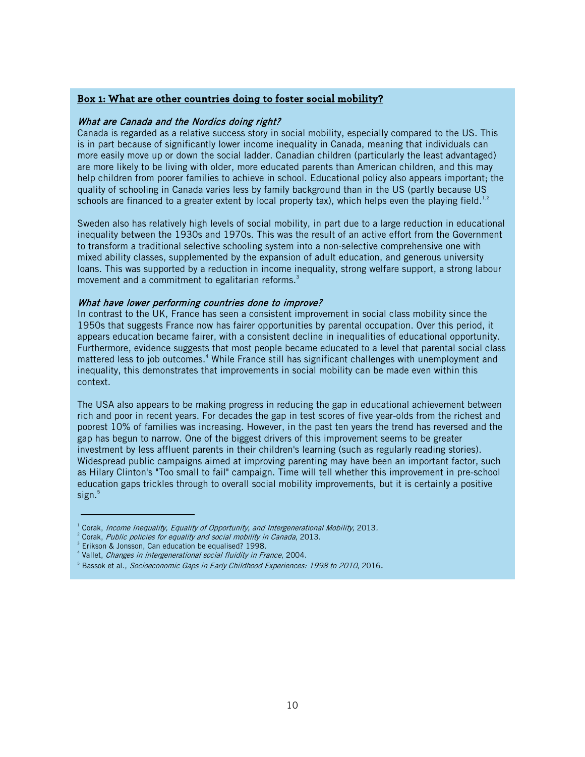## **Box 1: What are other countries doing to foster social mobility?**

### *What are Canada and the Nordics doing right?*

Canada is regarded as a relative success story in social mobility, especially compared to the US. This is in part because of significantly lower income inequality in Canada, meaning that individuals can more easily move up or down the social ladder. Canadian children (particularly the least advantaged) are more likely to be living with older, more educated parents than American children, and this may help children from poorer families to achieve in school. Educational policy also appears important; the quality of schooling in Canada varies less by family background than in the US (partly because US schools are financed to a greater extent by local property tax), which helps even the playing field.[1,2]

Sweden also has relatively high levels of social mobility, in part due to a large reduction in educational inequality between the 1930s and 1970s. This was the result of an active effort from the Government to transform a traditional selective schooling system into a non-selective comprehensive one with mixed ability classes, supplemented by the expansion of adult education, and generous university loans. This was supported by a reduction in income inequality, strong welfare support, a strong labour movement and a commitment to egalitarian reforms.[3]

### *What have lower performing countries done to improve?*

In contrast to the UK, France has seen a consistent improvement in social class mobility since the 1950s that suggests France now has fairer opportunities by parental occupation. Over this period, it appears education became fairer, with a consistent decline in inequalities of educational opportunity. Furthermore, evidence suggests that most people became educated to a level that parental social class mattered less to job outcomes.[4] While France still has significant challenges with unemployment and inequality, this demonstrates that improvements in social mobility can be made even within this context.

The USA also appears to be making progress in reducing the gap in educational achievement between rich and poor in recent years. For decades the gap in test scores of five year-olds from the richest and poorest 10% of families was increasing. However, in the past ten years the trend has reversed and the gap has begun to narrow. One of the biggest drivers of this improvement seems to be greater investment by less affluent parents in their children's learning (such as regularly reading stories). Widespread public campaigns aimed at improving parenting may have been an important factor, such as Hilary Clinton's "Too small to fail" campaign. Time will tell whether this improvement in pre-school education gaps trickles through to overall social mobility improvements, but it is certainly a positive sign.[5]

---

[1] Corak, *Income Inequality, Equality of Opportunity, and Intergenerational Mobility*, 2013.

[2] Corak, *Public policies for equality and social mobility in Canada*, 2013.

[3] Erikson & Jonsson, Can education be equalised? 1998.

[4] Vallet, *Changes in intergenerational social fluidity in France*, 2004.

[5] Bassok et al., *Socioeconomic Gaps in Early Childhood Experiences: 1998 to 2010*, 2016.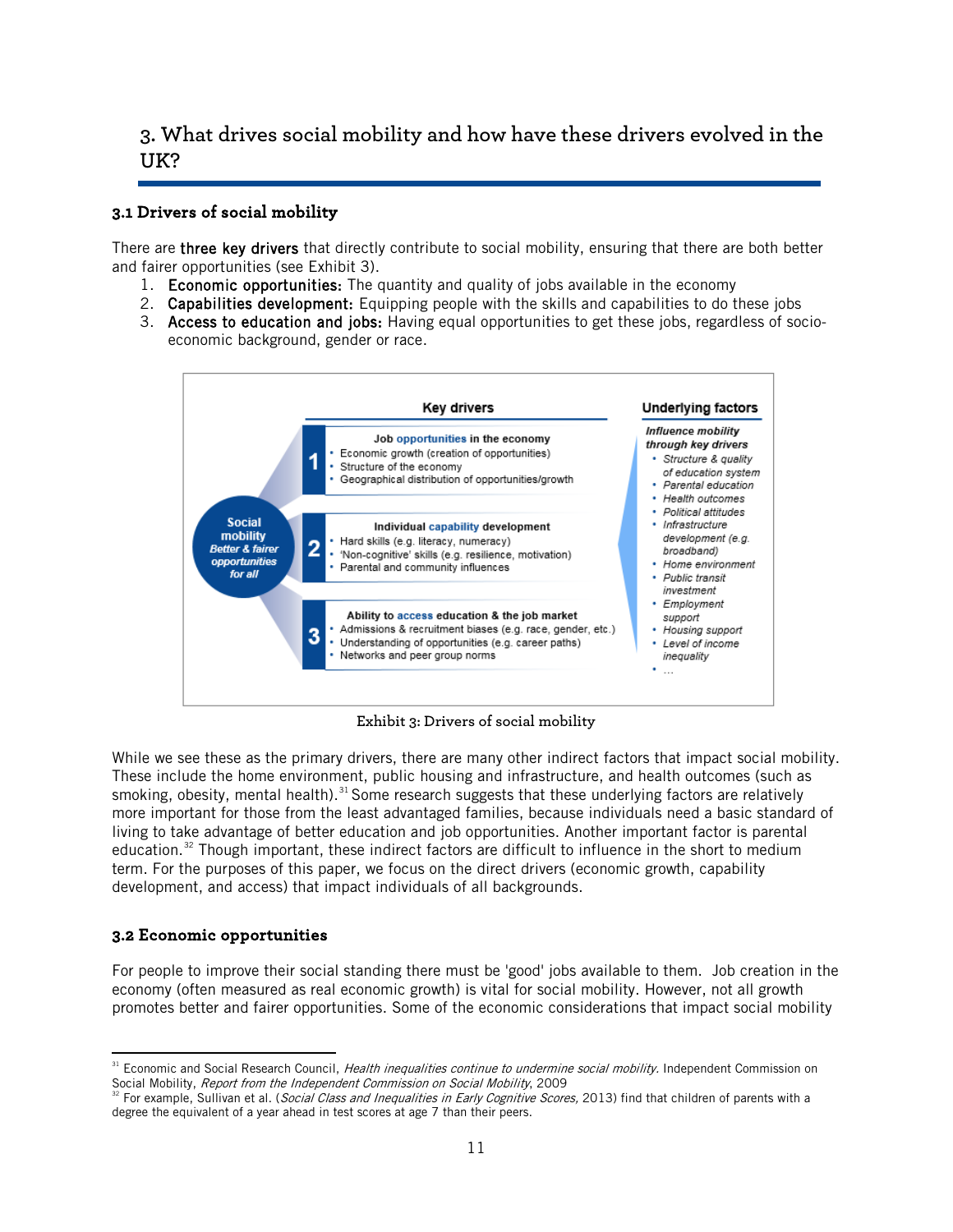## 3. What drives social mobility and how have these drivers evolved in the UK?

### 3.1 Drivers of social mobility

There are **three key drivers** that directly contribute to social mobility, ensuring that there are both better and fairer opportunities (see Exhibit 3).

1. **Economic opportunities:** The quantity and quality of jobs available in the economy
2. **Capabilities development:** Equipping people with the skills and capabilities to do these jobs
3. **Access to education and jobs:** Having equal opportunities to get these jobs, regardless of socio-economic background, gender or race.

**Social mobility** – *Better & fairer opportunities for all*

**Key drivers**

1. **Job opportunities in the economy**
   - Economic growth (creation of opportunities)
   - Structure of the economy
   - Geographical distribution of opportunities/growth
2. **Individual capability development**
   - Hard skills (e.g. literacy, numeracy)
   - 'Non-cognitive' skills (e.g. resilience, motivation)
   - Parental and community influences
3. **Ability to access education & the job market**
   - Admissions & recruitment biases (e.g. race, gender, etc.)
   - Understanding of opportunities (e.g. career paths)
   - Networks and peer group norms

**Underlying factors**

*Influence mobility through key drivers*

- *Structure & quality of education system*
- *Parental education*
- *Health outcomes*
- *Political attitudes*
- *Infrastructure development (e.g. broadband)*
- *Home environment*
- *Public transit investment*
- *Employment support*
- *Housing support*
- *Level of income inequality*
- *...*

Exhibit 3: Drivers of social mobility

While we see these as the primary drivers, there are many other indirect factors that impact social mobility. These include the home environment, public housing and infrastructure, and health outcomes (such as smoking, obesity, mental health).[31] Some research suggests that these underlying factors are relatively more important for those from the least advantaged families, because individuals need a basic standard of living to take advantage of better education and job opportunities. Another important factor is parental education.[32] Though important, these indirect factors are difficult to influence in the short to medium term. For the purposes of this paper, we focus on the direct drivers (economic growth, capability development, and access) that impact individuals of all backgrounds.

### 3.2 Economic opportunities

For people to improve their social standing there must be 'good' jobs available to them. Job creation in the economy (often measured as real economic growth) is vital for social mobility. However, not all growth promotes better and fairer opportunities. Some of the economic considerations that impact social mobility

---

[31] Economic and Social Research Council, *Health inequalities continue to undermine social mobility.* Independent Commission on Social Mobility, *Report from the Independent Commission on Social Mobility*, 2009

[32] For example, Sullivan et al. (*Social Class and Inequalities in Early Cognitive Scores,* 2013) find that children of parents with a degree the equivalent of a year ahead in test scores at age 7 than their peers.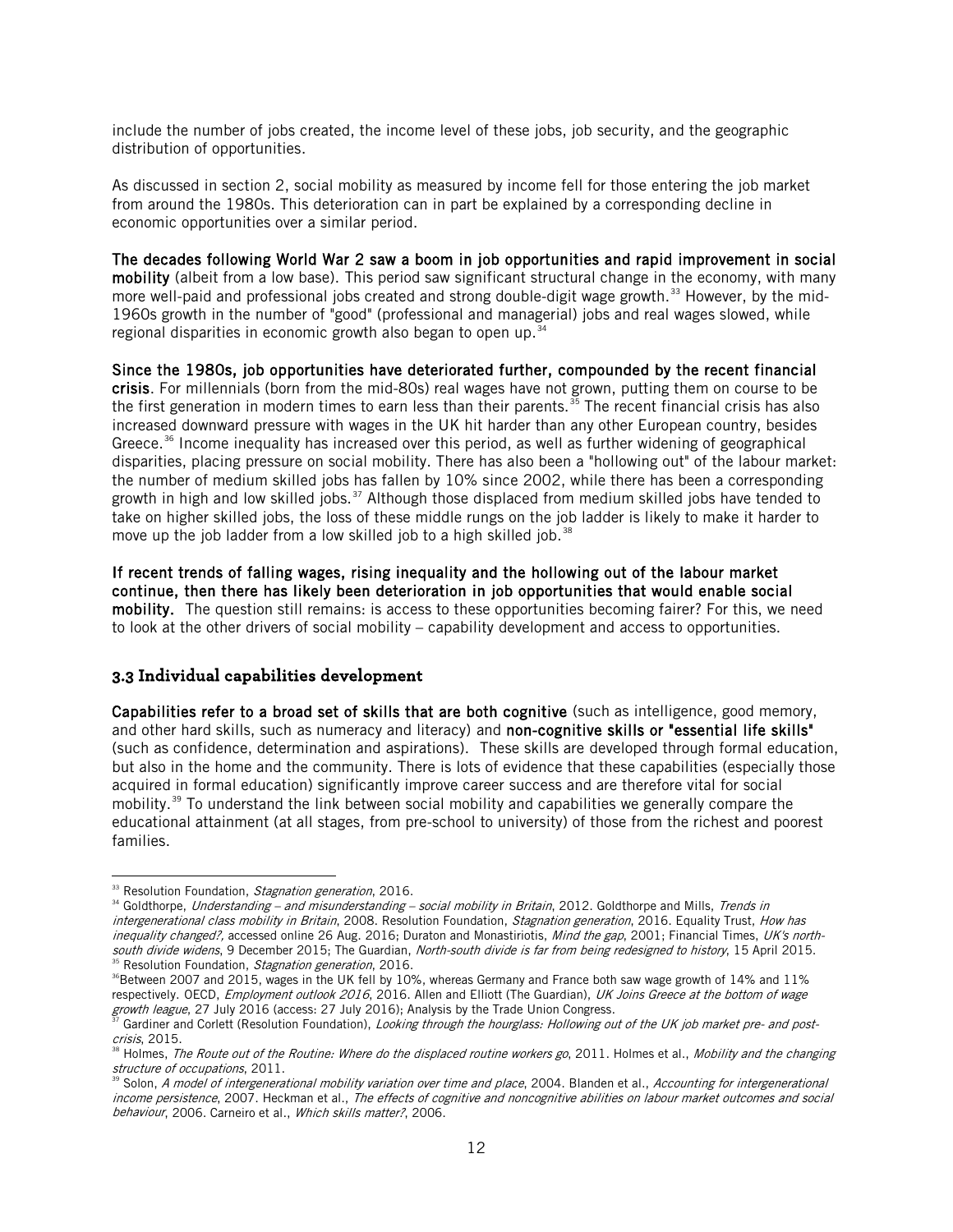include the number of jobs created, the income level of these jobs, job security, and the geographic distribution of opportunities.

As discussed in section 2, social mobility as measured by income fell for those entering the job market from around the 1980s. This deterioration can in part be explained by a corresponding decline in economic opportunities over a similar period.

**The decades following World War 2 saw a boom in job opportunities and rapid improvement in social mobility** (albeit from a low base). This period saw significant structural change in the economy, with many more well-paid and professional jobs created and strong double-digit wage growth.[33] However, by the mid-1960s growth in the number of "good" (professional and managerial) jobs and real wages slowed, while regional disparities in economic growth also began to open up.[34]

**Since the 1980s, job opportunities have deteriorated further, compounded by the recent financial crisis**. For millennials (born from the mid-80s) real wages have not grown, putting them on course to be the first generation in modern times to earn less than their parents.[35] The recent financial crisis has also increased downward pressure with wages in the UK hit harder than any other European country, besides Greece.[36] Income inequality has increased over this period, as well as further widening of geographical disparities, placing pressure on social mobility. There has also been a "hollowing out" of the labour market: the number of medium skilled jobs has fallen by 10% since 2002, while there has been a corresponding growth in high and low skilled jobs.[37] Although those displaced from medium skilled jobs have tended to take on higher skilled jobs, the loss of these middle rungs on the job ladder is likely to make it harder to move up the job ladder from a low skilled job to a high skilled job.[38]

**If recent trends of falling wages, rising inequality and the hollowing out of the labour market continue, then there has likely been deterioration in job opportunities that would enable social mobility.** The question still remains: is access to these opportunities becoming fairer? For this, we need to look at the other drivers of social mobility – capability development and access to opportunities.

### 3.3 Individual capabilities development

**Capabilities refer to a broad set of skills that are both cognitive** (such as intelligence, good memory, and other hard skills, such as numeracy and literacy) and **non-cognitive skills or "essential life skills"** (such as confidence, determination and aspirations). These skills are developed through formal education, but also in the home and the community. There is lots of evidence that these capabilities (especially those acquired in formal education) significantly improve career success and are therefore vital for social mobility.[39] To understand the link between social mobility and capabilities we generally compare the educational attainment (at all stages, from pre-school to university) of those from the richest and poorest families.

---

[33] Resolution Foundation, *Stagnation generation*, 2016.

[34] Goldthorpe, *Understanding – and misunderstanding – social mobility in Britain*, 2012. Goldthorpe and Mills, *Trends in intergenerational class mobility in Britain*, 2008. Resolution Foundation, *Stagnation generation*, 2016. Equality Trust, *How has inequality changed?*, accessed online 26 Aug. 2016; Duraton and Monastiriotis, *Mind the gap*, 2001; Financial Times, *UK's north-south divide widens*, 9 December 2015; The Guardian, *North-south divide is far from being redesigned to history*, 15 April 2015.

[35] Resolution Foundation, *Stagnation generation*, 2016.

[36] Between 2007 and 2015, wages in the UK fell by 10%, whereas Germany and France both saw wage growth of 14% and 11% respectively. OECD, *Employment outlook 2016*, 2016. Allen and Elliott (The Guardian), *UK Joins Greece at the bottom of wage growth league*, 27 July 2016 (access: 27 July 2016); Analysis by the Trade Union Congress.

[37] Gardiner and Corlett (Resolution Foundation), *Looking through the hourglass: Hollowing out of the UK job market pre- and post-crisis*, 2015.

[38] Holmes, *The Route out of the Routine: Where do the displaced routine workers go*, 2011. Holmes et al., *Mobility and the changing structure of occupations*, 2011.

[39] Solon, *A model of intergenerational mobility variation over time and place*, 2004. Blanden et al., *Accounting for intergenerational income persistence*, 2007. Heckman et al., *The effects of cognitive and noncognitive abilities on labour market outcomes and social behaviour*, 2006. Carneiro et al., *Which skills matter?*, 2006.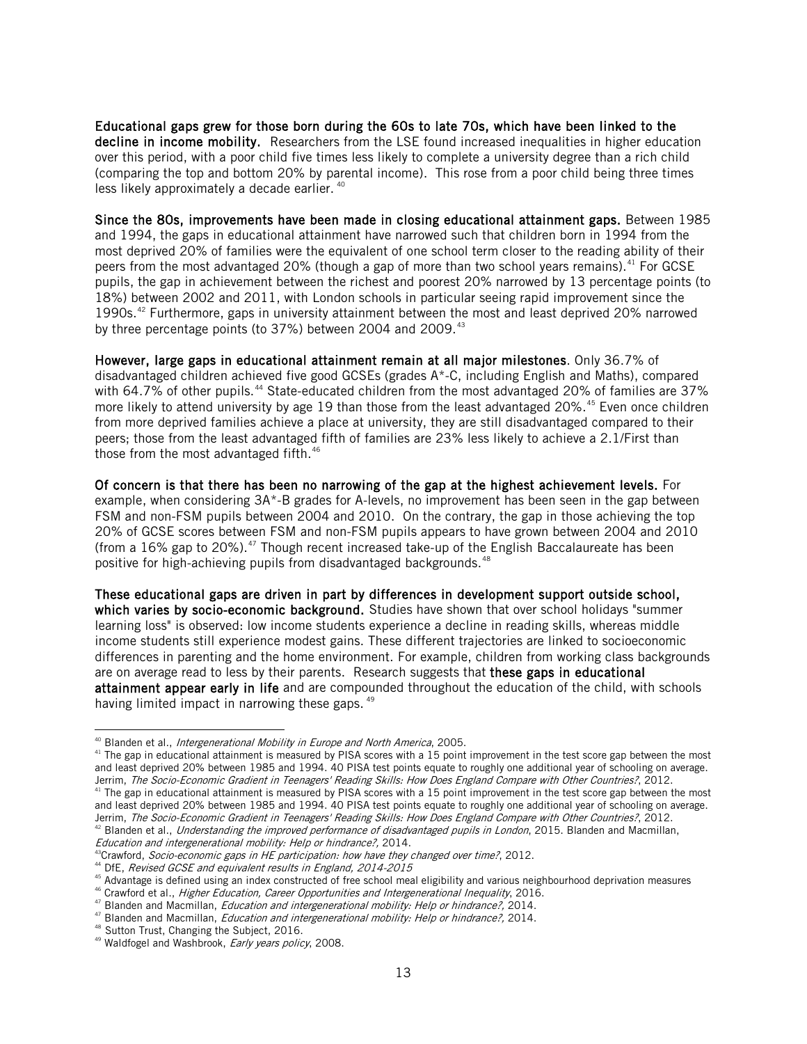**Educational gaps grew for those born during the 60s to late 70s, which have been linked to the decline in income mobility.** Researchers from the LSE found increased inequalities in higher education over this period, with a poor child five times less likely to complete a university degree than a rich child (comparing the top and bottom 20% by parental income). This rose from a poor child being three times less likely approximately a decade earlier. [40]

**Since the 80s, improvements have been made in closing educational attainment gaps.** Between 1985 and 1994, the gaps in educational attainment have narrowed such that children born in 1994 from the most deprived 20% of families were the equivalent of one school term closer to the reading ability of their peers from the most advantaged 20% (though a gap of more than two school years remains).[41] For GCSE pupils, the gap in achievement between the richest and poorest 20% narrowed by 13 percentage points (to 18%) between 2002 and 2011, with London schools in particular seeing rapid improvement since the 1990s.[42] Furthermore, gaps in university attainment between the most and least deprived 20% narrowed by three percentage points (to 37%) between 2004 and 2009.[43]

**However, large gaps in educational attainment remain at all major milestones**. Only 36.7% of disadvantaged children achieved five good GCSEs (grades A*-C, including English and Maths), compared with 64.7% of other pupils.[44] State-educated children from the most advantaged 20% of families are 37% more likely to attend university by age 19 than those from the least advantaged 20%.[45] Even once children from more deprived families achieve a place at university, they are still disadvantaged compared to their peers; those from the least advantaged fifth of families are 23% less likely to achieve a 2.1/First than those from the most advantaged fifth.[46]

**Of concern is that there has been no narrowing of the gap at the highest achievement levels.** For example, when considering 3A*-B grades for A-levels, no improvement has been seen in the gap between FSM and non-FSM pupils between 2004 and 2010. On the contrary, the gap in those achieving the top 20% of GCSE scores between FSM and non-FSM pupils appears to have grown between 2004 and 2010 (from a 16% gap to 20%).[47] Though recent increased take-up of the English Baccalaureate has been positive for high-achieving pupils from disadvantaged backgrounds.[48]

**These educational gaps are driven in part by differences in development support outside school, which varies by socio-economic background.** Studies have shown that over school holidays "summer learning loss" is observed: low income students experience a decline in reading skills, whereas middle income students still experience modest gains. These different trajectories are linked to socioeconomic differences in parenting and the home environment. For example, children from working class backgrounds are on average read to less by their parents. Research suggests that **these gaps in educational attainment appear early in life** and are compounded throughout the education of the child, with schools having limited impact in narrowing these gaps. [49]

---

[40] Blanden et al., *Intergenerational Mobility in Europe and North America*, 2005.

[41] The gap in educational attainment is measured by PISA scores with a 15 point improvement in the test score gap between the most and least deprived 20% between 1985 and 1994. 40 PISA test points equate to roughly one additional year of schooling on average. Jerrim, *The Socio-Economic Gradient in Teenagers' Reading Skills: How Does England Compare with Other Countries?*, 2012.

[41] The gap in educational attainment is measured by PISA scores with a 15 point improvement in the test score gap between the most and least deprived 20% between 1985 and 1994. 40 PISA test points equate to roughly one additional year of schooling on average. Jerrim, *The Socio-Economic Gradient in Teenagers' Reading Skills: How Does England Compare with Other Countries?*, 2012.

[42] Blanden et al., *Understanding the improved performance of disadvantaged pupils in London*, 2015. Blanden and Macmillan, *Education and intergenerational mobility: Help or hindrance?*, 2014.

[43] Crawford, *Socio-economic gaps in HE participation: how have they changed over time?*, 2012.

[44] DfE, *Revised GCSE and equivalent results in England, 2014-2015*

[45] Advantage is defined using an index constructed of free school meal eligibility and various neighbourhood deprivation measures

[46] Crawford et al., *Higher Education, Career Opportunities and Intergenerational Inequality*, 2016.

[47] Blanden and Macmillan, *Education and intergenerational mobility: Help or hindrance?*, 2014.

[47] Blanden and Macmillan, *Education and intergenerational mobility: Help or hindrance?*, 2014.

[48] Sutton Trust, Changing the Subject, 2016.

[49] Waldfogel and Washbrook, *Early years policy*, 2008.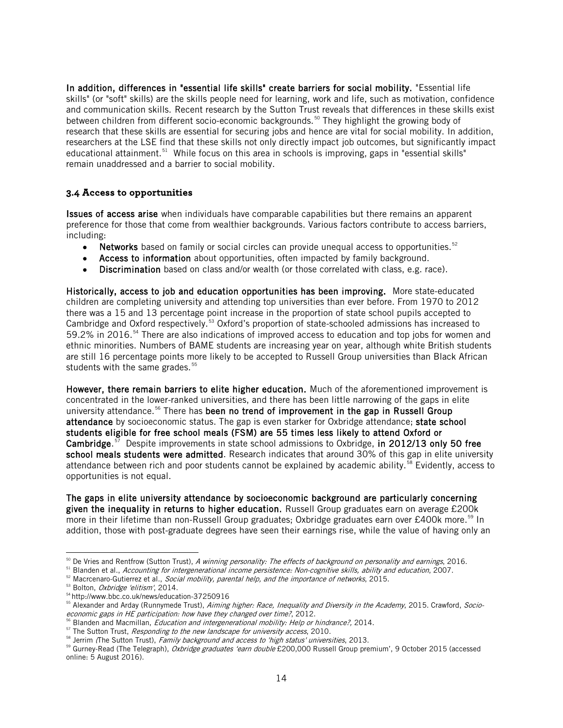**In addition, differences in "essential life skills" create barriers for social mobility.** "Essential life skills" (or "soft" skills) are the skills people need for learning, work and life, such as motivation, confidence and communication skills. Recent research by the Sutton Trust reveals that differences in these skills exist between children from different socio-economic backgrounds.[50] They highlight the growing body of research that these skills are essential for securing jobs and hence are vital for social mobility. In addition, researchers at the LSE find that these skills not only directly impact job outcomes, but significantly impact educational attainment.[51] While focus on this area in schools is improving, gaps in "essential skills" remain unaddressed and a barrier to social mobility.

### 3.4 Access to opportunities

**Issues of access arise** when individuals have comparable capabilities but there remains an apparent preference for those that come from wealthier backgrounds. Various factors contribute to access barriers, including:

- **Networks** based on family or social circles can provide unequal access to opportunities.[52]
- **Access to information** about opportunities, often impacted by family background.
- **Discrimination** based on class and/or wealth (or those correlated with class, e.g. race).

**Historically, access to job and education opportunities has been improving.** More state-educated children are completing university and attending top universities than ever before. From 1970 to 2012 there was a 15 and 13 percentage point increase in the proportion of state school pupils accepted to Cambridge and Oxford respectively.[53] Oxford's proportion of state-schooled admissions has increased to 59.2% in 2016.[54] There are also indications of improved access to education and top jobs for women and ethnic minorities. Numbers of BAME students are increasing year on year, although white British students are still 16 percentage points more likely to be accepted to Russell Group universities than Black African students with the same grades.[55]

**However, there remain barriers to elite higher education.** Much of the aforementioned improvement is concentrated in the lower-ranked universities, and there has been little narrowing of the gaps in elite university attendance.[56] There has **been no trend of improvement in the gap in Russell Group attendance** by socioeconomic status. The gap is even starker for Oxbridge attendance; **state school students eligible for free school meals (FSM) are 55 times less likely to attend Oxford or Cambridge**.[57] Despite improvements in state school admissions to Oxbridge, **in 2012/13 only 50 free school meals students were admitted**. Research indicates that around 30% of this gap in elite university attendance between rich and poor students cannot be explained by academic ability.[58] Evidently, access to opportunities is not equal.

**The gaps in elite university attendance by socioeconomic background are particularly concerning given the inequality in returns to higher education.** Russell Group graduates earn on average £200k more in their lifetime than non-Russell Group graduates; Oxbridge graduates earn over £400k more.[59] In addition, those with post-graduate degrees have seen their earnings rise, while the value of having only an

---

[50] De Vries and Rentfrow (Sutton Trust), *A winning personality: The effects of background on personality and earnings*, 2016.

[51] Blanden et al., *Accounting for intergenerational income persistence: Non-cognitive skills, ability and education*, 2007.

[52] Macrcenaro-Gutierrez et al., *Social mobility, parental help, and the importance of networks*, 2015.

[53] Bolton, *Oxbridge 'elitism'*, 2014.

[54] http://www.bbc.co.uk/news/education-37250916

[55] Alexander and Arday (Runnymede Trust), *Aiming higher: Race, Inequality and Diversity in the Academy*, 2015. Crawford, *Socio-economic gaps in HE participation: how have they changed over time?*, 2012.

[56] Blanden and Macmillan, *Education and intergenerational mobility: Help or hindrance?*, 2014.

[57] The Sutton Trust, *Responding to the new landscape for university access*, 2010.

[58] Jerrim *(*The Sutton Trust), *Family background and access to 'high status' universities*, 2013.

[59] Gurney-Read (The Telegraph), *Oxbridge graduates 'earn double* £200,000 Russell Group premium', 9 October 2015 (accessed online: 5 August 2016).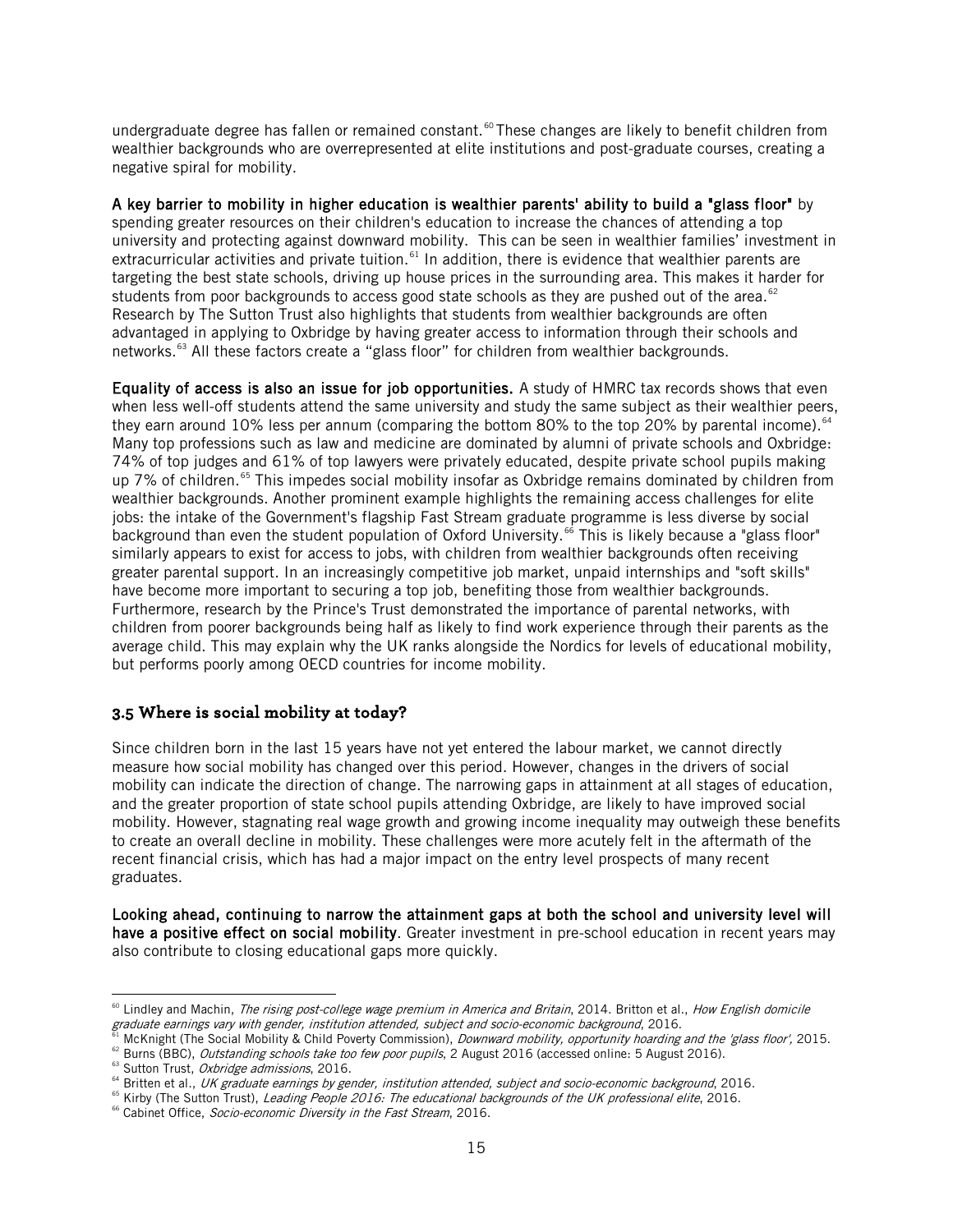undergraduate degree has fallen or remained constant.[60] These changes are likely to benefit children from wealthier backgrounds who are overrepresented at elite institutions and post-graduate courses, creating a negative spiral for mobility.

**A key barrier to mobility in higher education is wealthier parents' ability to build a "glass floor"** by spending greater resources on their children's education to increase the chances of attending a top university and protecting against downward mobility. This can be seen in wealthier families' investment in extracurricular activities and private tuition.[61] In addition, there is evidence that wealthier parents are targeting the best state schools, driving up house prices in the surrounding area. This makes it harder for students from poor backgrounds to access good state schools as they are pushed out of the area.[62] Research by The Sutton Trust also highlights that students from wealthier backgrounds are often advantaged in applying to Oxbridge by having greater access to information through their schools and networks.[63] All these factors create a "glass floor" for children from wealthier backgrounds.

**Equality of access is also an issue for job opportunities.** A study of HMRC tax records shows that even when less well-off students attend the same university and study the same subject as their wealthier peers, they earn around 10% less per annum (comparing the bottom 80% to the top 20% by parental income).[64] Many top professions such as law and medicine are dominated by alumni of private schools and Oxbridge: 74% of top judges and 61% of top lawyers were privately educated, despite private school pupils making up 7% of children.[65] This impedes social mobility insofar as Oxbridge remains dominated by children from wealthier backgrounds. Another prominent example highlights the remaining access challenges for elite jobs: the intake of the Government's flagship Fast Stream graduate programme is less diverse by social background than even the student population of Oxford University.[66] This is likely because a "glass floor" similarly appears to exist for access to jobs, with children from wealthier backgrounds often receiving greater parental support. In an increasingly competitive job market, unpaid internships and "soft skills" have become more important to securing a top job, benefiting those from wealthier backgrounds. Furthermore, research by the Prince's Trust demonstrated the importance of parental networks, with children from poorer backgrounds being half as likely to find work experience through their parents as the average child. This may explain why the UK ranks alongside the Nordics for levels of educational mobility, but performs poorly among OECD countries for income mobility.

### 3.5 Where is social mobility at today?

Since children born in the last 15 years have not yet entered the labour market, we cannot directly measure how social mobility has changed over this period. However, changes in the drivers of social mobility can indicate the direction of change. The narrowing gaps in attainment at all stages of education, and the greater proportion of state school pupils attending Oxbridge, are likely to have improved social mobility. However, stagnating real wage growth and growing income inequality may outweigh these benefits to create an overall decline in mobility. These challenges were more acutely felt in the aftermath of the recent financial crisis, which has had a major impact on the entry level prospects of many recent graduates.

**Looking ahead, continuing to narrow the attainment gaps at both the school and university level will have a positive effect on social mobility**. Greater investment in pre-school education in recent years may also contribute to closing educational gaps more quickly.

---

[60] Lindley and Machin, *The rising post-college wage premium in America and Britain*, 2014. Britton et al., *How English domicile graduate earnings vary with gender, institution attended, subject and socio-economic background*, 2016.
[61] McKnight (The Social Mobility & Child Poverty Commission), *Downward mobility, opportunity hoarding and the 'glass floor'*, 2015.
[62] Burns (BBC), *Outstanding schools take too few poor pupils*, 2 August 2016 (accessed online: 5 August 2016).
[63] Sutton Trust, *Oxbridge admissions*, 2016.
[64] Britten et al., *UK graduate earnings by gender, institution attended, subject and socio-economic background*, 2016.
[65] Kirby (The Sutton Trust), *Leading People 2016: The educational backgrounds of the UK professional elite*, 2016.
[66] Cabinet Office, *Socio-economic Diversity in the Fast Stream*, 2016.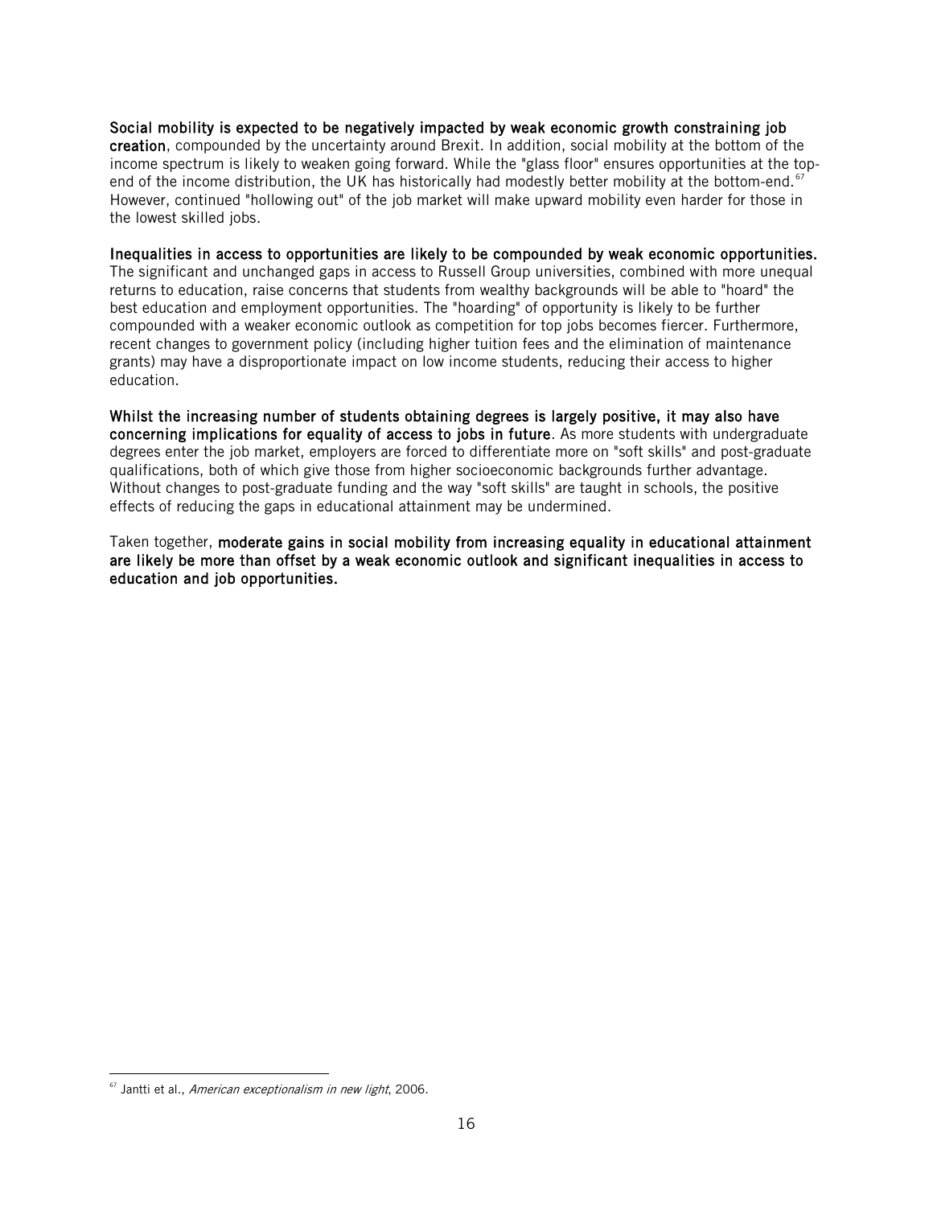**Social mobility is expected to be negatively impacted by weak economic growth constraining job creation**, compounded by the uncertainty around Brexit. In addition, social mobility at the bottom of the income spectrum is likely to weaken going forward. While the "glass floor" ensures opportunities at the top-end of the income distribution, the UK has historically had modestly better mobility at the bottom-end.[67] However, continued "hollowing out" of the job market will make upward mobility even harder for those in the lowest skilled jobs.

**Inequalities in access to opportunities are likely to be compounded by weak economic opportunities.** The significant and unchanged gaps in access to Russell Group universities, combined with more unequal returns to education, raise concerns that students from wealthy backgrounds will be able to "hoard" the best education and employment opportunities. The "hoarding" of opportunity is likely to be further compounded with a weaker economic outlook as competition for top jobs becomes fiercer. Furthermore, recent changes to government policy (including higher tuition fees and the elimination of maintenance grants) may have a disproportionate impact on low income students, reducing their access to higher education.

**Whilst the increasing number of students obtaining degrees is largely positive, it may also have concerning implications for equality of access to jobs in future**. As more students with undergraduate degrees enter the job market, employers are forced to differentiate more on "soft skills" and post-graduate qualifications, both of which give those from higher socioeconomic backgrounds further advantage. Without changes to post-graduate funding and the way "soft skills" are taught in schools, the positive effects of reducing the gaps in educational attainment may be undermined.

Taken together, **moderate gains in social mobility from increasing equality in educational attainment are likely be more than offset by a weak economic outlook and significant inequalities in access to education and job opportunities.**

---

[67] Jantti et al., *American exceptionalism in new light*, 2006.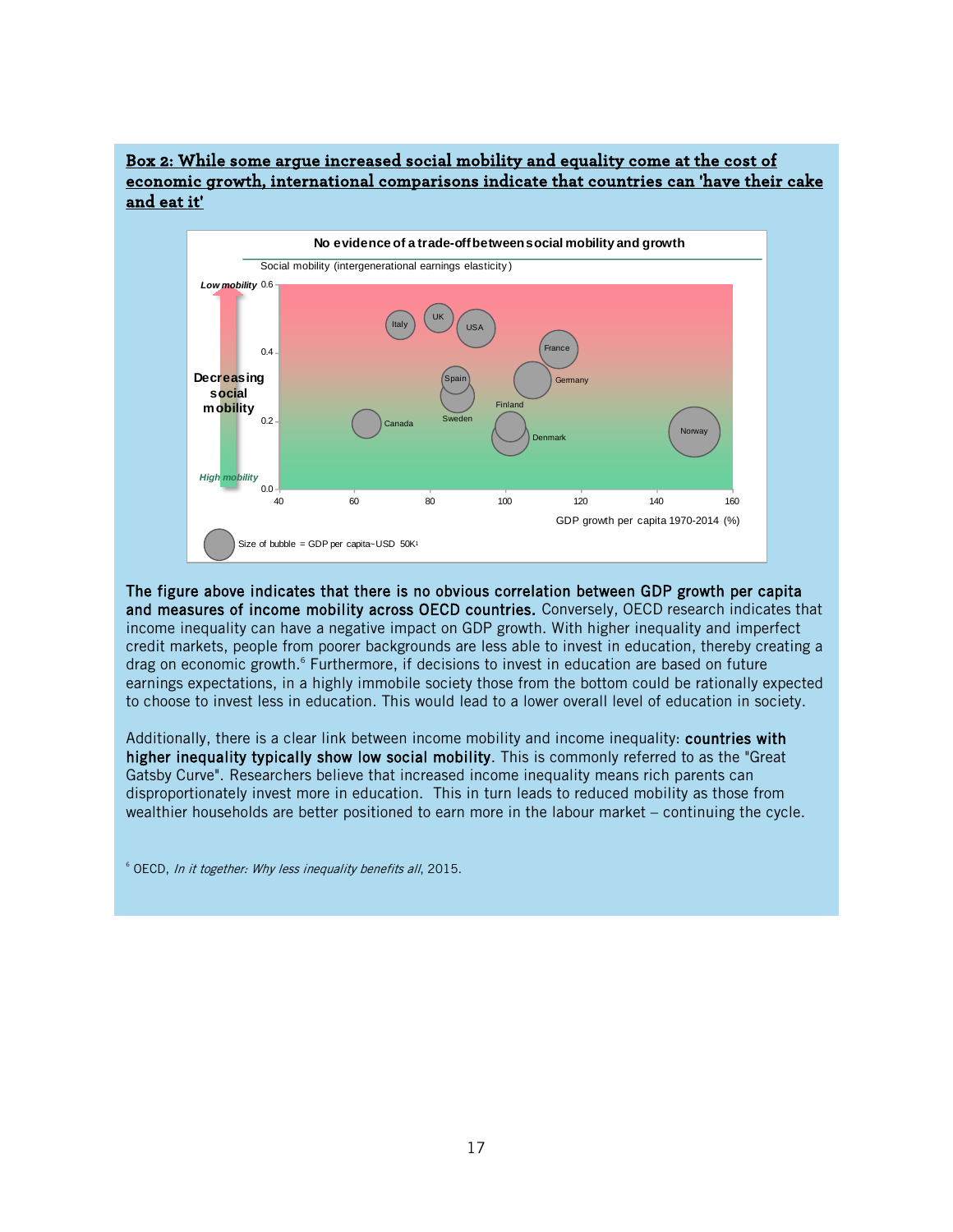**Box 2: While some argue increased social mobility and equality come at the cost of economic growth, international comparisons indicate that countries can 'have their cake and eat it'**

**No evidence of a trade-off between social mobility and growth**

Social mobility (intergenerational earnings elasticity)

Low mobility 0.6

0.4

Decreasing social mobility

0.2

High mobility

0.0

40 60 80 100 120 140 160

GDP growth per capita 1970-2014 (%)

Italy, UK, USA, France, Spain, Germany, Finland, Canada, Sweden, Denmark, Norway

Size of bubble = GDP per capita~USD 50K[1]

**The figure above indicates that there is no obvious correlation between GDP growth per capita and measures of income mobility across OECD countries.** Conversely, OECD research indicates that income inequality can have a negative impact on GDP growth. With higher inequality and imperfect credit markets, people from poorer backgrounds are less able to invest in education, thereby creating a drag on economic growth.[6] Furthermore, if decisions to invest in education are based on future earnings expectations, in a highly immobile society those from the bottom could be rationally expected to choose to invest less in education. This would lead to a lower overall level of education in society.

Additionally, there is a clear link between income mobility and income inequality: **countries with higher inequality typically show low social mobility**. This is commonly referred to as the "Great Gatsby Curve". Researchers believe that increased income inequality means rich parents can disproportionately invest more in education. This in turn leads to reduced mobility as those from wealthier households are better positioned to earn more in the labour market – continuing the cycle.

[6] OECD, *In it together: Why less inequality benefits all*, 2015.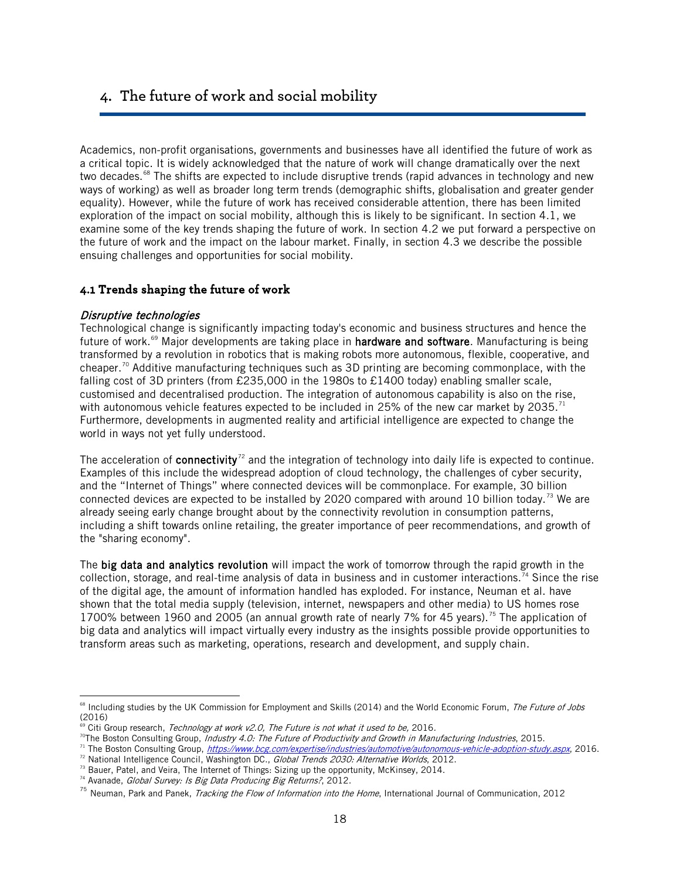# 4. The future of work and social mobility

Academics, non-profit organisations, governments and businesses have all identified the future of work as a critical topic. It is widely acknowledged that the nature of work will change dramatically over the next two decades.[68] The shifts are expected to include disruptive trends (rapid advances in technology and new ways of working) as well as broader long term trends (demographic shifts, globalisation and greater gender equality). However, while the future of work has received considerable attention, there has been limited exploration of the impact on social mobility, although this is likely to be significant. In section 4.1, we examine some of the key trends shaping the future of work. In section 4.2 we put forward a perspective on the future of work and the impact on the labour market. Finally, in section 4.3 we describe the possible ensuing challenges and opportunities for social mobility.

## 4.1 Trends shaping the future of work

*Disruptive technologies*

Technological change is significantly impacting today's economic and business structures and hence the future of work.[69] Major developments are taking place in **hardware and software**. Manufacturing is being transformed by a revolution in robotics that is making robots more autonomous, flexible, cooperative, and cheaper.[70] Additive manufacturing techniques such as 3D printing are becoming commonplace, with the falling cost of 3D printers (from £235,000 in the 1980s to £1400 today) enabling smaller scale, customised and decentralised production. The integration of autonomous capability is also on the rise, with autonomous vehicle features expected to be included in 25% of the new car market by 2035.[71] Furthermore, developments in augmented reality and artificial intelligence are expected to change the world in ways not yet fully understood.

The acceleration of **connectivity**[72] and the integration of technology into daily life is expected to continue. Examples of this include the widespread adoption of cloud technology, the challenges of cyber security, and the "Internet of Things" where connected devices will be commonplace. For example, 30 billion connected devices are expected to be installed by 2020 compared with around 10 billion today.[73] We are already seeing early change brought about by the connectivity revolution in consumption patterns, including a shift towards online retailing, the greater importance of peer recommendations, and growth of the "sharing economy".

The **big data and analytics revolution** will impact the work of tomorrow through the rapid growth in the collection, storage, and real-time analysis of data in business and in customer interactions.[74] Since the rise of the digital age, the amount of information handled has exploded. For instance, Neuman et al. have shown that the total media supply (television, internet, newspapers and other media) to US homes rose 1700% between 1960 and 2005 (an annual growth rate of nearly 7% for 45 years).[75] The application of big data and analytics will impact virtually every industry as the insights possible provide opportunities to transform areas such as marketing, operations, research and development, and supply chain.

---

[68] Including studies by the UK Commission for Employment and Skills (2014) and the World Economic Forum, *The Future of Jobs* (2016)

[69] Citi Group research, *Technology at work v2.0, The Future is not what it used to be,* 2016.

[70] The Boston Consulting Group, *Industry 4.0: The Future of Productivity and Growth in Manufacturing Industries*, 2015.

[71] The Boston Consulting Group, *https://www.bcg.com/expertise/industries/automotive/autonomous-vehicle-adoption-study.aspx*, 2016.

[72] National Intelligence Council, Washington DC., *Global Trends 2030: Alternative Worlds*, 2012.

[73] Bauer, Patel, and Veira, The Internet of Things: Sizing up the opportunity, McKinsey, 2014.

[74] Avanade, *Global Survey: Is Big Data Producing Big Returns?*, 2012.

[75] Neuman, Park and Panek, *Tracking the Flow of Information into the Home*, International Journal of Communication, 2012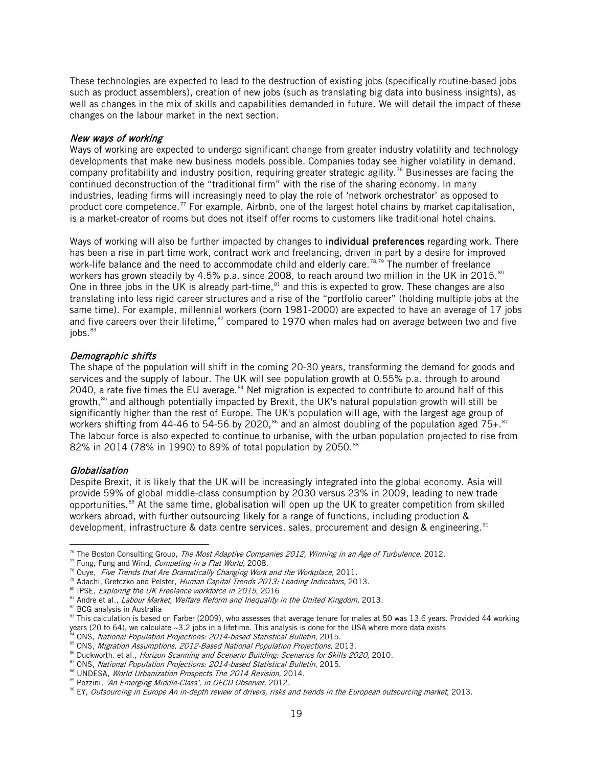These technologies are expected to lead to the destruction of existing jobs (specifically routine-based jobs such as product assemblers), creation of new jobs (such as translating big data into business insights), as well as changes in the mix of skills and capabilities demanded in future. We will detail the impact of these changes on the labour market in the next section.

### *New ways of working*

Ways of working are expected to undergo significant change from greater industry volatility and technology developments that make new business models possible. Companies today see higher volatility in demand, company profitability and industry position, requiring greater strategic agility.[76] Businesses are facing the continued deconstruction of the "traditional firm" with the rise of the sharing economy. In many industries, leading firms will increasingly need to play the role of 'network orchestrator' as opposed to product core competence.[77] For example, Airbnb, one of the largest hotel chains by market capitalisation, is a market-creator of rooms but does not itself offer rooms to customers like traditional hotel chains.

Ways of working will also be further impacted by changes to **individual preferences** regarding work. There has been a rise in part time work, contract work and freelancing, driven in part by a desire for improved work-life balance and the need to accommodate child and elderly care.[78,79] The number of freelance workers has grown steadily by 4.5% p.a. since 2008, to reach around two million in the UK in 2015.[80] One in three jobs in the UK is already part-time,[81] and this is expected to grow. These changes are also translating into less rigid career structures and a rise of the "portfolio career" (holding multiple jobs at the same time). For example, millennial workers (born 1981-2000) are expected to have an average of 17 jobs and five careers over their lifetime,[82] compared to 1970 when males had on average between two and five jobs.[83]

### *Demographic shifts*

The shape of the population will shift in the coming 20-30 years, transforming the demand for goods and services and the supply of labour. The UK will see population growth at 0.55% p.a. through to around 2040, a rate five times the EU average.[84] Net migration is expected to contribute to around half of this growth,[85] and although potentially impacted by Brexit, the UK's natural population growth will still be significantly higher than the rest of Europe. The UK's population will age, with the largest age group of workers shifting from 44-46 to 54-56 by 2020,[86] and an almost doubling of the population aged 75+.[87] The labour force is also expected to continue to urbanise, with the urban population projected to rise from 82% in 2014 (78% in 1990) to 89% of total population by 2050.[88]

### *Globalisation*

Despite Brexit, it is likely that the UK will be increasingly integrated into the global economy. Asia will provide 59% of global middle-class consumption by 2030 versus 23% in 2009, leading to new trade opportunities.[89] At the same time, globalisation will open up the UK to greater competition from skilled workers abroad, with further outsourcing likely for a range of functions, including production & development, infrastructure & data centre services, sales, procurement and design & engineering.[90]

---

[76] The Boston Consulting Group, *The Most Adaptive Companies 2012, Winning in an Age of Turbulence,* 2012.
[77] Fung, Fung and Wind, *Competing in a Flat World,* 2008.
[78] Ouye, *Five Trends that Are Dramatically Changing Work and the Workplace,* 2011.
[79] Adachi, Gretczko and Pelster, *Human Capital Trends 2013: Leading Indicators,* 2013.
[80] IPSE, *Exploring the UK Freelance workforce in 2015*, 2016
[81] Andre et al., *Labour Market, Welfare Reform and Inequality in the United Kingdom,* 2013.
[82] BCG analysis in Australia
[83] This calculation is based on Farber (2009), who assesses that average tenure for males at 50 was 13.6 years. Provided 44 working years (20 to 64), we calculate ~3.2 jobs in a lifetime. This analysis is done for the USA where more data exists
[84] ONS, *National Population Projections: 2014-based Statistical Bulletin*, 2015.
[85] ONS, *Migration Assumptions, 2012-Based National Population Projections,* 2013.
[86] Duckworth. et al., *Horizon Scanning and Scenario Building: Scenarios for Skills 2020,* 2010.
[87] ONS, *National Population Projections: 2014-based Statistical Bulletin*, 2015.
[88] UNDESA, *World Urbanization Prospects The 2014 Revision,* 2014.
[89] Pezzini, *'An Emerging Middle-Class', in OECD Observer,* 2012.
[90] EY, *Outsourcing in Europe An in-depth review of drivers, risks and trends in the European outsourcing market*, 2013.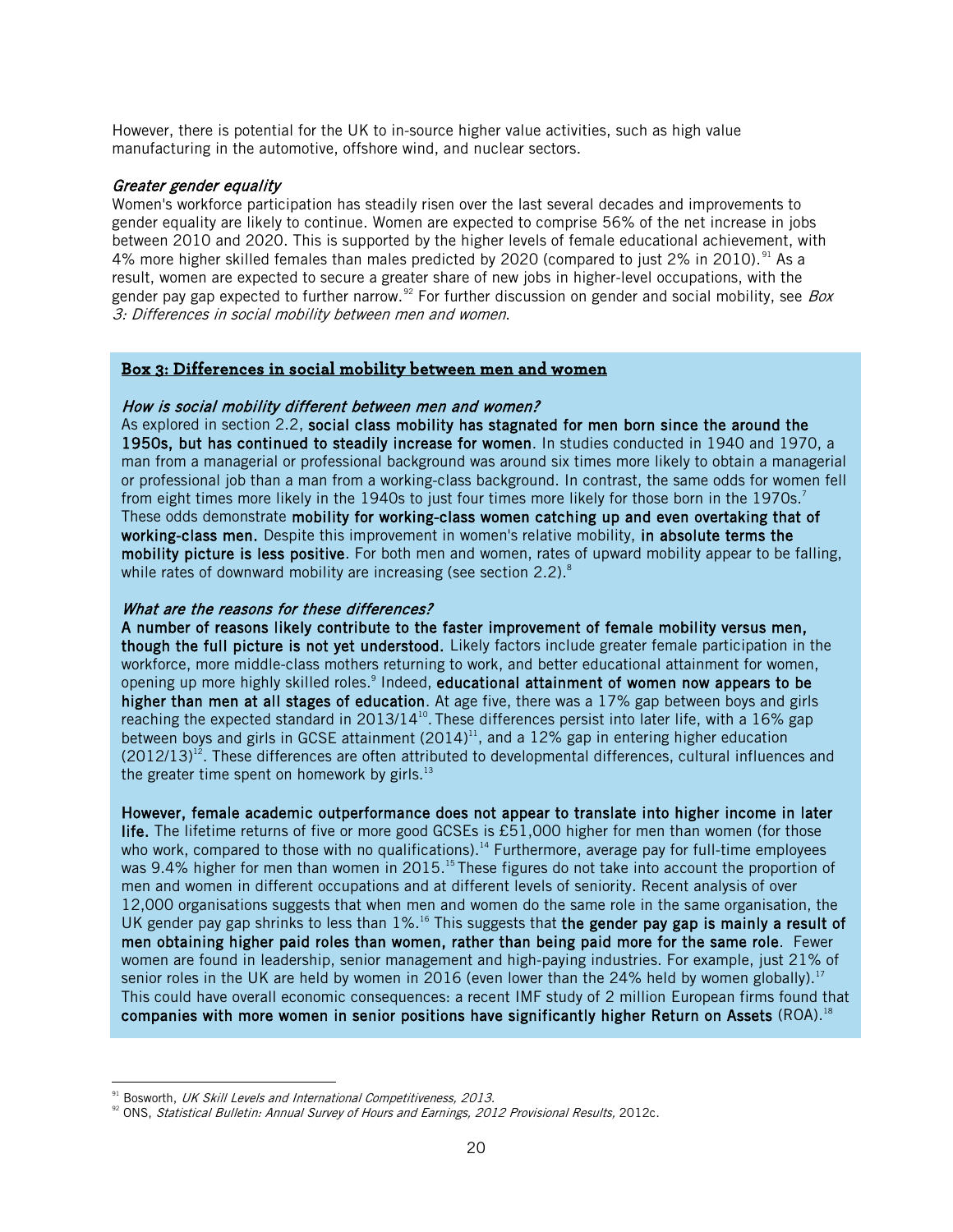However, there is potential for the UK to in-source higher value activities, such as high value manufacturing in the automotive, offshore wind, and nuclear sectors.

*Greater gender equality*

Women's workforce participation has steadily risen over the last several decades and improvements to gender equality are likely to continue. Women are expected to comprise 56% of the net increase in jobs between 2010 and 2020. This is supported by the higher levels of female educational achievement, with 4% more higher skilled females than males predicted by 2020 (compared to just 2% in 2010).[91] As a result, women are expected to secure a greater share of new jobs in higher-level occupations, with the gender pay gap expected to further narrow.[92] For further discussion on gender and social mobility, see *Box 3: Differences in social mobility between men and women*.

### Box 3: Differences in social mobility between men and women

*How is social mobility different between men and women?*

As explored in section 2.2, **social class mobility has stagnated for men born since the around the 1950s, but has continued to steadily increase for women**. In studies conducted in 1940 and 1970, a man from a managerial or professional background was around six times more likely to obtain a managerial or professional job than a man from a working-class background. In contrast, the same odds for women fell from eight times more likely in the 1940s to just four times more likely for those born in the 1970s.[7] These odds demonstrate **mobility for working-class women catching up and even overtaking that of working-class men.** Despite this improvement in women's relative mobility, **in absolute terms the mobility picture is less positive**. For both men and women, rates of upward mobility appear to be falling, while rates of downward mobility are increasing (see section 2.2).[8]

*What are the reasons for these differences?*

**A number of reasons likely contribute to the faster improvement of female mobility versus men, though the full picture is not yet understood.** Likely factors include greater female participation in the workforce, more middle-class mothers returning to work, and better educational attainment for women, opening up more highly skilled roles.[9] Indeed, **educational attainment of women now appears to be higher than men at all stages of education**. At age five, there was a 17% gap between boys and girls reaching the expected standard in 2013/14[10]. These differences persist into later life, with a 16% gap between boys and girls in GCSE attainment (2014)[11], and a 12% gap in entering higher education (2012/13)[12]. These differences are often attributed to developmental differences, cultural influences and the greater time spent on homework by girls.[13]

**However, female academic outperformance does not appear to translate into higher income in later life.** The lifetime returns of five or more good GCSEs is £51,000 higher for men than women (for those who work, compared to those with no qualifications).[14] Furthermore, average pay for full-time employees was 9.4% higher for men than women in 2015.[15] These figures do not take into account the proportion of men and women in different occupations and at different levels of seniority. Recent analysis of over 12,000 organisations suggests that when men and women do the same role in the same organisation, the UK gender pay gap shrinks to less than 1%.[16] This suggests that **the gender pay gap is mainly a result of men obtaining higher paid roles than women, rather than being paid more for the same role**. Fewer women are found in leadership, senior management and high-paying industries. For example, just 21% of senior roles in the UK are held by women in 2016 (even lower than the 24% held by women globally).[17] This could have overall economic consequences: a recent IMF study of 2 million European firms found that **companies with more women in senior positions have significantly higher Return on Assets** (ROA).[18]

---

[91] Bosworth, *UK Skill Levels and International Competitiveness, 2013*.

[92] ONS, *Statistical Bulletin: Annual Survey of Hours and Earnings, 2012 Provisional Results,* 2012c.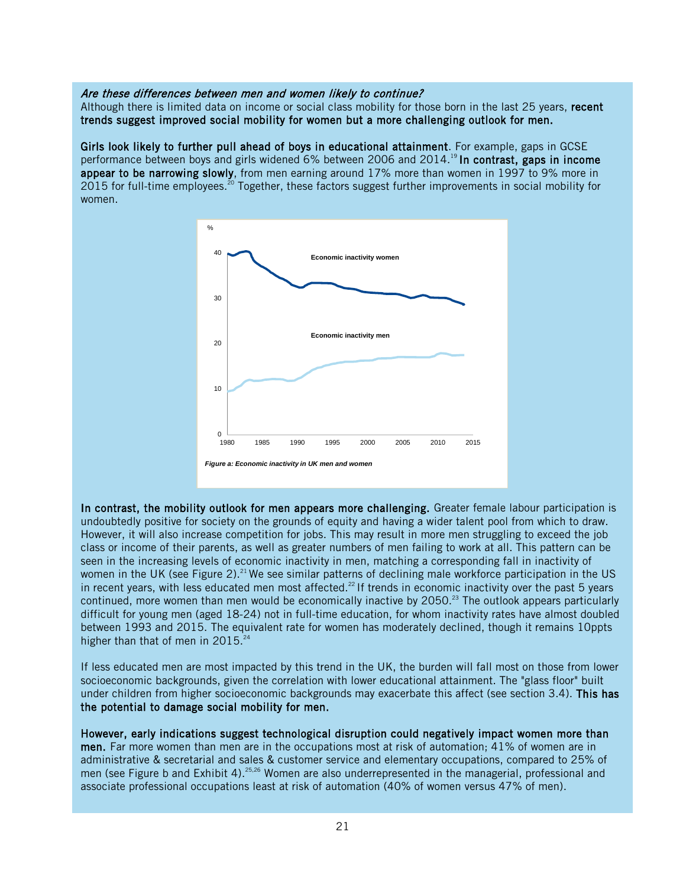*Are these differences between men and women likely to continue?*
Although there is limited data on income or social class mobility for those born in the last 25 years, **recent trends suggest improved social mobility for women but a more challenging outlook for men.**

**Girls look likely to further pull ahead of boys in educational attainment**. For example, gaps in GCSE performance between boys and girls widened 6% between 2006 and 2014.[19] **In contrast, gaps in income appear to be narrowing slowly**, from men earning around 17% more than women in 1997 to 9% more in 2015 for full-time employees.[20] Together, these factors suggest further improvements in social mobility for women.

*Figure a: Economic inactivity in UK men and women*

**In contrast, the mobility outlook for men appears more challenging.** Greater female labour participation is undoubtedly positive for society on the grounds of equity and having a wider talent pool from which to draw. However, it will also increase competition for jobs. This may result in more men struggling to exceed the job class or income of their parents, as well as greater numbers of men failing to work at all. This pattern can be seen in the increasing levels of economic inactivity in men, matching a corresponding fall in inactivity of women in the UK (see Figure 2).[21] We see similar patterns of declining male workforce participation in the US in recent years, with less educated men most affected.[22] If trends in economic inactivity over the past 5 years continued, more women than men would be economically inactive by 2050.[23] The outlook appears particularly difficult for young men (aged 18-24) not in full-time education, for whom inactivity rates have almost doubled between 1993 and 2015. The equivalent rate for women has moderately declined, though it remains 10ppts higher than that of men in 2015.[24]

If less educated men are most impacted by this trend in the UK, the burden will fall most on those from lower socioeconomic backgrounds, given the correlation with lower educational attainment. The "glass floor" built under children from higher socioeconomic backgrounds may exacerbate this affect (see section 3.4). **This has the potential to damage social mobility for men.**

**However, early indications suggest technological disruption could negatively impact women more than men.** Far more women than men are in the occupations most at risk of automation; 41% of women are in administrative & secretarial and sales & customer service and elementary occupations, compared to 25% of men (see Figure b and Exhibit 4).[25,26] Women are also underrepresented in the managerial, professional and associate professional occupations least at risk of automation (40% of women versus 47% of men).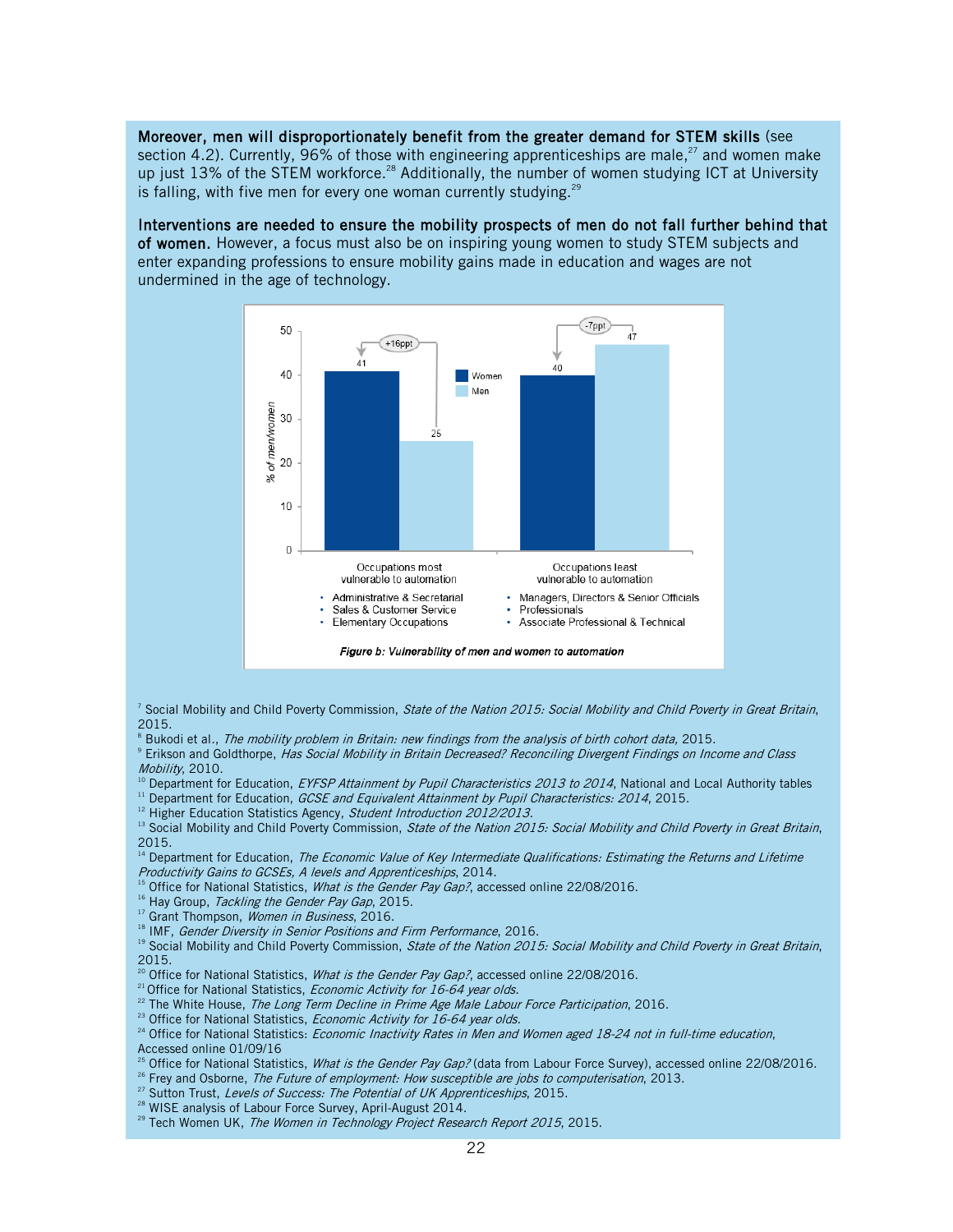**Moreover, men will disproportionately benefit from the greater demand for STEM skills** (see section 4.2). Currently, 96% of those with engineering apprenticeships are male,[27] and women make up just 13% of the STEM workforce.[28] Additionally, the number of women studying ICT at University is falling, with five men for every one woman currently studying.[29]

**Interventions are needed to ensure the mobility prospects of men do not fall further behind that of women.** However, a focus must also be on inspiring young women to study STEM subjects and enter expanding professions to ensure mobility gains made in education and wages are not undermined in the age of technology.

| % of men/women | Women | Men | Difference |
|---|---|---|---|
| Occupations most vulnerable to automation (Administrative & Secretarial; Sales & Customer Service; Elementary Occupations) | 41 | 25 | +16ppt |
| Occupations least vulnerable to automation (Managers, Directors & Senior Officials; Professionals; Associate Professional & Technical) | 40 | 47 | -7ppt |

*Figure b: Vulnerability of men and women to automation*

[7] Social Mobility and Child Poverty Commission, *State of the Nation 2015: Social Mobility and Child Poverty in Great Britain*, 2015.
[8] Bukodi et al., *The mobility problem in Britain: new findings from the analysis of birth cohort data*, 2015.
[9] Erikson and Goldthorpe, *Has Social Mobility in Britain Decreased? Reconciling Divergent Findings on Income and Class Mobility*, 2010.
[10] Department for Education, *EYFSP Attainment by Pupil Characteristics 2013 to 2014*, National and Local Authority tables
[11] Department for Education, *GCSE and Equivalent Attainment by Pupil Characteristics: 2014*, 2015.
[12] Higher Education Statistics Agency, *Student Introduction 2012/2013.*
[13] Social Mobility and Child Poverty Commission, *State of the Nation 2015: Social Mobility and Child Poverty in Great Britain*, 2015.
[14] Department for Education, *The Economic Value of Key Intermediate Qualifications: Estimating the Returns and Lifetime Productivity Gains to GCSEs, A levels and Apprenticeships*, 2014.
[15] Office for National Statistics, *What is the Gender Pay Gap?*, accessed online 22/08/2016.
[16] Hay Group, *Tackling the Gender Pay Gap*, 2015.
[17] Grant Thompson, *Women in Business*, 2016.
[18] IMF, *Gender Diversity in Senior Positions and Firm Performance*, 2016.
[19] Social Mobility and Child Poverty Commission, *State of the Nation 2015: Social Mobility and Child Poverty in Great Britain*, 2015.
[20] Office for National Statistics, *What is the Gender Pay Gap?*, accessed online 22/08/2016.
[21] Office for National Statistics, *Economic Activity for 16-64 year olds.*
[22] The White House, *The Long Term Decline in Prime Age Male Labour Force Participation*, 2016.
[23] Office for National Statistics, *Economic Activity for 16-64 year olds.*
[24] Office for National Statistics: *Economic Inactivity Rates in Men and Women aged 18-24 not in full-time education*, Accessed online 01/09/16
[25] Office for National Statistics, *What is the Gender Pay Gap?* (data from Labour Force Survey), accessed online 22/08/2016.
[26] Frey and Osborne, *The Future of employment: How susceptible are jobs to computerisation*, 2013.
[27] Sutton Trust, *Levels of Success: The Potential of UK Apprenticeships*, 2015.
[28] WISE analysis of Labour Force Survey, April-August 2014.
[29] Tech Women UK, *The Women in Technology Project Research Report 2015*, 2015.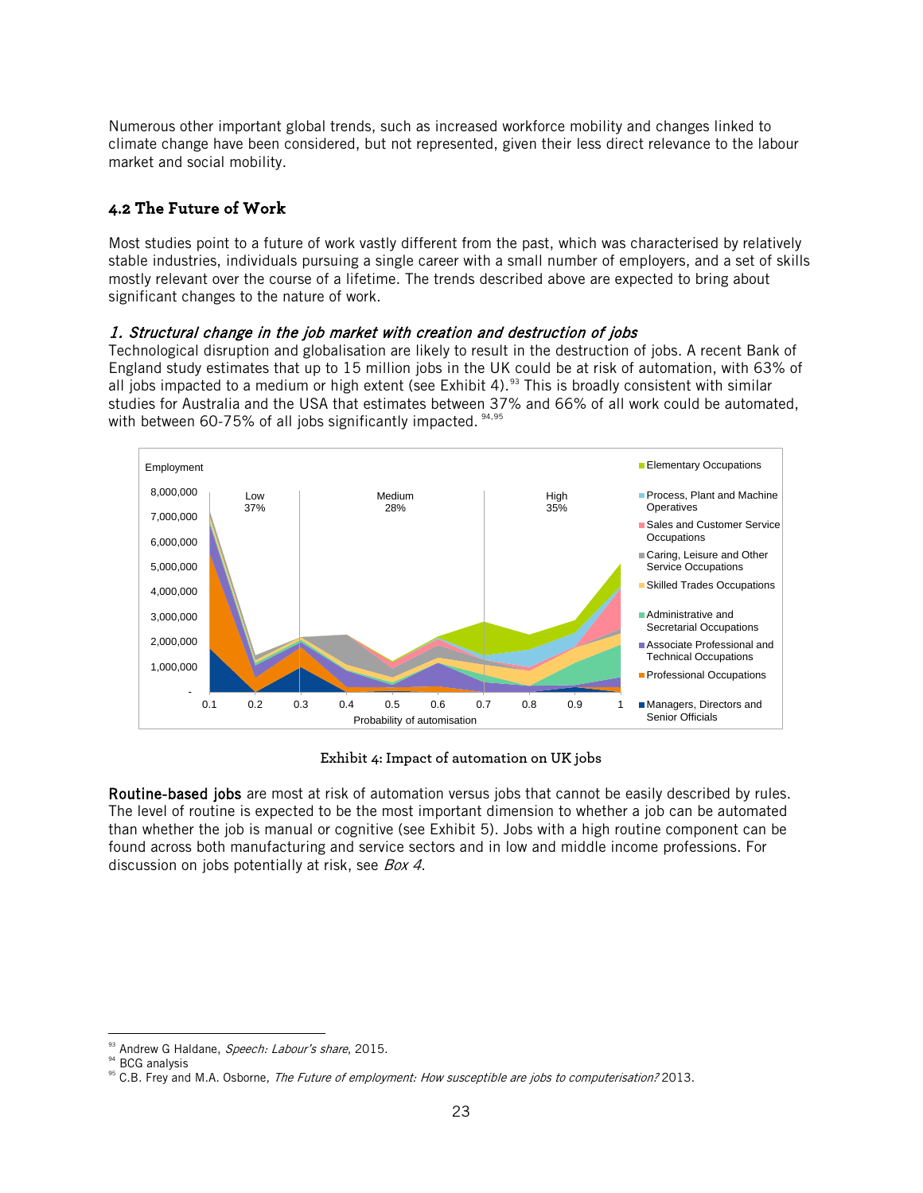Numerous other important global trends, such as increased workforce mobility and changes linked to climate change have been considered, but not represented, given their less direct relevance to the labour market and social mobility.

## 4.2 The Future of Work

Most studies point to a future of work vastly different from the past, which was characterised by relatively stable industries, individuals pursuing a single career with a small number of employers, and a set of skills mostly relevant over the course of a lifetime. The trends described above are expected to bring about significant changes to the nature of work.

### *1. Structural change in the job market with creation and destruction of jobs*

Technological disruption and globalisation are likely to result in the destruction of jobs. A recent Bank of England study estimates that up to 15 million jobs in the UK could be at risk of automation, with 63% of all jobs impacted to a medium or high extent (see Exhibit 4).[93] This is broadly consistent with similar studies for Australia and the USA that estimates between 37% and 66% of all work could be automated, with between 60-75% of all jobs significantly impacted. [94,95]

Exhibit 4: Impact of automation on UK jobs

**Routine-based jobs** are most at risk of automation versus jobs that cannot be easily described by rules. The level of routine is expected to be the most important dimension to whether a job can be automated than whether the job is manual or cognitive (see Exhibit 5). Jobs with a high routine component can be found across both manufacturing and service sectors and in low and middle income professions. For discussion on jobs potentially at risk, see *Box 4*.

---

[93] Andrew G Haldane, *Speech: Labour's share*, 2015.
[94] BCG analysis
[95] C.B. Frey and M.A. Osborne, *The Future of employment: How susceptible are jobs to computerisation?* 2013.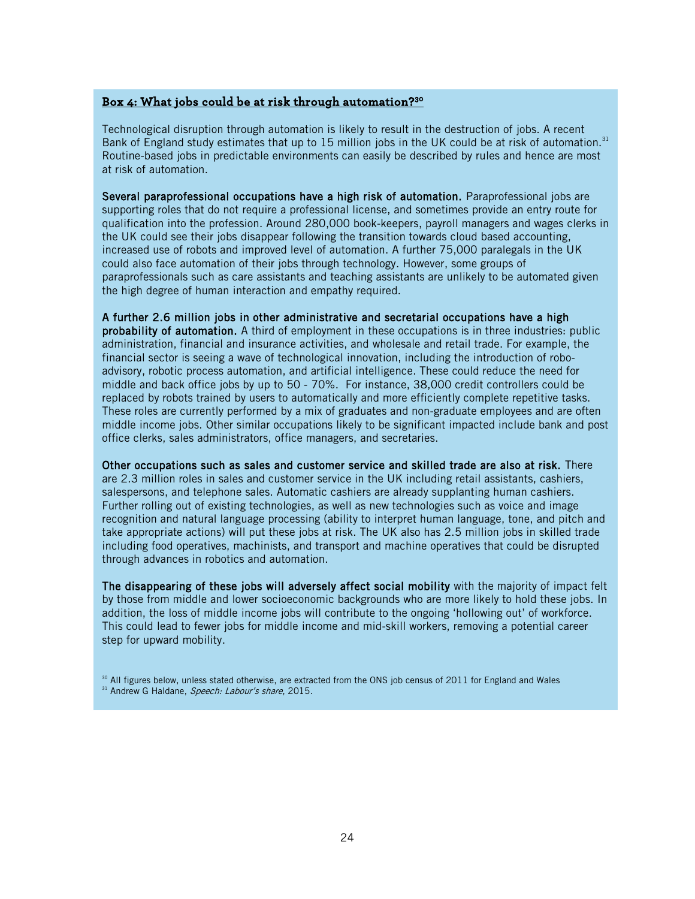## Box 4: What jobs could be at risk through automation?[30]

Technological disruption through automation is likely to result in the destruction of jobs. A recent Bank of England study estimates that up to 15 million jobs in the UK could be at risk of automation.[31] Routine-based jobs in predictable environments can easily be described by rules and hence are most at risk of automation.

**Several paraprofessional occupations have a high risk of automation.** Paraprofessional jobs are supporting roles that do not require a professional license, and sometimes provide an entry route for qualification into the profession. Around 280,000 book-keepers, payroll managers and wages clerks in the UK could see their jobs disappear following the transition towards cloud based accounting, increased use of robots and improved level of automation. A further 75,000 paralegals in the UK could also face automation of their jobs through technology. However, some groups of paraprofessionals such as care assistants and teaching assistants are unlikely to be automated given the high degree of human interaction and empathy required.

**A further 2.6 million jobs in other administrative and secretarial occupations have a high probability of automation.** A third of employment in these occupations is in three industries: public administration, financial and insurance activities, and wholesale and retail trade. For example, the financial sector is seeing a wave of technological innovation, including the introduction of robo-advisory, robotic process automation, and artificial intelligence. These could reduce the need for middle and back office jobs by up to 50 - 70%. For instance, 38,000 credit controllers could be replaced by robots trained by users to automatically and more efficiently complete repetitive tasks. These roles are currently performed by a mix of graduates and non-graduate employees and are often middle income jobs. Other similar occupations likely to be significant impacted include bank and post office clerks, sales administrators, office managers, and secretaries.

**Other occupations such as sales and customer service and skilled trade are also at risk.** There are 2.3 million roles in sales and customer service in the UK including retail assistants, cashiers, salespersons, and telephone sales. Automatic cashiers are already supplanting human cashiers. Further rolling out of existing technologies, as well as new technologies such as voice and image recognition and natural language processing (ability to interpret human language, tone, and pitch and take appropriate actions) will put these jobs at risk. The UK also has 2.5 million jobs in skilled trade including food operatives, machinists, and transport and machine operatives that could be disrupted through advances in robotics and automation.

**The disappearing of these jobs will adversely affect social mobility** with the majority of impact felt by those from middle and lower socioeconomic backgrounds who are more likely to hold these jobs. In addition, the loss of middle income jobs will contribute to the ongoing 'hollowing out' of workforce. This could lead to fewer jobs for middle income and mid-skill workers, removing a potential career step for upward mobility.

[30] All figures below, unless stated otherwise, are extracted from the ONS job census of 2011 for England and Wales

[31] Andrew G Haldane, *Speech: Labour's share*, 2015.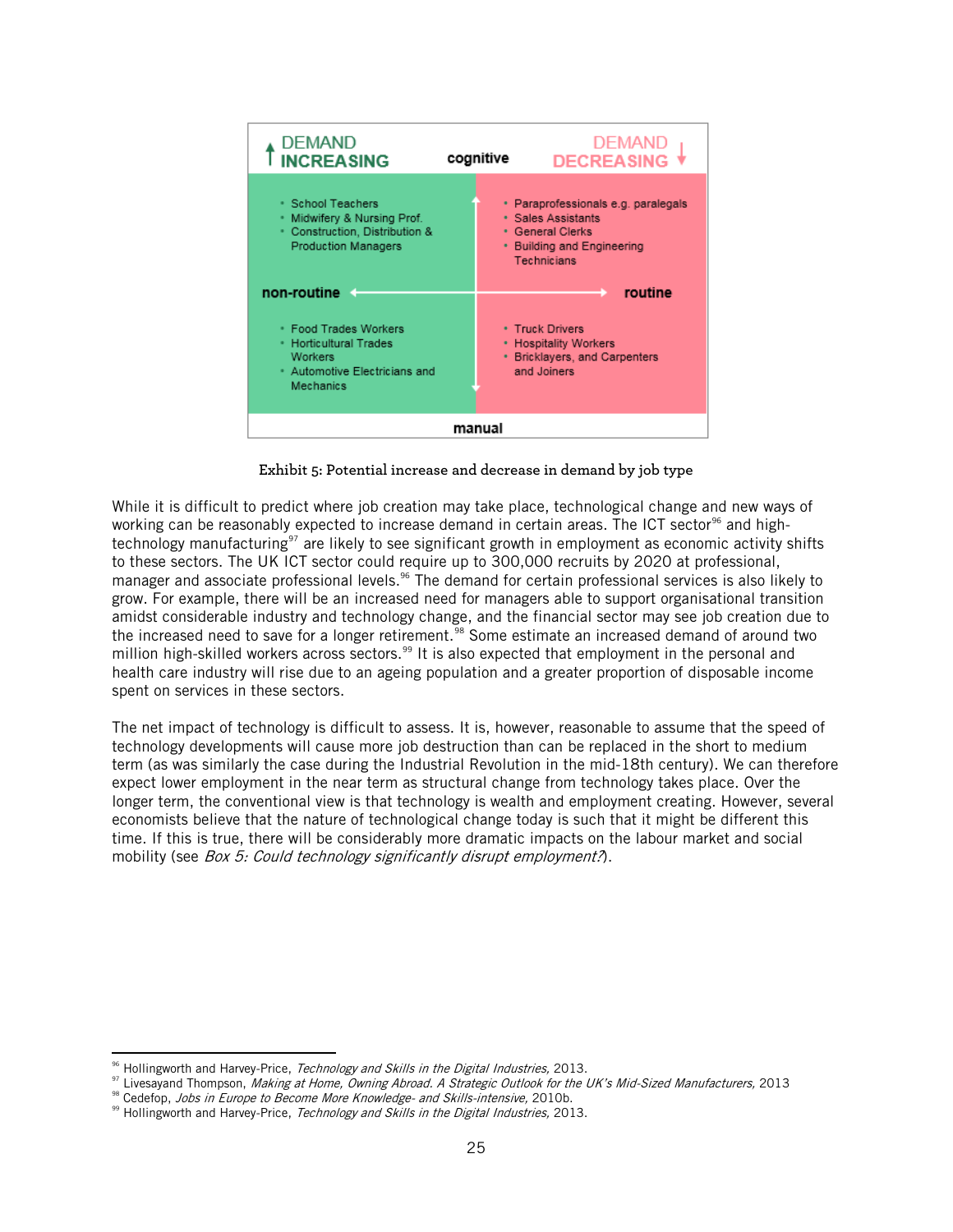| DEMAND INCREASING | cognitive | DEMAND DECREASING |
|---|---|---|
| • School Teachers<br>• Midwifery & Nursing Prof.<br>• Construction, Distribution & Production Managers | | • Paraprofessionals e.g. paralegals<br>• Sales Assistants<br>• General Clerks<br>• Building and Engineering Technicians |
| **non-routine** | | **routine** |
| • Food Trades Workers<br>• Horticultural Trades Workers<br>• Automotive Electricians and Mechanics | | • Truck Drivers<br>• Hospitality Workers<br>• Bricklayers, and Carpenters and Joiners |
| | manual | |

Exhibit 5: Potential increase and decrease in demand by job type

While it is difficult to predict where job creation may take place, technological change and new ways of working can be reasonably expected to increase demand in certain areas. The ICT sector[96] and high-technology manufacturing[97] are likely to see significant growth in employment as economic activity shifts to these sectors. The UK ICT sector could require up to 300,000 recruits by 2020 at professional, manager and associate professional levels.[96] The demand for certain professional services is also likely to grow. For example, there will be an increased need for managers able to support organisational transition amidst considerable industry and technology change, and the financial sector may see job creation due to the increased need to save for a longer retirement.[98] Some estimate an increased demand of around two million high-skilled workers across sectors.[99] It is also expected that employment in the personal and health care industry will rise due to an ageing population and a greater proportion of disposable income spent on services in these sectors.

The net impact of technology is difficult to assess. It is, however, reasonable to assume that the speed of technology developments will cause more job destruction than can be replaced in the short to medium term (as was similarly the case during the Industrial Revolution in the mid-18th century). We can therefore expect lower employment in the near term as structural change from technology takes place. Over the longer term, the conventional view is that technology is wealth and employment creating. However, several economists believe that the nature of technological change today is such that it might be different this time. If this is true, there will be considerably more dramatic impacts on the labour market and social mobility (see *Box 5: Could technology significantly disrupt employment?*).

---

[96] Hollingworth and Harvey-Price, *Technology and Skills in the Digital Industries*, 2013.
[97] Livesayand Thompson, *Making at Home, Owning Abroad. A Strategic Outlook for the UK's Mid-Sized Manufacturers*, 2013
[98] Cedefop, *Jobs in Europe to Become More Knowledge- and Skills-intensive*, 2010b.
[99] Hollingworth and Harvey-Price, *Technology and Skills in the Digital Industries*, 2013.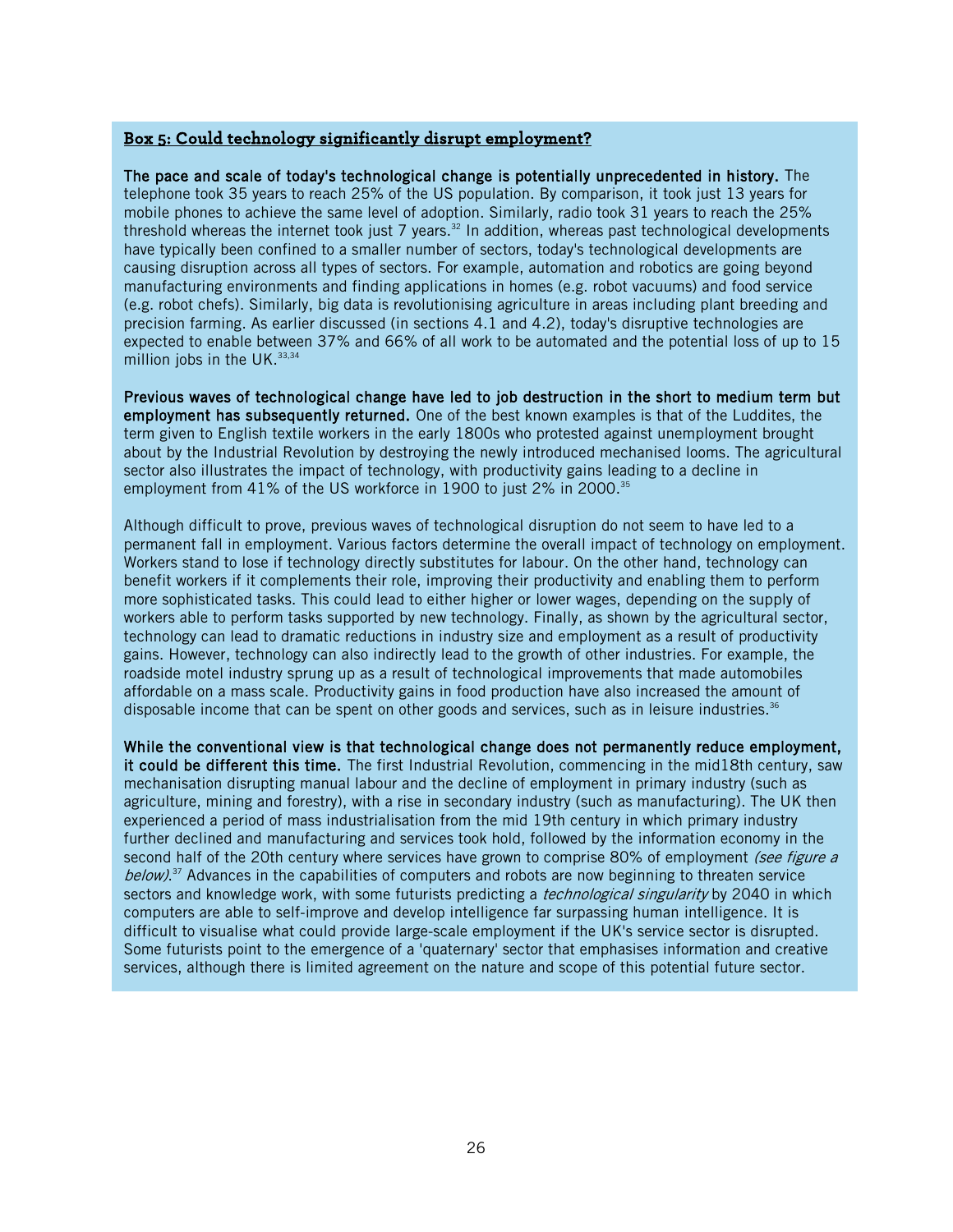**Box 5: Could technology significantly disrupt employment?**

**The pace and scale of today's technological change is potentially unprecedented in history.** The telephone took 35 years to reach 25% of the US population. By comparison, it took just 13 years for mobile phones to achieve the same level of adoption. Similarly, radio took 31 years to reach the 25% threshold whereas the internet took just 7 years.[32] In addition, whereas past technological developments have typically been confined to a smaller number of sectors, today's technological developments are causing disruption across all types of sectors. For example, automation and robotics are going beyond manufacturing environments and finding applications in homes (e.g. robot vacuums) and food service (e.g. robot chefs). Similarly, big data is revolutionising agriculture in areas including plant breeding and precision farming. As earlier discussed (in sections 4.1 and 4.2), today's disruptive technologies are expected to enable between 37% and 66% of all work to be automated and the potential loss of up to 15 million jobs in the UK.[33,34]

**Previous waves of technological change have led to job destruction in the short to medium term but employment has subsequently returned.** One of the best known examples is that of the Luddites, the term given to English textile workers in the early 1800s who protested against unemployment brought about by the Industrial Revolution by destroying the newly introduced mechanised looms. The agricultural sector also illustrates the impact of technology, with productivity gains leading to a decline in employment from 41% of the US workforce in 1900 to just 2% in 2000.[35]

Although difficult to prove, previous waves of technological disruption do not seem to have led to a permanent fall in employment. Various factors determine the overall impact of technology on employment. Workers stand to lose if technology directly substitutes for labour. On the other hand, technology can benefit workers if it complements their role, improving their productivity and enabling them to perform more sophisticated tasks. This could lead to either higher or lower wages, depending on the supply of workers able to perform tasks supported by new technology. Finally, as shown by the agricultural sector, technology can lead to dramatic reductions in industry size and employment as a result of productivity gains. However, technology can also indirectly lead to the growth of other industries. For example, the roadside motel industry sprung up as a result of technological improvements that made automobiles affordable on a mass scale. Productivity gains in food production have also increased the amount of disposable income that can be spent on other goods and services, such as in leisure industries.[36]

**While the conventional view is that technological change does not permanently reduce employment, it could be different this time.** The first Industrial Revolution, commencing in the mid18th century, saw mechanisation disrupting manual labour and the decline of employment in primary industry (such as agriculture, mining and forestry), with a rise in secondary industry (such as manufacturing). The UK then experienced a period of mass industrialisation from the mid 19th century in which primary industry further declined and manufacturing and services took hold, followed by the information economy in the second half of the 20th century where services have grown to comprise 80% of employment *(see figure a below)*.[37] Advances in the capabilities of computers and robots are now beginning to threaten service sectors and knowledge work, with some futurists predicting a *technological singularity* by 2040 in which computers are able to self-improve and develop intelligence far surpassing human intelligence. It is difficult to visualise what could provide large-scale employment if the UK's service sector is disrupted. Some futurists point to the emergence of a 'quaternary' sector that emphasises information and creative services, although there is limited agreement on the nature and scope of this potential future sector.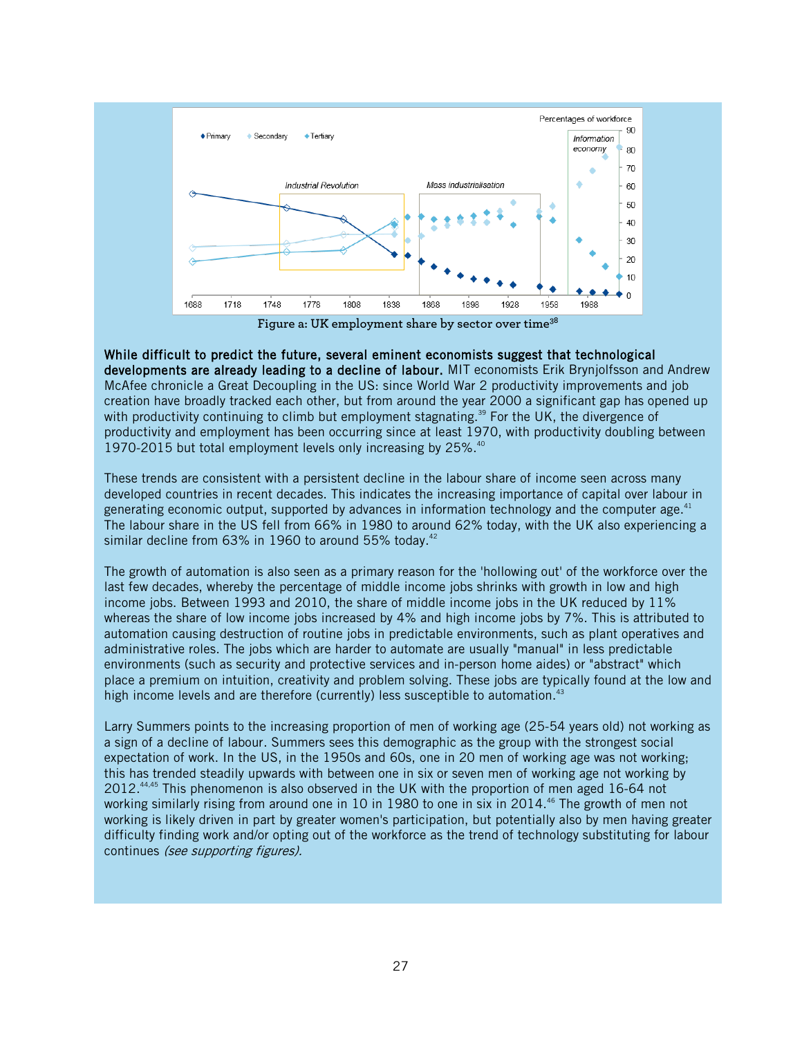Figure a: UK employment share by sector over time[38]

**While difficult to predict the future, several eminent economists suggest that technological developments are already leading to a decline of labour.** MIT economists Erik Brynjolfsson and Andrew McAfee chronicle a Great Decoupling in the US: since World War 2 productivity improvements and job creation have broadly tracked each other, but from around the year 2000 a significant gap has opened up with productivity continuing to climb but employment stagnating.[39] For the UK, the divergence of productivity and employment has been occurring since at least 1970, with productivity doubling between 1970-2015 but total employment levels only increasing by 25%.[40]

These trends are consistent with a persistent decline in the labour share of income seen across many developed countries in recent decades. This indicates the increasing importance of capital over labour in generating economic output, supported by advances in information technology and the computer age.[41] The labour share in the US fell from 66% in 1980 to around 62% today, with the UK also experiencing a similar decline from 63% in 1960 to around 55% today.[42]

The growth of automation is also seen as a primary reason for the 'hollowing out' of the workforce over the last few decades, whereby the percentage of middle income jobs shrinks with growth in low and high income jobs. Between 1993 and 2010, the share of middle income jobs in the UK reduced by 11% whereas the share of low income jobs increased by 4% and high income jobs by 7%. This is attributed to automation causing destruction of routine jobs in predictable environments, such as plant operatives and administrative roles. The jobs which are harder to automate are usually "manual" in less predictable environments (such as security and protective services and in-person home aides) or "abstract" which place a premium on intuition, creativity and problem solving. These jobs are typically found at the low and high income levels and are therefore (currently) less susceptible to automation.[43]

Larry Summers points to the increasing proportion of men of working age (25-54 years old) not working as a sign of a decline of labour. Summers sees this demographic as the group with the strongest social expectation of work. In the US, in the 1950s and 60s, one in 20 men of working age was not working; this has trended steadily upwards with between one in six or seven men of working age not working by 2012.[44,45] This phenomenon is also observed in the UK with the proportion of men aged 16-64 not working similarly rising from around one in 10 in 1980 to one in six in 2014.[46] The growth of men not working is likely driven in part by greater women's participation, but potentially also by men having greater difficulty finding work and/or opting out of the workforce as the trend of technology substituting for labour continues *(see supporting figures).*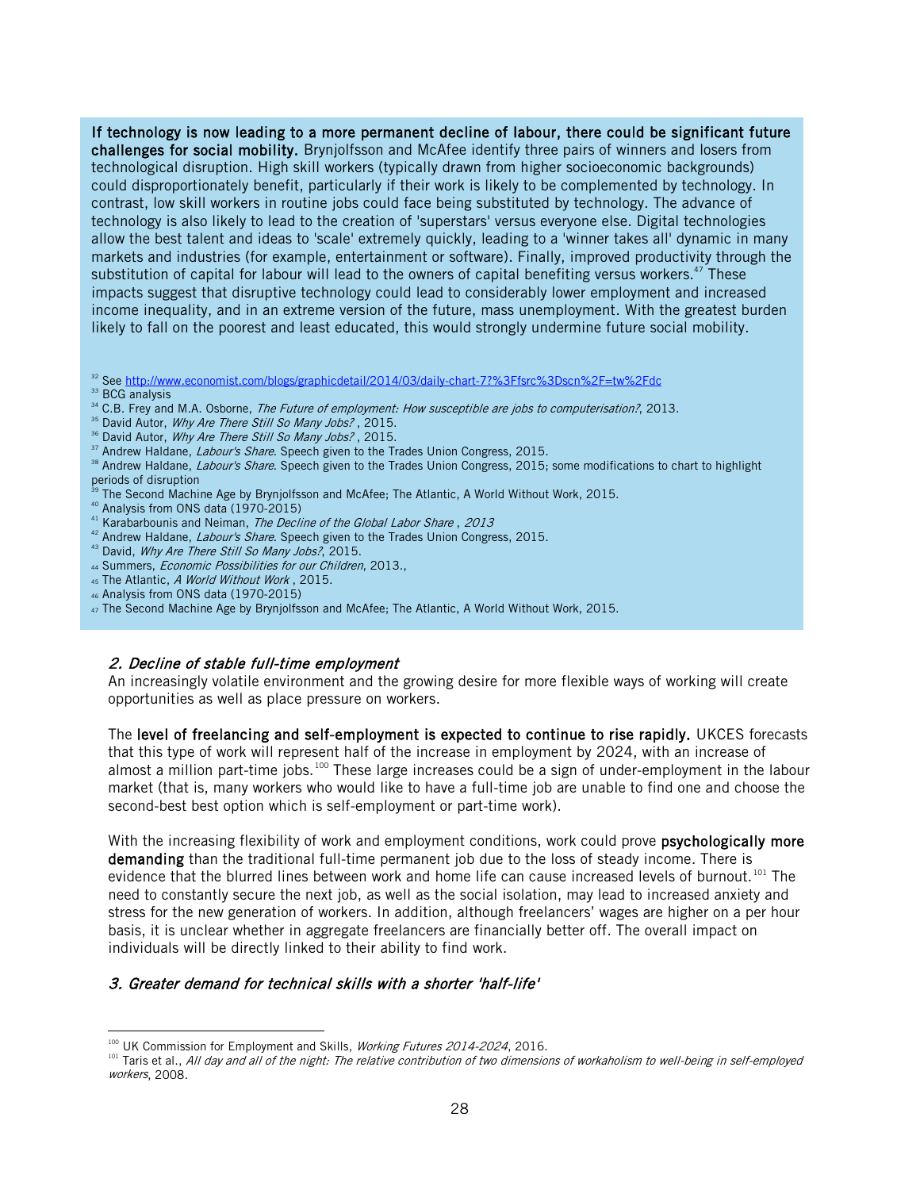**If technology is now leading to a more permanent decline of labour, there could be significant future challenges for social mobility.** Brynjolfsson and McAfee identify three pairs of winners and losers from technological disruption. High skill workers (typically drawn from higher socioeconomic backgrounds) could disproportionately benefit, particularly if their work is likely to be complemented by technology. In contrast, low skill workers in routine jobs could face being substituted by technology. The advance of technology is also likely to lead to the creation of 'superstars' versus everyone else. Digital technologies allow the best talent and ideas to 'scale' extremely quickly, leading to a 'winner takes all' dynamic in many markets and industries (for example, entertainment or software). Finally, improved productivity through the substitution of capital for labour will lead to the owners of capital benefiting versus workers.[47] These impacts suggest that disruptive technology could lead to considerably lower employment and increased income inequality, and in an extreme version of the future, mass unemployment. With the greatest burden likely to fall on the poorest and least educated, this would strongly undermine future social mobility.

[32] See http://www.economist.com/blogs/graphicdetail/2014/03/daily-chart-7?%3Ffsrc%3Dscn%2F=tw%2Fdc
[33] BCG analysis
[34] C.B. Frey and M.A. Osborne, *The Future of employment: How susceptible are jobs to computerisation?*, 2013.
[35] David Autor, *Why Are There Still So Many Jobs?* , 2015.
[36] David Autor, *Why Are There Still So Many Jobs?* , 2015.
[37] Andrew Haldane, *Labour's Share*. Speech given to the Trades Union Congress, 2015.
[38] Andrew Haldane, *Labour's Share*. Speech given to the Trades Union Congress, 2015; some modifications to chart to highlight periods of disruption
[39] The Second Machine Age by Brynjolfsson and McAfee; The Atlantic, A World Without Work, 2015.
[40] Analysis from ONS data (1970-2015)
[41] Karabarbounis and Neiman, *The Decline of the Global Labor Share , 2013*
[42] Andrew Haldane, *Labour's Share*. Speech given to the Trades Union Congress, 2015.
[43] David, *Why Are There Still So Many Jobs?*, 2015.
[44] Summers, *Economic Possibilities for our Children*, 2013.,
[45] The Atlantic, *A World Without Work* , 2015.
[46] Analysis from ONS data (1970-2015)
[47] The Second Machine Age by Brynjolfsson and McAfee; The Atlantic, A World Without Work, 2015.

### *2. Decline of stable full-time employment*

An increasingly volatile environment and the growing desire for more flexible ways of working will create opportunities as well as place pressure on workers.

The **level of freelancing and self-employment is expected to continue to rise rapidly.** UKCES forecasts that this type of work will represent half of the increase in employment by 2024, with an increase of almost a million part-time jobs.[100] These large increases could be a sign of under-employment in the labour market (that is, many workers who would like to have a full-time job are unable to find one and choose the second-best best option which is self-employment or part-time work).

With the increasing flexibility of work and employment conditions, work could prove **psychologically more demanding** than the traditional full-time permanent job due to the loss of steady income. There is evidence that the blurred lines between work and home life can cause increased levels of burnout.[101] The need to constantly secure the next job, as well as the social isolation, may lead to increased anxiety and stress for the new generation of workers. In addition, although freelancers' wages are higher on a per hour basis, it is unclear whether in aggregate freelancers are financially better off. The overall impact on individuals will be directly linked to their ability to find work.

### *3. Greater demand for technical skills with a shorter 'half-life'*

[100] UK Commission for Employment and Skills, *Working Futures 2014-2024*, 2016.
[101] Taris et al., *All day and all of the night: The relative contribution of two dimensions of workaholism to well-being in self-employed workers*, 2008.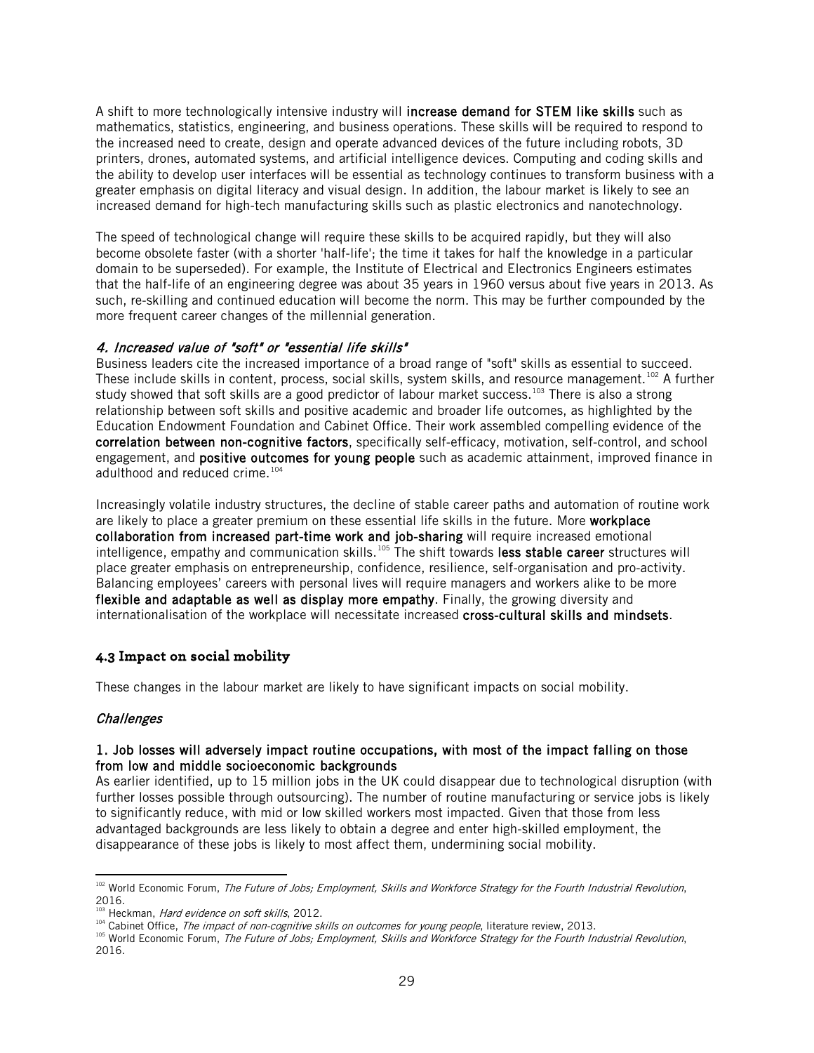A shift to more technologically intensive industry will **increase demand for STEM like skills** such as mathematics, statistics, engineering, and business operations. These skills will be required to respond to the increased need to create, design and operate advanced devices of the future including robots, 3D printers, drones, automated systems, and artificial intelligence devices. Computing and coding skills and the ability to develop user interfaces will be essential as technology continues to transform business with a greater emphasis on digital literacy and visual design. In addition, the labour market is likely to see an increased demand for high-tech manufacturing skills such as plastic electronics and nanotechnology.

The speed of technological change will require these skills to be acquired rapidly, but they will also become obsolete faster (with a shorter 'half-life'; the time it takes for half the knowledge in a particular domain to be superseded). For example, the Institute of Electrical and Electronics Engineers estimates that the half-life of an engineering degree was about 35 years in 1960 versus about five years in 2013. As such, re-skilling and continued education will become the norm. This may be further compounded by the more frequent career changes of the millennial generation.

#### *4. Increased value of "soft" or "essential life skills"*

Business leaders cite the increased importance of a broad range of "soft" skills as essential to succeed. These include skills in content, process, social skills, system skills, and resource management.[102] A further study showed that soft skills are a good predictor of labour market success.[103] There is also a strong relationship between soft skills and positive academic and broader life outcomes, as highlighted by the Education Endowment Foundation and Cabinet Office. Their work assembled compelling evidence of the **correlation between non-cognitive factors**, specifically self-efficacy, motivation, self-control, and school engagement, and **positive outcomes for young people** such as academic attainment, improved finance in adulthood and reduced crime.[104]

Increasingly volatile industry structures, the decline of stable career paths and automation of routine work are likely to place a greater premium on these essential life skills in the future. More **workplace collaboration from increased part-time work and job-sharing** will require increased emotional intelligence, empathy and communication skills.[105] The shift towards **less stable career** structures will place greater emphasis on entrepreneurship, confidence, resilience, self-organisation and pro-activity. Balancing employees' careers with personal lives will require managers and workers alike to be more **flexible and adaptable as well as display more empathy**. Finally, the growing diversity and internationalisation of the workplace will necessitate increased **cross-cultural skills and mindsets**.

### 4.3 Impact on social mobility

These changes in the labour market are likely to have significant impacts on social mobility.

#### *Challenges*

**1. Job losses will adversely impact routine occupations, with most of the impact falling on those from low and middle socioeconomic backgrounds**

As earlier identified, up to 15 million jobs in the UK could disappear due to technological disruption (with further losses possible through outsourcing). The number of routine manufacturing or service jobs is likely to significantly reduce, with mid or low skilled workers most impacted. Given that those from less advantaged backgrounds are less likely to obtain a degree and enter high-skilled employment, the disappearance of these jobs is likely to most affect them, undermining social mobility.

---

[102] World Economic Forum, *The Future of Jobs; Employment, Skills and Workforce Strategy for the Fourth Industrial Revolution*, 2016.

[103] Heckman, *Hard evidence on soft skills*, 2012.

[104] Cabinet Office, *The impact of non-cognitive skills on outcomes for young people*, literature review, 2013.

[105] World Economic Forum, *The Future of Jobs; Employment, Skills and Workforce Strategy for the Fourth Industrial Revolution*, 2016.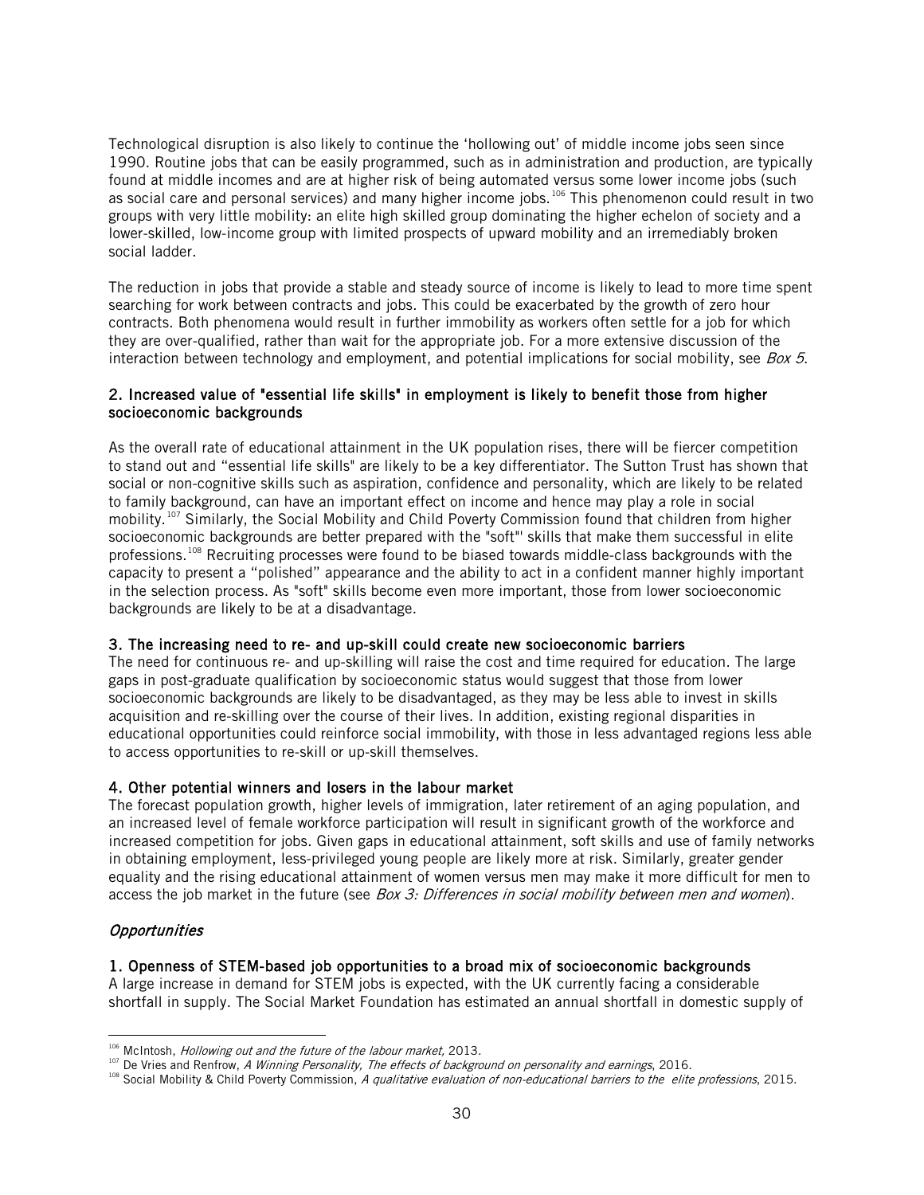Technological disruption is also likely to continue the 'hollowing out' of middle income jobs seen since 1990. Routine jobs that can be easily programmed, such as in administration and production, are typically found at middle incomes and are at higher risk of being automated versus some lower income jobs (such as social care and personal services) and many higher income jobs.[106] This phenomenon could result in two groups with very little mobility: an elite high skilled group dominating the higher echelon of society and a lower-skilled, low-income group with limited prospects of upward mobility and an irremediably broken social ladder.

The reduction in jobs that provide a stable and steady source of income is likely to lead to more time spent searching for work between contracts and jobs. This could be exacerbated by the growth of zero hour contracts. Both phenomena would result in further immobility as workers often settle for a job for which they are over-qualified, rather than wait for the appropriate job. For a more extensive discussion of the interaction between technology and employment, and potential implications for social mobility, see *Box 5*.

#### 2. Increased value of "essential life skills" in employment is likely to benefit those from higher socioeconomic backgrounds

As the overall rate of educational attainment in the UK population rises, there will be fiercer competition to stand out and "essential life skills" are likely to be a key differentiator. The Sutton Trust has shown that social or non-cognitive skills such as aspiration, confidence and personality, which are likely to be related to family background, can have an important effect on income and hence may play a role in social mobility.[107] Similarly, the Social Mobility and Child Poverty Commission found that children from higher socioeconomic backgrounds are better prepared with the "soft"' skills that make them successful in elite professions.[108] Recruiting processes were found to be biased towards middle-class backgrounds with the capacity to present a "polished" appearance and the ability to act in a confident manner highly important in the selection process. As "soft" skills become even more important, those from lower socioeconomic backgrounds are likely to be at a disadvantage.

#### 3. The increasing need to re- and up-skill could create new socioeconomic barriers

The need for continuous re- and up-skilling will raise the cost and time required for education. The large gaps in post-graduate qualification by socioeconomic status would suggest that those from lower socioeconomic backgrounds are likely to be disadvantaged, as they may be less able to invest in skills acquisition and re-skilling over the course of their lives. In addition, existing regional disparities in educational opportunities could reinforce social immobility, with those in less advantaged regions less able to access opportunities to re-skill or up-skill themselves.

#### 4. Other potential winners and losers in the labour market

The forecast population growth, higher levels of immigration, later retirement of an aging population, and an increased level of female workforce participation will result in significant growth of the workforce and increased competition for jobs. Given gaps in educational attainment, soft skills and use of family networks in obtaining employment, less-privileged young people are likely more at risk. Similarly, greater gender equality and the rising educational attainment of women versus men may make it more difficult for men to access the job market in the future (see *Box 3: Differences in social mobility between men and women*).

### *Opportunities*

#### 1. Openness of STEM-based job opportunities to a broad mix of socioeconomic backgrounds

A large increase in demand for STEM jobs is expected, with the UK currently facing a considerable shortfall in supply. The Social Market Foundation has estimated an annual shortfall in domestic supply of

---

[106] McIntosh, *Hollowing out and the future of the labour market,* 2013.

[107] De Vries and Renfrow, *A Winning Personality, The effects of background on personality and earnings*, 2016.

[108] Social Mobility & Child Poverty Commission, *A qualitative evaluation of non-educational barriers to the elite professions*, 2015.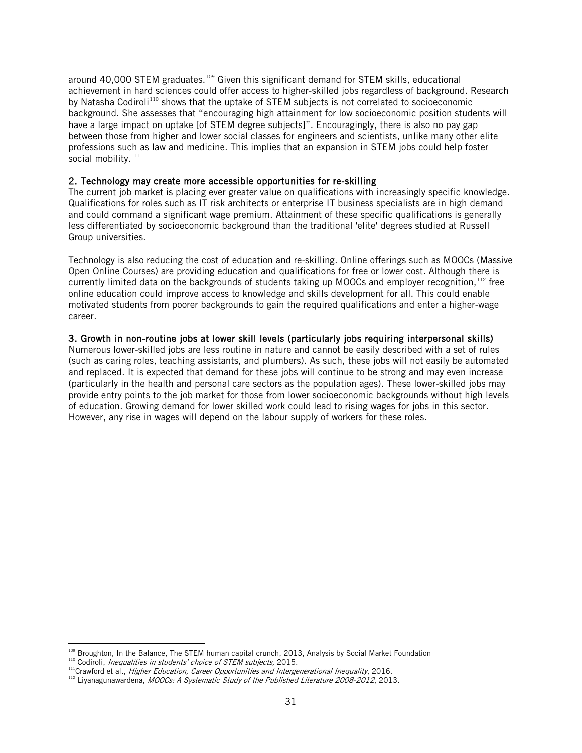around 40,000 STEM graduates.[109] Given this significant demand for STEM skills, educational achievement in hard sciences could offer access to higher-skilled jobs regardless of background. Research by Natasha Codiroli[110] shows that the uptake of STEM subjects is not correlated to socioeconomic background. She assesses that "encouraging high attainment for low socioeconomic position students will have a large impact on uptake [of STEM degree subjects]". Encouragingly, there is also no pay gap between those from higher and lower social classes for engineers and scientists, unlike many other elite professions such as law and medicine. This implies that an expansion in STEM jobs could help foster social mobility.[111]

**2. Technology may create more accessible opportunities for re-skilling**

The current job market is placing ever greater value on qualifications with increasingly specific knowledge. Qualifications for roles such as IT risk architects or enterprise IT business specialists are in high demand and could command a significant wage premium. Attainment of these specific qualifications is generally less differentiated by socioeconomic background than the traditional 'elite' degrees studied at Russell Group universities.

Technology is also reducing the cost of education and re-skilling. Online offerings such as MOOCs (Massive Open Online Courses) are providing education and qualifications for free or lower cost. Although there is currently limited data on the backgrounds of students taking up MOOCs and employer recognition,[112] free online education could improve access to knowledge and skills development for all. This could enable motivated students from poorer backgrounds to gain the required qualifications and enter a higher-wage career.

**3. Growth in non-routine jobs at lower skill levels (particularly jobs requiring interpersonal skills)**

Numerous lower-skilled jobs are less routine in nature and cannot be easily described with a set of rules (such as caring roles, teaching assistants, and plumbers). As such, these jobs will not easily be automated and replaced. It is expected that demand for these jobs will continue to be strong and may even increase (particularly in the health and personal care sectors as the population ages). These lower-skilled jobs may provide entry points to the job market for those from lower socioeconomic backgrounds without high levels of education. Growing demand for lower skilled work could lead to rising wages for jobs in this sector. However, any rise in wages will depend on the labour supply of workers for these roles.

---

[109] Broughton, In the Balance, The STEM human capital crunch, 2013, Analysis by Social Market Foundation

[110] Codiroli, *Inequalities in students' choice of STEM subjects,* 2015.

[111] Crawford et al., *Higher Education, Career Opportunities and Intergenerational Inequality*, 2016.

[112] Liyanagunawardena, *MOOCs: A Systematic Study of the Published Literature 2008-2012*, 2013.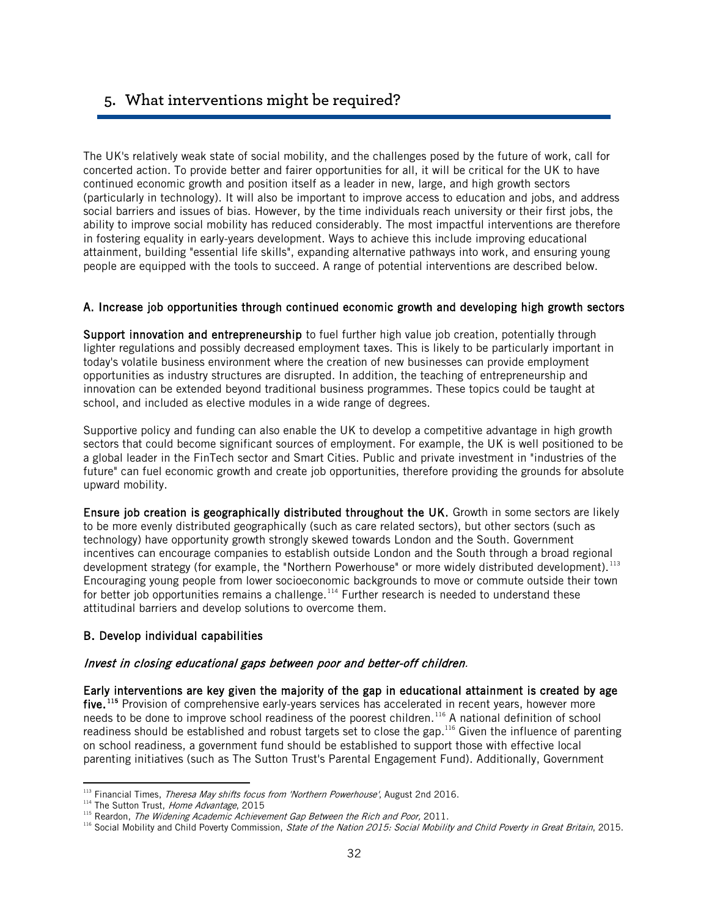## 5. What interventions might be required?

The UK's relatively weak state of social mobility, and the challenges posed by the future of work, call for concerted action. To provide better and fairer opportunities for all, it will be critical for the UK to have continued economic growth and position itself as a leader in new, large, and high growth sectors (particularly in technology). It will also be important to improve access to education and jobs, and address social barriers and issues of bias. However, by the time individuals reach university or their first jobs, the ability to improve social mobility has reduced considerably. The most impactful interventions are therefore in fostering equality in early-years development. Ways to achieve this include improving educational attainment, building "essential life skills", expanding alternative pathways into work, and ensuring young people are equipped with the tools to succeed. A range of potential interventions are described below.

### A. Increase job opportunities through continued economic growth and developing high growth sectors

**Support innovation and entrepreneurship** to fuel further high value job creation, potentially through lighter regulations and possibly decreased employment taxes. This is likely to be particularly important in today's volatile business environment where the creation of new businesses can provide employment opportunities as industry structures are disrupted. In addition, the teaching of entrepreneurship and innovation can be extended beyond traditional business programmes. These topics could be taught at school, and included as elective modules in a wide range of degrees.

Supportive policy and funding can also enable the UK to develop a competitive advantage in high growth sectors that could become significant sources of employment. For example, the UK is well positioned to be a global leader in the FinTech sector and Smart Cities. Public and private investment in "industries of the future" can fuel economic growth and create job opportunities, therefore providing the grounds for absolute upward mobility.

**Ensure job creation is geographically distributed throughout the UK.** Growth in some sectors are likely to be more evenly distributed geographically (such as care related sectors), but other sectors (such as technology) have opportunity growth strongly skewed towards London and the South. Government incentives can encourage companies to establish outside London and the South through a broad regional development strategy (for example, the "Northern Powerhouse" or more widely distributed development).[113] Encouraging young people from lower socioeconomic backgrounds to move or commute outside their town for better job opportunities remains a challenge.[114] Further research is needed to understand these attitudinal barriers and develop solutions to overcome them.

### B. Develop individual capabilities

*Invest in closing educational gaps between poor and better-off children.*

**Early interventions are key given the majority of the gap in educational attainment is created by age five.**[115] Provision of comprehensive early-years services has accelerated in recent years, however more needs to be done to improve school readiness of the poorest children.[116] A national definition of school readiness should be established and robust targets set to close the gap.[116] Given the influence of parenting on school readiness, a government fund should be established to support those with effective local parenting initiatives (such as The Sutton Trust's Parental Engagement Fund). Additionally, Government

---

[113] Financial Times, *Theresa May shifts focus from 'Northern Powerhouse'*, August 2nd 2016.
[114] The Sutton Trust, *Home Advantage*, 2015
[115] Reardon, *The Widening Academic Achievement Gap Between the Rich and Poor,* 2011.
[116] Social Mobility and Child Poverty Commission, *State of the Nation 2015: Social Mobility and Child Poverty in Great Britain*, 2015.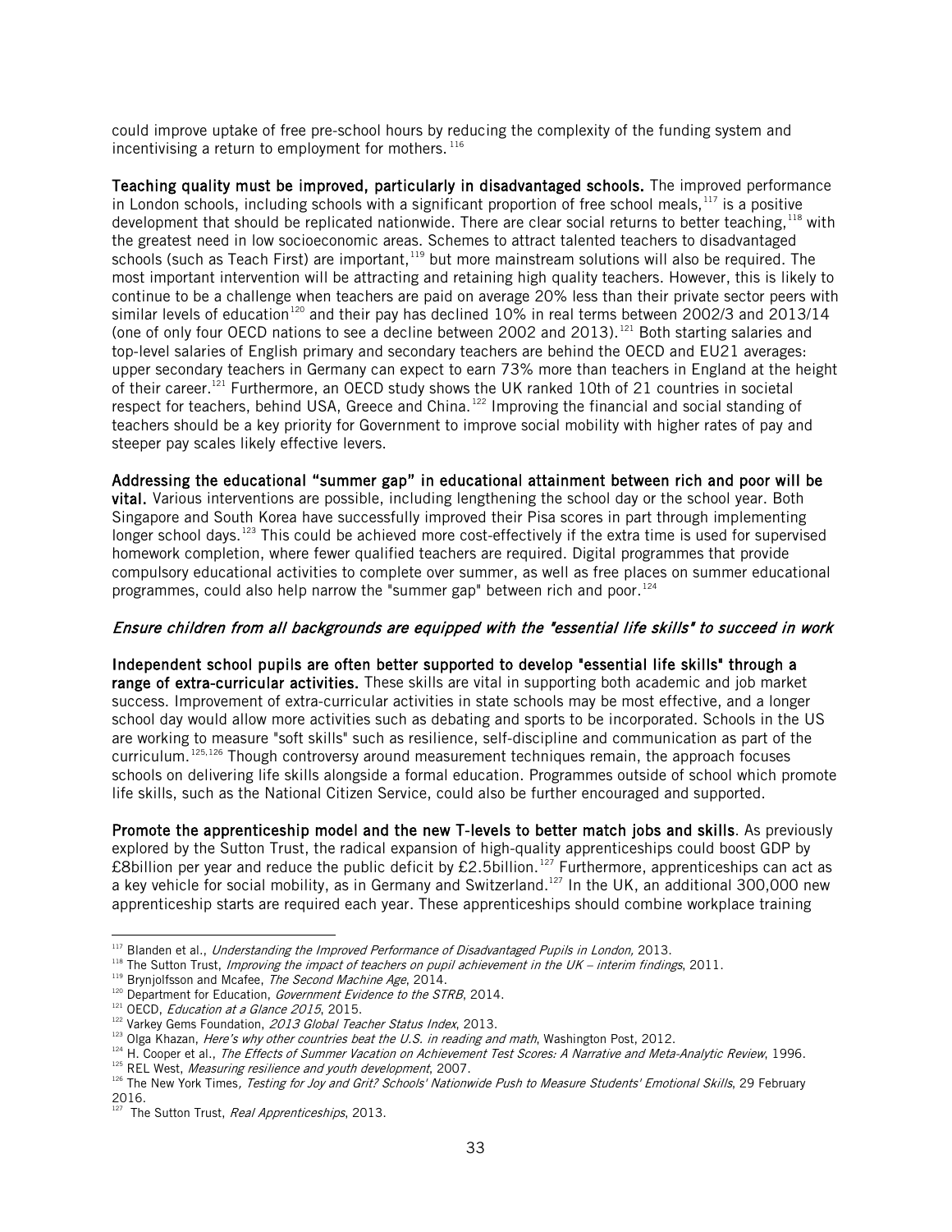could improve uptake of free pre-school hours by reducing the complexity of the funding system and incentivising a return to employment for mothers.[116]

**Teaching quality must be improved, particularly in disadvantaged schools.** The improved performance in London schools, including schools with a significant proportion of free school meals,[117] is a positive development that should be replicated nationwide. There are clear social returns to better teaching,[118] with the greatest need in low socioeconomic areas. Schemes to attract talented teachers to disadvantaged schools (such as Teach First) are important,[119] but more mainstream solutions will also be required. The most important intervention will be attracting and retaining high quality teachers. However, this is likely to continue to be a challenge when teachers are paid on average 20% less than their private sector peers with similar levels of education[120] and their pay has declined 10% in real terms between 2002/3 and 2013/14 (one of only four OECD nations to see a decline between 2002 and 2013).[121] Both starting salaries and top-level salaries of English primary and secondary teachers are behind the OECD and EU21 averages: upper secondary teachers in Germany can expect to earn 73% more than teachers in England at the height of their career.[121] Furthermore, an OECD study shows the UK ranked 10th of 21 countries in societal respect for teachers, behind USA, Greece and China.[122] Improving the financial and social standing of teachers should be a key priority for Government to improve social mobility with higher rates of pay and steeper pay scales likely effective levers.

**Addressing the educational "summer gap" in educational attainment between rich and poor will be vital.** Various interventions are possible, including lengthening the school day or the school year. Both Singapore and South Korea have successfully improved their Pisa scores in part through implementing longer school days.[123] This could be achieved more cost-effectively if the extra time is used for supervised homework completion, where fewer qualified teachers are required. Digital programmes that provide compulsory educational activities to complete over summer, as well as free places on summer educational programmes, could also help narrow the "summer gap" between rich and poor.[124]

*Ensure children from all backgrounds are equipped with the "essential life skills" to succeed in work*

**Independent school pupils are often better supported to develop "essential life skills" through a range of extra-curricular activities.** These skills are vital in supporting both academic and job market success. Improvement of extra-curricular activities in state schools may be most effective, and a longer school day would allow more activities such as debating and sports to be incorporated. Schools in the US are working to measure "soft skills" such as resilience, self-discipline and communication as part of the curriculum.[125,126] Though controversy around measurement techniques remain, the approach focuses schools on delivering life skills alongside a formal education. Programmes outside of school which promote life skills, such as the National Citizen Service, could also be further encouraged and supported.

**Promote the apprenticeship model and the new T-levels to better match jobs and skills**. As previously explored by the Sutton Trust, the radical expansion of high-quality apprenticeships could boost GDP by £8billion per year and reduce the public deficit by £2.5billion.[127] Furthermore, apprenticeships can act as a key vehicle for social mobility, as in Germany and Switzerland.[127] In the UK, an additional 300,000 new apprenticeship starts are required each year. These apprenticeships should combine workplace training

---

[117] Blanden et al., *Understanding the Improved Performance of Disadvantaged Pupils in London,* 2013.
[118] The Sutton Trust, *Improving the impact of teachers on pupil achievement in the UK – interim findings*, 2011.
[119] Brynjolfsson and Mcafee, *The Second Machine Age*, 2014.
[120] Department for Education, *Government Evidence to the STRB*, 2014.
[121] OECD, *Education at a Glance 2015*, 2015.
[122] Varkey Gems Foundation, *2013 Global Teacher Status Index*, 2013.
[123] Olga Khazan, *Here's why other countries beat the U.S. in reading and math*, Washington Post, 2012.
[124] H. Cooper et al., *The Effects of Summer Vacation on Achievement Test Scores: A Narrative and Meta-Analytic Review*, 1996.
[125] REL West, *Measuring resilience and youth development*, 2007.
[126] The New York Times*, Testing for Joy and Grit? Schools' Nationwide Push to Measure Students' Emotional Skills*, 29 February 2016.
[127] The Sutton Trust, *Real Apprenticeships*, 2013.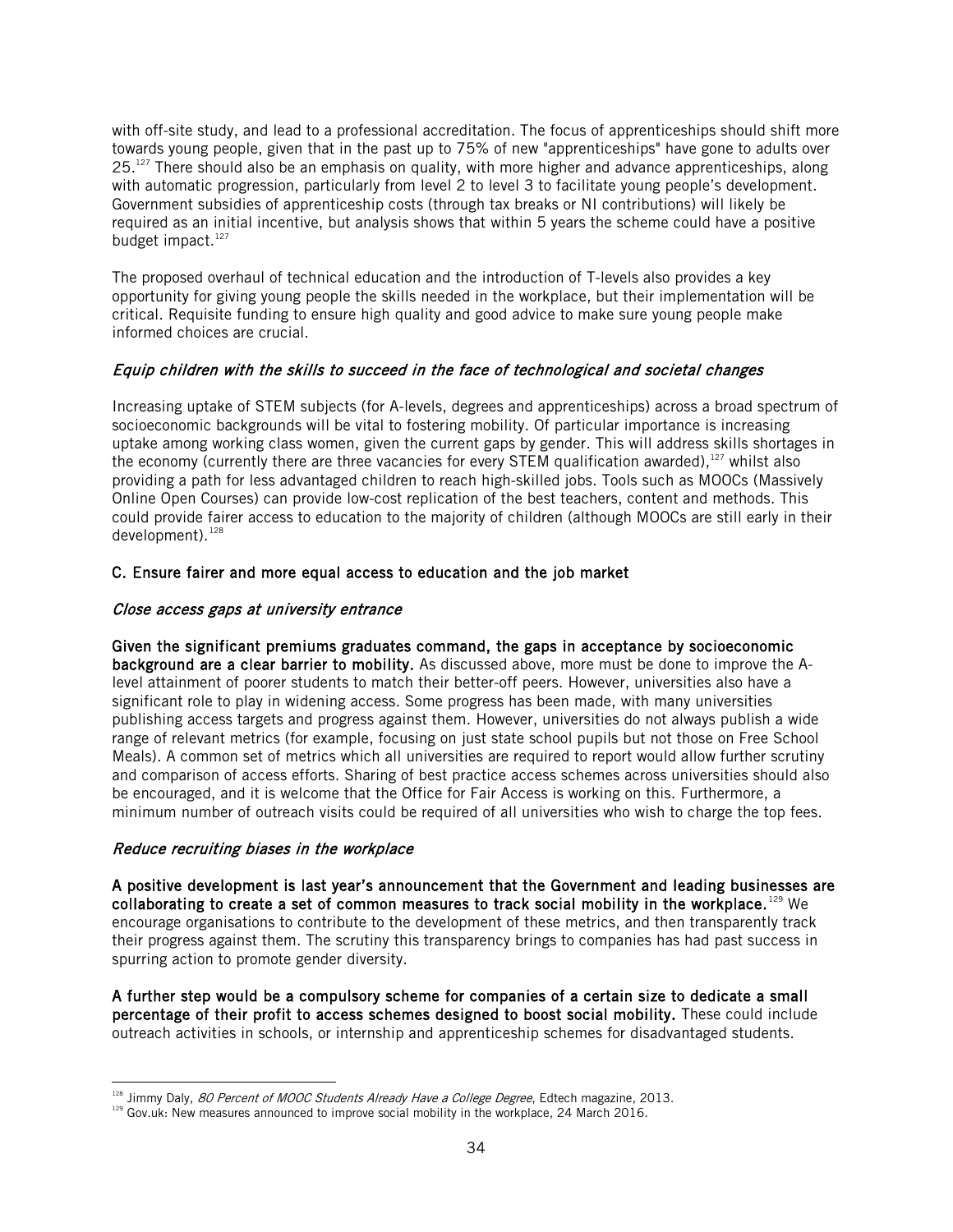with off-site study, and lead to a professional accreditation. The focus of apprenticeships should shift more towards young people, given that in the past up to 75% of new "apprenticeships" have gone to adults over 25.[127] There should also be an emphasis on quality, with more higher and advance apprenticeships, along with automatic progression, particularly from level 2 to level 3 to facilitate young people's development. Government subsidies of apprenticeship costs (through tax breaks or NI contributions) will likely be required as an initial incentive, but analysis shows that within 5 years the scheme could have a positive budget impact.[127]

The proposed overhaul of technical education and the introduction of T-levels also provides a key opportunity for giving young people the skills needed in the workplace, but their implementation will be critical. Requisite funding to ensure high quality and good advice to make sure young people make informed choices are crucial.

#### *Equip children with the skills to succeed in the face of technological and societal changes*

Increasing uptake of STEM subjects (for A-levels, degrees and apprenticeships) across a broad spectrum of socioeconomic backgrounds will be vital to fostering mobility. Of particular importance is increasing uptake among working class women, given the current gaps by gender. This will address skills shortages in the economy (currently there are three vacancies for every STEM qualification awarded),[127] whilst also providing a path for less advantaged children to reach high-skilled jobs. Tools such as MOOCs (Massively Online Open Courses) can provide low-cost replication of the best teachers, content and methods. This could provide fairer access to education to the majority of children (although MOOCs are still early in their development).[128]

### C. Ensure fairer and more equal access to education and the job market

#### *Close access gaps at university entrance*

**Given the significant premiums graduates command, the gaps in acceptance by socioeconomic background are a clear barrier to mobility.** As discussed above, more must be done to improve the A-level attainment of poorer students to match their better-off peers. However, universities also have a significant role to play in widening access. Some progress has been made, with many universities publishing access targets and progress against them. However, universities do not always publish a wide range of relevant metrics (for example, focusing on just state school pupils but not those on Free School Meals). A common set of metrics which all universities are required to report would allow further scrutiny and comparison of access efforts. Sharing of best practice access schemes across universities should also be encouraged, and it is welcome that the Office for Fair Access is working on this. Furthermore, a minimum number of outreach visits could be required of all universities who wish to charge the top fees.

#### *Reduce recruiting biases in the workplace*

**A positive development is last year's announcement that the Government and leading businesses are collaborating to create a set of common measures to track social mobility in the workplace.**[129] We encourage organisations to contribute to the development of these metrics, and then transparently track their progress against them. The scrutiny this transparency brings to companies has had past success in spurring action to promote gender diversity.

**A further step would be a compulsory scheme for companies of a certain size to dedicate a small percentage of their profit to access schemes designed to boost social mobility.** These could include outreach activities in schools, or internship and apprenticeship schemes for disadvantaged students.

---

[128] Jimmy Daly, *80 Percent of MOOC Students Already Have a College Degree*, Edtech magazine, 2013.

[129] Gov.uk: New measures announced to improve social mobility in the workplace, 24 March 2016.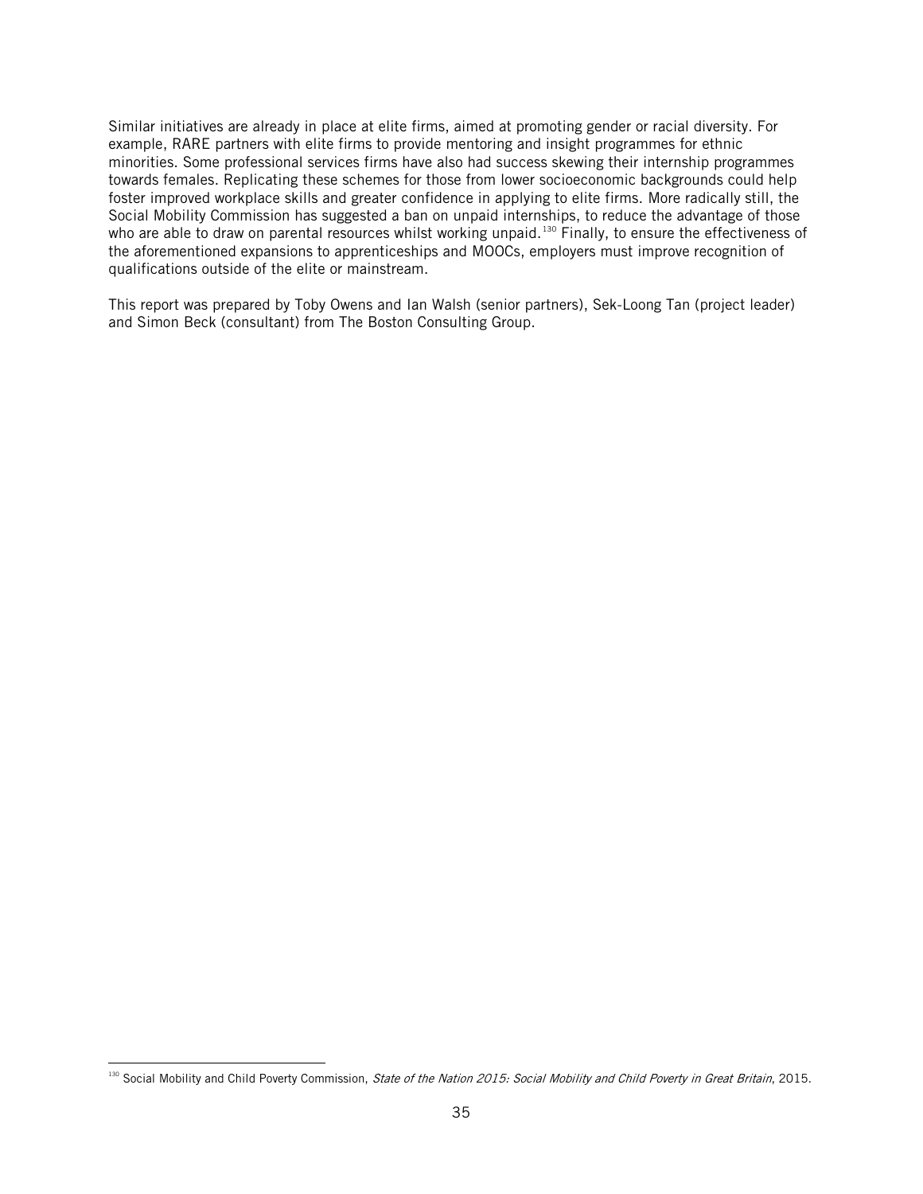Similar initiatives are already in place at elite firms, aimed at promoting gender or racial diversity. For example, RARE partners with elite firms to provide mentoring and insight programmes for ethnic minorities. Some professional services firms have also had success skewing their internship programmes towards females. Replicating these schemes for those from lower socioeconomic backgrounds could help foster improved workplace skills and greater confidence in applying to elite firms. More radically still, the Social Mobility Commission has suggested a ban on unpaid internships, to reduce the advantage of those who are able to draw on parental resources whilst working unpaid.[130] Finally, to ensure the effectiveness of the aforementioned expansions to apprenticeships and MOOCs, employers must improve recognition of qualifications outside of the elite or mainstream.

This report was prepared by Toby Owens and Ian Walsh (senior partners), Sek-Loong Tan (project leader) and Simon Beck (consultant) from The Boston Consulting Group.

[130] Social Mobility and Child Poverty Commission, *State of the Nation 2015: Social Mobility and Child Poverty in Great Britain*, 2015.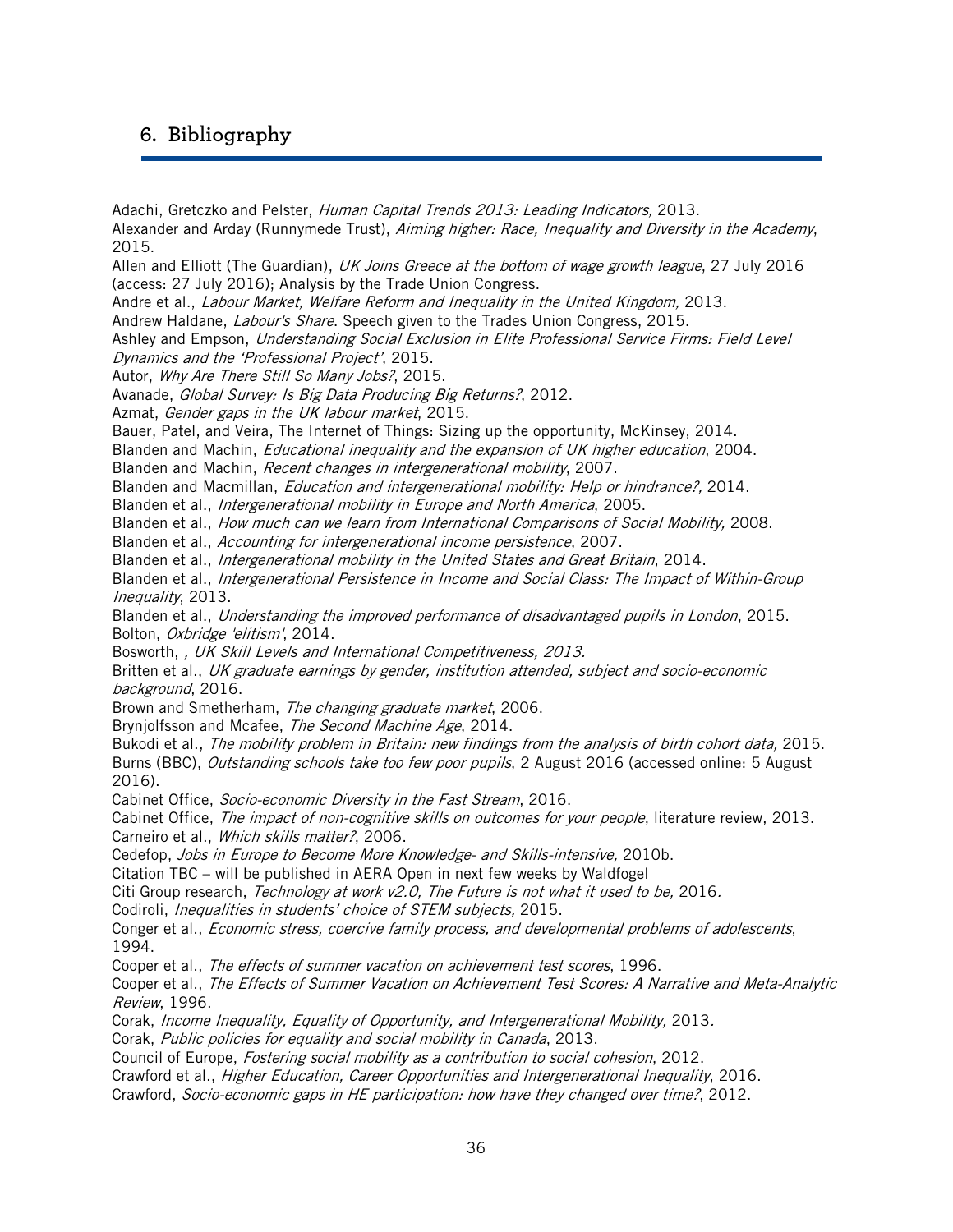## 6. Bibliography

Adachi, Gretczko and Pelster, *Human Capital Trends 2013: Leading Indicators,* 2013.

Alexander and Arday (Runnymede Trust), *Aiming higher: Race, Inequality and Diversity in the Academy*, 2015.

Allen and Elliott (The Guardian), *UK Joins Greece at the bottom of wage growth league*, 27 July 2016 (access: 27 July 2016); Analysis by the Trade Union Congress.

Andre et al., *Labour Market, Welfare Reform and Inequality in the United Kingdom,* 2013.

Andrew Haldane, *Labour's Share*. Speech given to the Trades Union Congress, 2015.

Ashley and Empson, *Understanding Social Exclusion in Elite Professional Service Firms: Field Level Dynamics and the 'Professional Project'*, 2015.

Autor, *Why Are There Still So Many Jobs?*, 2015.

Avanade, *Global Survey: Is Big Data Producing Big Returns?*, 2012.

Azmat, *Gender gaps in the UK labour market*, 2015.

Bauer, Patel, and Veira, The Internet of Things: Sizing up the opportunity, McKinsey, 2014.

Blanden and Machin, *Educational inequality and the expansion of UK higher education*, 2004.

Blanden and Machin, *Recent changes in intergenerational mobility*, 2007.

Blanden and Macmillan, *Education and intergenerational mobility: Help or hindrance?,* 2014.

Blanden et al., *Intergenerational mobility in Europe and North America*, 2005.

Blanden et al., *How much can we learn from International Comparisons of Social Mobility,* 2008.

Blanden et al., *Accounting for intergenerational income persistence*, 2007.

Blanden et al., *Intergenerational mobility in the United States and Great Britain*, 2014.

Blanden et al., *Intergenerational Persistence in Income and Social Class: The Impact of Within-Group Inequality*, 2013.

Blanden et al., *Understanding the improved performance of disadvantaged pupils in London*, 2015.

Bolton, *Oxbridge 'elitism'*, 2014.

Bosworth, *, UK Skill Levels and International Competitiveness, 2013.*

Britten et al., *UK graduate earnings by gender, institution attended, subject and socio-economic background*, 2016.

Brown and Smetherham, *The changing graduate market*, 2006.

Brynjolfsson and Mcafee, *The Second Machine Age*, 2014.

Bukodi et al., *The mobility problem in Britain: new findings from the analysis of birth cohort data,* 2015.

Burns (BBC), *Outstanding schools take too few poor pupils*, 2 August 2016 (accessed online: 5 August 2016).

Cabinet Office, *Socio-economic Diversity in the Fast Stream*, 2016.

Cabinet Office, *The impact of non-cognitive skills on outcomes for your people*, literature review, 2013.

Carneiro et al., *Which skills matter?*, 2006.

Cedefop, *Jobs in Europe to Become More Knowledge- and Skills-intensive,* 2010b.

Citation TBC – will be published in AERA Open in next few weeks by Waldfogel

Citi Group research, *Technology at work v2.0, The Future is not what it used to be,* 2016.

Codiroli, *Inequalities in students' choice of STEM subjects,* 2015.

Conger et al., *Economic stress, coercive family process, and developmental problems of adolescents*, 1994.

Cooper et al., *The effects of summer vacation on achievement test scores*, 1996.

Cooper et al., *The Effects of Summer Vacation on Achievement Test Scores: A Narrative and Meta-Analytic Review*, 1996.

Corak, *Income Inequality, Equality of Opportunity, and Intergenerational Mobility,* 2013.

Corak, *Public policies for equality and social mobility in Canada*, 2013.

Council of Europe, *Fostering social mobility as a contribution to social cohesion*, 2012.

Crawford et al., *Higher Education, Career Opportunities and Intergenerational Inequality*, 2016.

Crawford, *Socio-economic gaps in HE participation: how have they changed over time?*, 2012.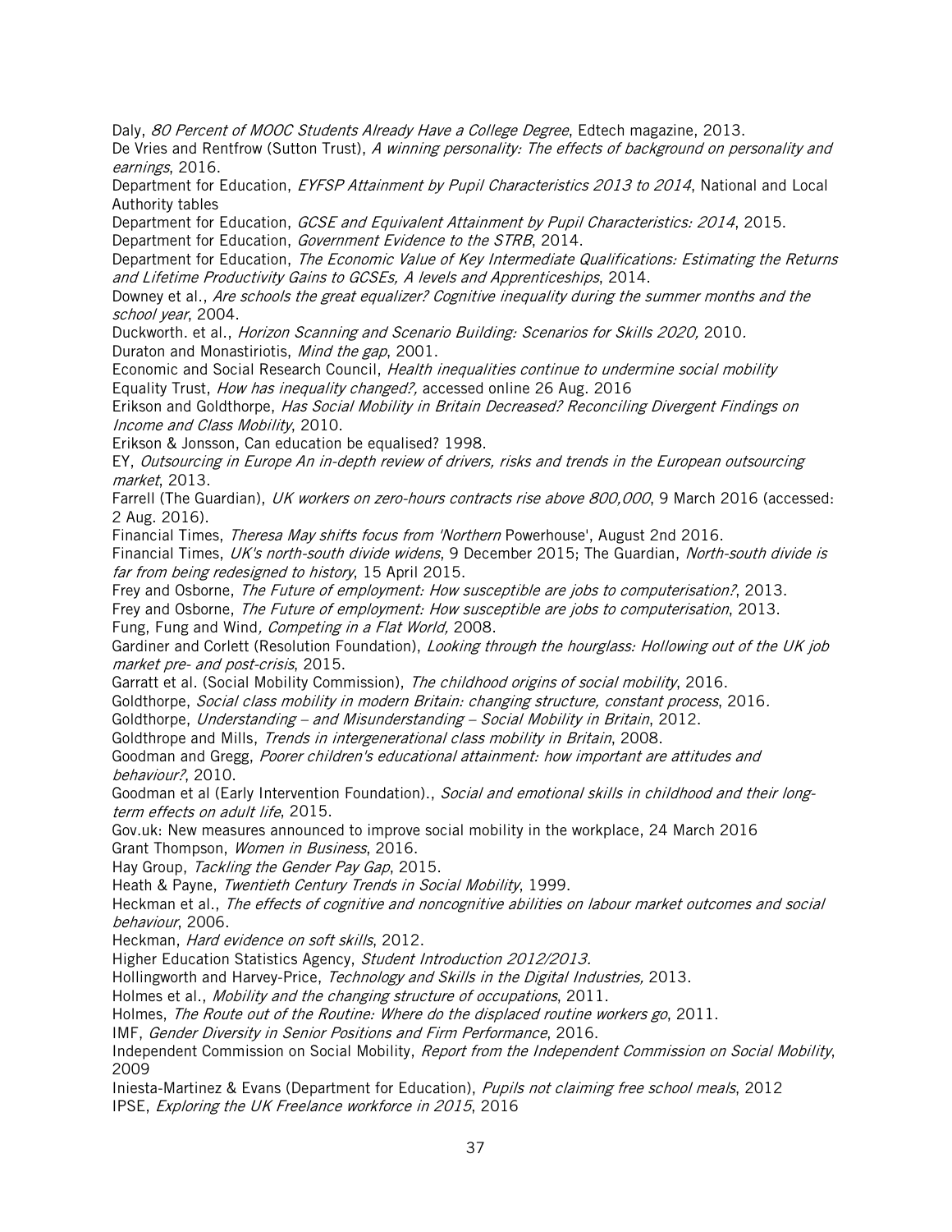Daly, *80 Percent of MOOC Students Already Have a College Degree*, Edtech magazine, 2013.

De Vries and Rentfrow (Sutton Trust), *A winning personality: The effects of background on personality and earnings*, 2016.

Department for Education, *EYFSP Attainment by Pupil Characteristics 2013 to 2014*, National and Local Authority tables

Department for Education, *GCSE and Equivalent Attainment by Pupil Characteristics: 2014*, 2015.

Department for Education, *Government Evidence to the STRB*, 2014.

Department for Education, *The Economic Value of Key Intermediate Qualifications: Estimating the Returns and Lifetime Productivity Gains to GCSEs, A levels and Apprenticeships*, 2014.

Downey et al., *Are schools the great equalizer? Cognitive inequality during the summer months and the school year*, 2004.

Duckworth. et al., *Horizon Scanning and Scenario Building: Scenarios for Skills 2020,* 2010.

Duraton and Monastiriotis, *Mind the gap*, 2001.

Economic and Social Research Council, *Health inequalities continue to undermine social mobility*

Equality Trust, *How has inequality changed?,* accessed online 26 Aug. 2016

Erikson and Goldthorpe, *Has Social Mobility in Britain Decreased? Reconciling Divergent Findings on Income and Class Mobility*, 2010.

Erikson & Jonsson, Can education be equalised? 1998.

EY, *Outsourcing in Europe An in-depth review of drivers, risks and trends in the European outsourcing market*, 2013.

Farrell (The Guardian), *UK workers on zero-hours contracts rise above 800,000*, 9 March 2016 (accessed: 2 Aug. 2016).

Financial Times, *Theresa May shifts focus from 'Northern* Powerhouse', August 2nd 2016.

Financial Times, *UK's north-south divide widens*, 9 December 2015; The Guardian, *North-south divide is far from being redesigned to history*, 15 April 2015.

Frey and Osborne, *The Future of employment: How susceptible are jobs to computerisation?*, 2013.

Frey and Osborne, *The Future of employment: How susceptible are jobs to computerisation*, 2013.

Fung, Fung and Wind*, Competing in a Flat World,* 2008.

Gardiner and Corlett (Resolution Foundation), *Looking through the hourglass: Hollowing out of the UK job market pre- and post-crisis*, 2015.

Garratt et al. (Social Mobility Commission), *The childhood origins of social mobility*, 2016.

Goldthorpe, *Social class mobility in modern Britain: changing structure, constant process*, 2016.

Goldthorpe, *Understanding – and Misunderstanding – Social Mobility in Britain*, 2012.

Goldthrope and Mills, *Trends in intergenerational class mobility in Britain*, 2008.

Goodman and Gregg, *Poorer children's educational attainment: how important are attitudes and behaviour?*, 2010.

Goodman et al (Early Intervention Foundation)., *Social and emotional skills in childhood and their long-term effects on adult life*, 2015.

Gov.uk: New measures announced to improve social mobility in the workplace, 24 March 2016

Grant Thompson, *Women in Business*, 2016.

Hay Group, *Tackling the Gender Pay Gap*, 2015.

Heath & Payne, *Twentieth Century Trends in Social Mobility*, 1999.

Heckman et al., *The effects of cognitive and noncognitive abilities on labour market outcomes and social behaviour*, 2006.

Heckman, *Hard evidence on soft skills*, 2012.

Higher Education Statistics Agency, *Student Introduction 2012/2013.*

Hollingworth and Harvey-Price, *Technology and Skills in the Digital Industries,* 2013.

Holmes et al., *Mobility and the changing structure of occupations*, 2011.

Holmes, *The Route out of the Routine: Where do the displaced routine workers go*, 2011.

IMF, *Gender Diversity in Senior Positions and Firm Performance*, 2016.

Independent Commission on Social Mobility, *Report from the Independent Commission on Social Mobility*, 2009

Iniesta-Martinez & Evans (Department for Education), *Pupils not claiming free school meals*, 2012

IPSE, *Exploring the UK Freelance workforce in 2015*, 2016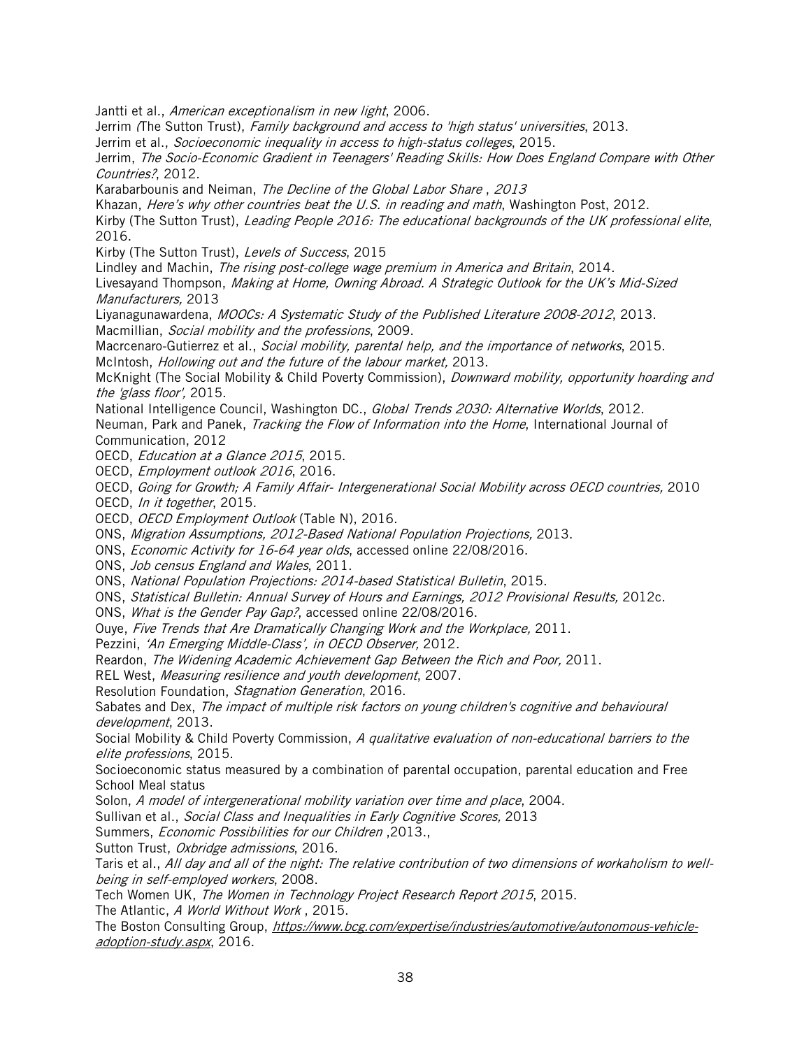Jantti et al., *American exceptionalism in new light*, 2006.

Jerrim (The Sutton Trust), *Family background and access to 'high status' universities*, 2013.

Jerrim et al., *Socioeconomic inequality in access to high-status colleges*, 2015.

Jerrim, *The Socio-Economic Gradient in Teenagers' Reading Skills: How Does England Compare with Other Countries?*, 2012.

Karabarbounis and Neiman, *The Decline of the Global Labor Share* , *2013*

Khazan, *Here's why other countries beat the U.S. in reading and math*, Washington Post, 2012.

Kirby (The Sutton Trust), *Leading People 2016: The educational backgrounds of the UK professional elite*, 2016.

Kirby (The Sutton Trust), *Levels of Success*, 2015

Lindley and Machin, *The rising post-college wage premium in America and Britain*, 2014.

Livesayand Thompson, *Making at Home, Owning Abroad. A Strategic Outlook for the UK's Mid-Sized Manufacturers,* 2013

Liyanagunawardena, *MOOCs: A Systematic Study of the Published Literature 2008-2012*, 2013.

Macmillian, *Social mobility and the professions*, 2009.

Macrcenaro-Gutierrez et al., *Social mobility, parental help, and the importance of networks*, 2015.

McIntosh, *Hollowing out and the future of the labour market,* 2013.

McKnight (The Social Mobility & Child Poverty Commission), *Downward mobility, opportunity hoarding and the 'glass floor',* 2015.

National Intelligence Council, Washington DC., *Global Trends 2030: Alternative Worlds*, 2012.

Neuman, Park and Panek, *Tracking the Flow of Information into the Home*, International Journal of Communication, 2012

OECD, *Education at a Glance 2015*, 2015.

OECD, *Employment outlook 2016*, 2016.

OECD, *Going for Growth; A Family Affair- Intergenerational Social Mobility across OECD countries,* 2010

OECD, *In it together*, 2015.

OECD, *OECD Employment Outlook* (Table N), 2016.

ONS, *Migration Assumptions, 2012-Based National Population Projections,* 2013.

ONS, *Economic Activity for 16-64 year olds*, accessed online 22/08/2016.

ONS, *Job census England and Wales*, 2011.

ONS, *National Population Projections: 2014-based Statistical Bulletin*, 2015.

ONS, *Statistical Bulletin: Annual Survey of Hours and Earnings, 2012 Provisional Results,* 2012c.

ONS, *What is the Gender Pay Gap?*, accessed online 22/08/2016.

Ouye, *Five Trends that Are Dramatically Changing Work and the Workplace,* 2011.

Pezzini, *'An Emerging Middle-Class', in OECD Observer,* 2012.

Reardon, *The Widening Academic Achievement Gap Between the Rich and Poor,* 2011.

REL West, *Measuring resilience and youth development*, 2007.

Resolution Foundation, *Stagnation Generation*, 2016.

Sabates and Dex, *The impact of multiple risk factors on young children's cognitive and behavioural development*, 2013.

Social Mobility & Child Poverty Commission, *A qualitative evaluation of non-educational barriers to the elite professions*, 2015.

Socioeconomic status measured by a combination of parental occupation, parental education and Free School Meal status

Solon, *A model of intergenerational mobility variation over time and place*, 2004.

Sullivan et al., *Social Class and Inequalities in Early Cognitive Scores,* 2013

Summers, *Economic Possibilities for our Children* ,2013.,

Sutton Trust, *Oxbridge admissions*, 2016.

Taris et al., *All day and all of the night: The relative contribution of two dimensions of workaholism to well-being in self-employed workers*, 2008.

Tech Women UK, *The Women in Technology Project Research Report 2015*, 2015.

The Atlantic, *A World Without Work* , 2015.

The Boston Consulting Group, *https://www.bcg.com/expertise/industries/automotive/autonomous-vehicle-adoption-study.aspx*, 2016.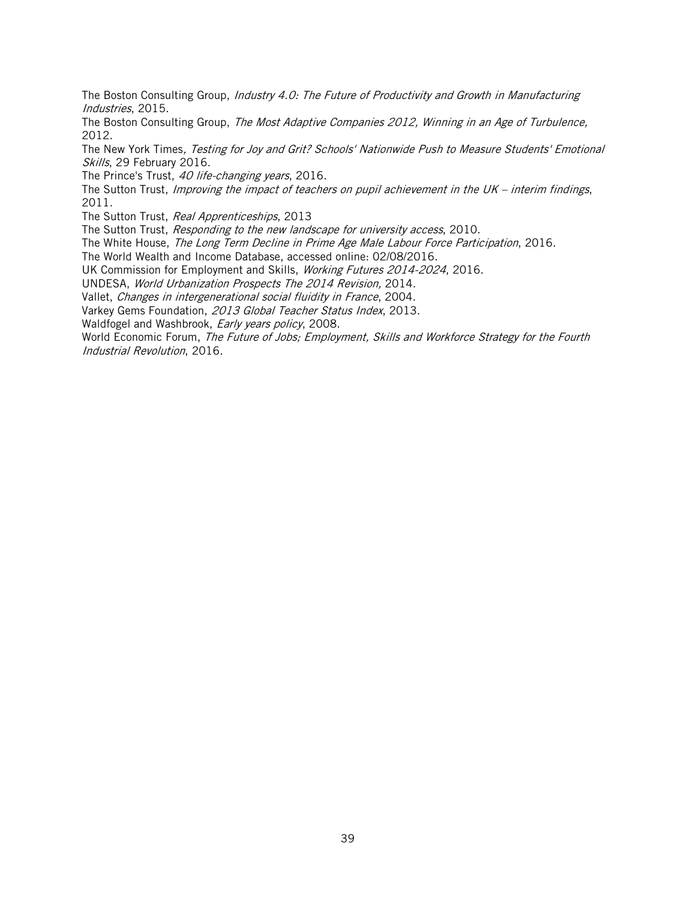The Boston Consulting Group, *Industry 4.0: The Future of Productivity and Growth in Manufacturing Industries*, 2015.

The Boston Consulting Group, *The Most Adaptive Companies 2012, Winning in an Age of Turbulence,* 2012.

The New York Times*, Testing for Joy and Grit? Schools' Nationwide Push to Measure Students' Emotional Skills*, 29 February 2016.

The Prince's Trust, *40 life-changing years*, 2016.

The Sutton Trust, *Improving the impact of teachers on pupil achievement in the UK – interim findings*, 2011.

The Sutton Trust, *Real Apprenticeships*, 2013

The Sutton Trust, *Responding to the new landscape for university access*, 2010.

The White House, *The Long Term Decline in Prime Age Male Labour Force Participation*, 2016.

The World Wealth and Income Database, accessed online: 02/08/2016.

UK Commission for Employment and Skills, *Working Futures 2014-2024*, 2016.

UNDESA, *World Urbanization Prospects The 2014 Revision,* 2014.

Vallet, *Changes in intergenerational social fluidity in France*, 2004.

Varkey Gems Foundation, *2013 Global Teacher Status Index*, 2013.

Waldfogel and Washbrook, *Early years policy*, 2008.

World Economic Forum, *The Future of Jobs; Employment, Skills and Workforce Strategy for the Fourth Industrial Revolution*, 2016.